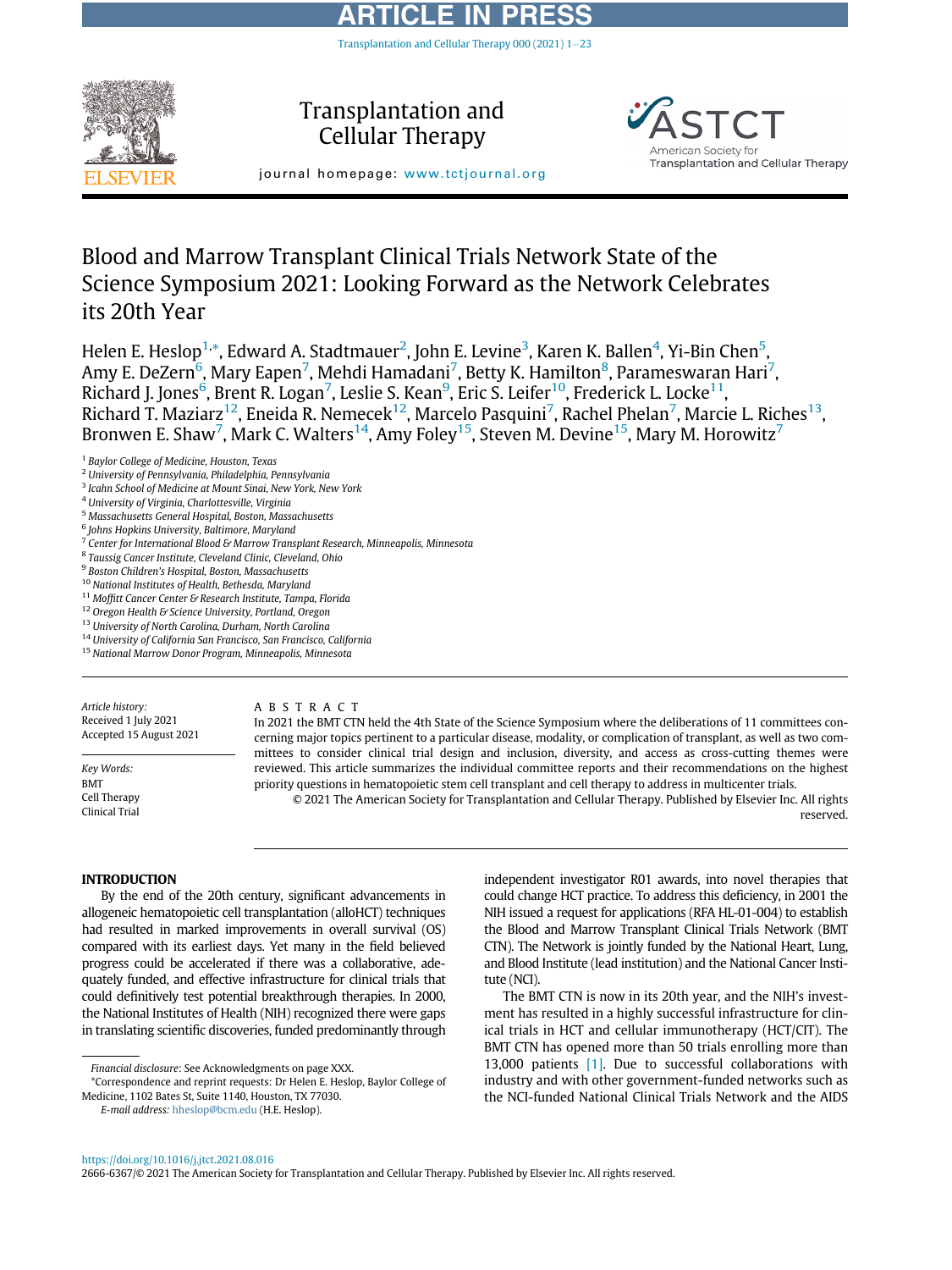# Blood and Marrow Transplant Clinical Trials Network State of the Science Symposium 2021: Looking Forward as the Network Celebrates its 20th Year

Helen E. Heslop[1,*], Edward A. Stadtmauer[2], John E. Levine[3], Karen K. Ballen[4], Yi-Bin Chen[5], Amy E. DeZern[6], Mary Eapen[7], Mehdi Hamadani[7], Betty K. Hamilton[8], Parameswaran Hari[7], Richard J. Jones[6], Brent R. Logan[7], Leslie S. Kean[9], Eric S. Leifer[10], Frederick L. Locke[11], Richard T. Maziarz[12], Eneida R. Nemecek[12], Marcelo Pasquini[7], Rachel Phelan[7], Marcie L. Riches[13], Bronwen E. Shaw[7], Mark C. Walters[14], Amy Foley[15], Steven M. Devine[15], Mary M. Horowitz[7]

[1] *Baylor College of Medicine, Houston, Texas*
[2] *University of Pennsylvania, Philadelphia, Pennsylvania*
[3] *Icahn School of Medicine at Mount Sinai, New York, New York*
[4] *University of Virginia, Charlottesville, Virginia*
[5] *Massachusetts General Hospital, Boston, Massachusetts*
[6] *Johns Hopkins University, Baltimore, Maryland*
[7] *Center for International Blood & Marrow Transplant Research, Minneapolis, Minnesota*
[8] *Taussig Cancer Institute, Cleveland Clinic, Cleveland, Ohio*
[9] *Boston Children's Hospital, Boston, Massachusetts*
[10] *National Institutes of Health, Bethesda, Maryland*
[11] *Moffitt Cancer Center & Research Institute, Tampa, Florida*
[12] *Oregon Health & Science University, Portland, Oregon*
[13] *University of North Carolina, Durham, North Carolina*
[14] *University of California San Francisco, San Francisco, California*
[15] *National Marrow Donor Program, Minneapolis, Minnesota*

*Article history:*
Received 1 July 2021
Accepted 15 August 2021

*Key Words:*
BMT
Cell Therapy
Clinical Trial

## ABSTRACT

In 2021 the BMT CTN held the 4th State of the Science Symposium where the deliberations of 11 committees concerning major topics pertinent to a particular disease, modality, or complication of transplant, as well as two committees to consider clinical trial design and inclusion, diversity, and access as cross-cutting themes were reviewed. This article summarizes the individual committee reports and their recommendations on the highest priority questions in hematopoietic stem cell transplant and cell therapy to address in multicenter trials.

© 2021 The American Society for Transplantation and Cellular Therapy. Published by Elsevier Inc. All rights reserved.

## INTRODUCTION

By the end of the 20th century, significant advancements in allogeneic hematopoietic cell transplantation (alloHCT) techniques had resulted in marked improvements in overall survival (OS) compared with its earliest days. Yet many in the field believed progress could be accelerated if there was a collaborative, adequately funded, and effective infrastructure for clinical trials that could definitively test potential breakthrough therapies. In 2000, the National Institutes of Health (NIH) recognized there were gaps in translating scientific discoveries, funded predominantly through independent investigator R01 awards, into novel therapies that could change HCT practice. To address this deficiency, in 2001 the NIH issued a request for applications (RFA HL-01-004) to establish the Blood and Marrow Transplant Clinical Trials Network (BMT CTN). The Network is jointly funded by the National Heart, Lung, and Blood Institute (lead institution) and the National Cancer Institute (NCI).

The BMT CTN is now in its 20th year, and the NIH's investment has resulted in a highly successful infrastructure for clinical trials in HCT and cellular immunotherapy (HCT/CIT). The BMT CTN has opened more than 50 trials enrolling more than 13,000 patients [1]. Due to successful collaborations with industry and with other government-funded networks such as the NCI-funded National Clinical Trials Network and the AIDS

Financial disclosure: See Acknowledgments on page XXX.

*Correspondence and reprint requests: Dr Helen E. Heslop, Baylor College of Medicine, 1102 Bates St, Suite 1140, Houston, TX 77030.

*E-mail address:* hheslop@bcm.edu (H.E. Heslop).

https://doi.org/10.1016/j.jtct.2021.08.016

2666-6367/© 2021 The American Society for Transplantation and Cellular Therapy. Published by Elsevier Inc. All rights reserved.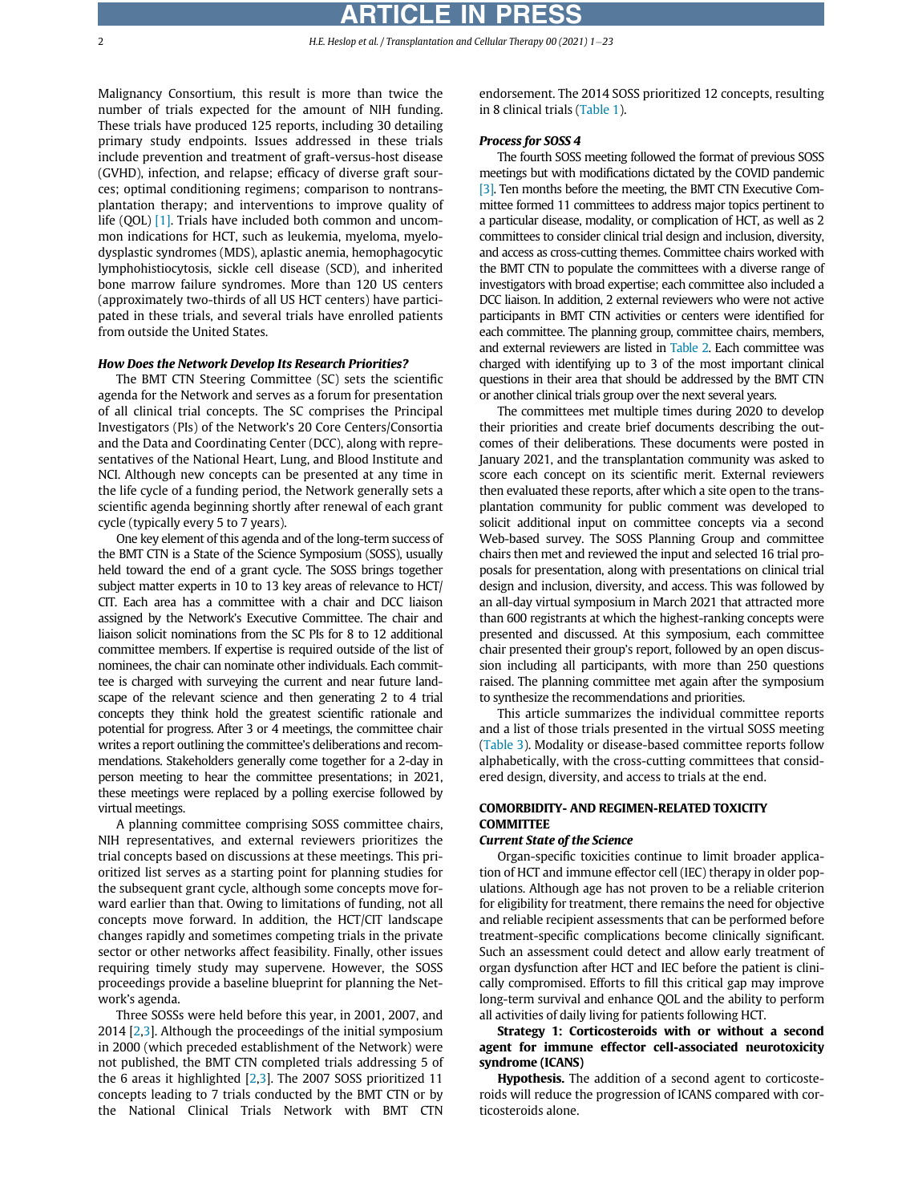Malignancy Consortium, this result is more than twice the number of trials expected for the amount of NIH funding. These trials have produced 125 reports, including 30 detailing primary study endpoints. Issues addressed in these trials include prevention and treatment of graft-versus-host disease (GVHD), infection, and relapse; efficacy of diverse graft sources; optimal conditioning regimens; comparison to nontransplantation therapy; and interventions to improve quality of life (QOL) [1]. Trials have included both common and uncommon indications for HCT, such as leukemia, myeloma, myelodysplastic syndromes (MDS), aplastic anemia, hemophagocytic lymphohistiocytosis, sickle cell disease (SCD), and inherited bone marrow failure syndromes. More than 120 US centers (approximately two-thirds of all US HCT centers) have participated in these trials, and several trials have enrolled patients from outside the United States.

### How Does the Network Develop Its Research Priorities?

The BMT CTN Steering Committee (SC) sets the scientific agenda for the Network and serves as a forum for presentation of all clinical trial concepts. The SC comprises the Principal Investigators (PIs) of the Network's 20 Core Centers/Consortia and the Data and Coordinating Center (DCC), along with representatives of the National Heart, Lung, and Blood Institute and NCI. Although new concepts can be presented at any time in the life cycle of a funding period, the Network generally sets a scientific agenda beginning shortly after renewal of each grant cycle (typically every 5 to 7 years).

One key element of this agenda and of the long-term success of the BMT CTN is a State of the Science Symposium (SOSS), usually held toward the end of a grant cycle. The SOSS brings together subject matter experts in 10 to 13 key areas of relevance to HCT/CIT. Each area has a committee with a chair and DCC liaison assigned by the Network's Executive Committee. The chair and liaison solicit nominations from the SC PIs for 8 to 12 additional committee members. If expertise is required outside of the list of nominees, the chair can nominate other individuals. Each committee is charged with surveying the current and near future landscape of the relevant science and then generating 2 to 4 trial concepts they think hold the greatest scientific rationale and potential for progress. After 3 or 4 meetings, the committee chair writes a report outlining the committee's deliberations and recommendations. Stakeholders generally come together for a 2-day in person meeting to hear the committee presentations; in 2021, these meetings were replaced by a polling exercise followed by virtual meetings.

A planning committee comprising SOSS committee chairs, NIH representatives, and external reviewers prioritizes the trial concepts based on discussions at these meetings. This prioritized list serves as a starting point for planning studies for the subsequent grant cycle, although some concepts move forward earlier than that. Owing to limitations of funding, not all concepts move forward. In addition, the HCT/CIT landscape changes rapidly and sometimes competing trials in the private sector or other networks affect feasibility. Finally, other issues requiring timely study may supervene. However, the SOSS proceedings provide a baseline blueprint for planning the Network's agenda.

Three SOSSs were held before this year, in 2001, 2007, and 2014 [2,3]. Although the proceedings of the initial symposium in 2000 (which preceded establishment of the Network) were not published, the BMT CTN completed trials addressing 5 of the 6 areas it highlighted [2,3]. The 2007 SOSS prioritized 11 concepts leading to 7 trials conducted by the BMT CTN or by the National Clinical Trials Network with BMT CTN endorsement. The 2014 SOSS prioritized 12 concepts, resulting in 8 clinical trials (Table 1).

### Process for SOSS 4

The fourth SOSS meeting followed the format of previous SOSS meetings but with modifications dictated by the COVID pandemic [3]. Ten months before the meeting, the BMT CTN Executive Committee formed 11 committees to address major topics pertinent to a particular disease, modality, or complication of HCT, as well as 2 committees to consider clinical trial design and inclusion, diversity, and access as cross-cutting themes. Committee chairs worked with the BMT CTN to populate the committees with a diverse range of investigators with broad expertise; each committee also included a DCC liaison. In addition, 2 external reviewers who were not active participants in BMT CTN activities or centers were identified for each committee. The planning group, committee chairs, members, and external reviewers are listed in Table 2. Each committee was charged with identifying up to 3 of the most important clinical questions in their area that should be addressed by the BMT CTN or another clinical trials group over the next several years.

The committees met multiple times during 2020 to develop their priorities and create brief documents describing the outcomes of their deliberations. These documents were posted in January 2021, and the transplantation community was asked to score each concept on its scientific merit. External reviewers then evaluated these reports, after which a site open to the transplantation community for public comment was developed to solicit additional input on committee concepts via a second Web-based survey. The SOSS Planning Group and committee chairs then met and reviewed the input and selected 16 trial proposals for presentation, along with presentations on clinical trial design and inclusion, diversity, and access. This was followed by an all-day virtual symposium in March 2021 that attracted more than 600 registrants at which the highest-ranking concepts were presented and discussed. At this symposium, each committee chair presented their group's report, followed by an open discussion including all participants, with more than 250 questions raised. The planning committee met again after the symposium to synthesize the recommendations and priorities.

This article summarizes the individual committee reports and a list of those trials presented in the virtual SOSS meeting (Table 3). Modality or disease-based committee reports follow alphabetically, with the cross-cutting committees that considered design, diversity, and access to trials at the end.

## COMORBIDITY- AND REGIMEN-RELATED TOXICITY COMMITTEE

### Current State of the Science

Organ-specific toxicities continue to limit broader application of HCT and immune effector cell (IEC) therapy in older populations. Although age has not proven to be a reliable criterion for eligibility for treatment, there remains the need for objective and reliable recipient assessments that can be performed before treatment-specific complications become clinically significant. Such an assessment could detect and allow early treatment of organ dysfunction after HCT and IEC before the patient is clinically compromised. Efforts to fill this critical gap may improve long-term survival and enhance QOL and the ability to perform all activities of daily living for patients following HCT.

**Strategy 1: Corticosteroids with or without a second agent for immune effector cell-associated neurotoxicity syndrome (ICANS)**

**Hypothesis.** The addition of a second agent to corticosteroids will reduce the progression of ICANS compared with corticosteroids alone.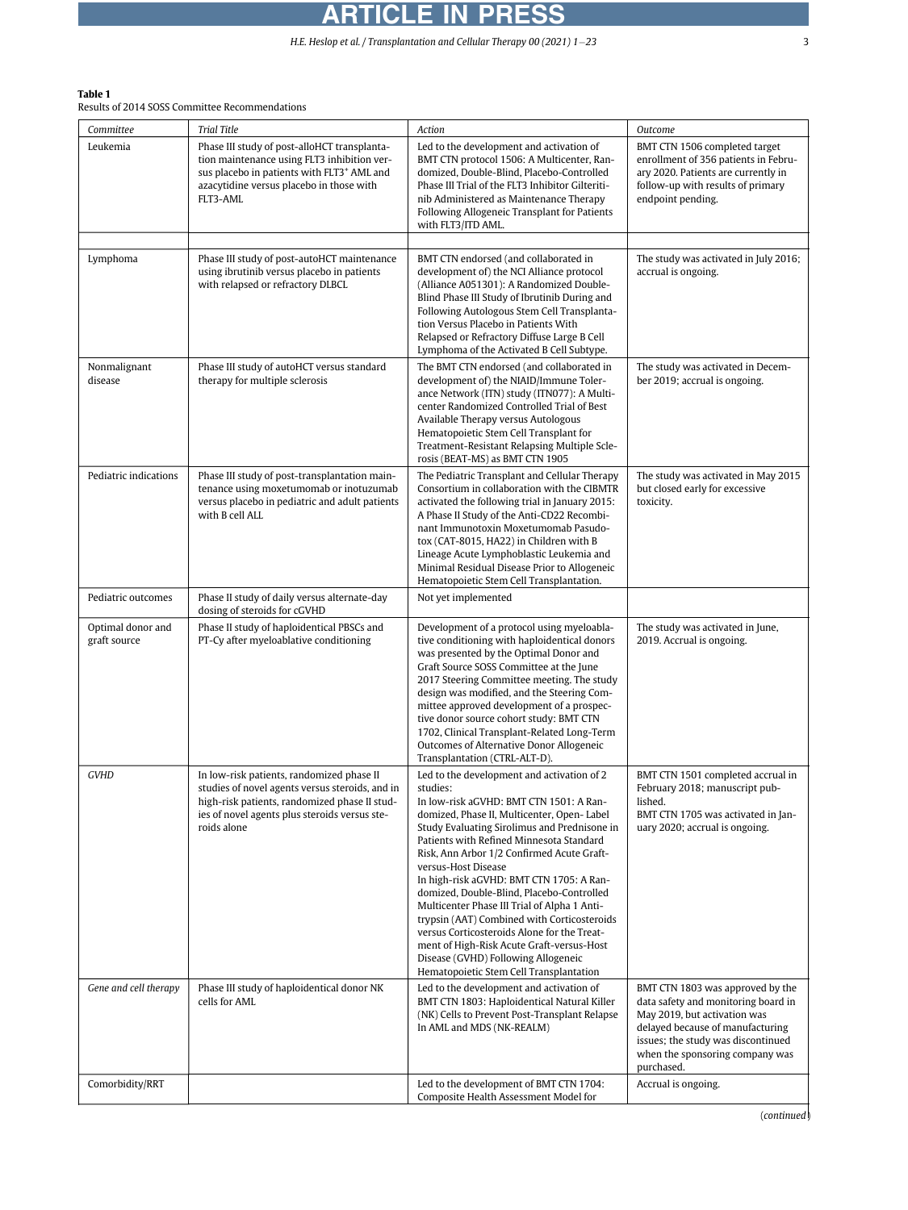**Table 1**
Results of 2014 SOSS Committee Recommendations

| Committee | Trial Title | Action | Outcome |
|---|---|---|---|
| Leukemia | Phase III study of post-alloHCT transplantation maintenance using FLT3 inhibition versus placebo in patients with FLT3$^{+}$ AML and azacytidine versus placebo in those with FLT3-AML | Led to the development and activation of BMT CTN protocol 1506: A Multicenter, Randomized, Double-Blind, Placebo-Controlled Phase III Trial of the FLT3 Inhibitor Gilteritinib Administered as Maintenance Therapy Following Allogeneic Transplant for Patients with FLT3/ITD AML. | BMT CTN 1506 completed target enrollment of 356 patients in February 2020. Patients are currently in follow-up with results of primary endpoint pending. |
| | | | |
| Lymphoma | Phase III study of post-autoHCT maintenance using ibrutinib versus placebo in patients with relapsed or refractory DLBCL | BMT CTN endorsed (and collaborated in development of) the NCI Alliance protocol (Alliance A051301): A Randomized Double-Blind Phase III Study of Ibrutinib During and Following Autologous Stem Cell Transplantation Versus Placebo in Patients With Relapsed or Refractory Diffuse Large B Cell Lymphoma of the Activated B Cell Subtype. | The study was activated in July 2016; accrual is ongoing. |
| Nonmalignant disease | Phase III study of autoHCT versus standard therapy for multiple sclerosis | The BMT CTN endorsed (and collaborated in development of) the NIAID/Immune Tolerance Network (ITN) study (ITN077): A Multicenter Randomized Controlled Trial of Best Available Therapy versus Autologous Hematopoietic Stem Cell Transplant for Treatment-Resistant Relapsing Multiple Sclerosis (BEAT-MS) as BMT CTN 1905 | The study was activated in December 2019; accrual is ongoing. |
| Pediatric indications | Phase III study of post-transplantation maintenance using moxetumomab or inotuzumab versus placebo in pediatric and adult patients with B cell ALL | The Pediatric Transplant and Cellular Therapy Consortium in collaboration with the CIBMTR activated the following trial in January 2015: A Phase II Study of the Anti-CD22 Recombinant Immunotoxin Moxetumomab Pasudotox (CAT-8015, HA22) in Children with B Lineage Acute Lymphoblastic Leukemia and Minimal Residual Disease Prior to Allogeneic Hematopoietic Stem Cell Transplantation. | The study was activated in May 2015 but closed early for excessive toxicity. |
| Pediatric outcomes | Phase II study of daily versus alternate-day dosing of steroids for cGVHD | Not yet implemented | |
| Optimal donor and graft source | Phase II study of haploidentical PBSCs and PT-Cy after myeloablative conditioning | Development of a protocol using myeloablative conditioning with haploidentical donors was presented by the Optimal Donor and Graft Source SOSS Committee at the June 2017 Steering Committee meeting. The study design was modified, and the Steering Committee approved development of a prospective donor source cohort study: BMT CTN 1702, Clinical Transplant-Related Long-Term Outcomes of Alternative Donor Allogeneic Transplantation (CTRL-ALT-D). | The study was activated in June, 2019. Accrual is ongoing. |
| *GVHD* | In low-risk patients, randomized phase II studies of novel agents versus steroids, and in high-risk patients, randomized phase II studies of novel agents plus steroids versus steroids alone | Led to the development and activation of 2 studies:<br>In low-risk aGVHD: BMT CTN 1501: A Randomized, Phase II, Multicenter, Open- Label Study Evaluating Sirolimus and Prednisone in Patients with Refined Minnesota Standard Risk, Ann Arbor 1/2 Confirmed Acute Graft-versus-Host Disease<br>In high-risk aGVHD: BMT CTN 1705: A Randomized, Double-Blind, Placebo-Controlled Multicenter Phase III Trial of Alpha 1 Antitrypsin (AAT) Combined with Corticosteroids versus Corticosteroids Alone for the Treatment of High-Risk Acute Graft-versus-Host Disease (GVHD) Following Allogeneic Hematopoietic Stem Cell Transplantation | BMT CTN 1501 completed accrual in February 2018; manuscript published.<br>BMT CTN 1705 was activated in January 2020; accrual is ongoing. |
| *Gene and cell therapy* | Phase III study of haploidentical donor NK cells for AML | Led to the development and activation of BMT CTN 1803: Haploidentical Natural Killer (NK) Cells to Prevent Post-Transplant Relapse In AML and MDS (NK-REALM) | BMT CTN 1803 was approved by the data safety and monitoring board in May 2019, but activation was delayed because of manufacturing issues; the study was discontinued when the sponsoring company was purchased. |
| Comorbidity/RRT | | Led to the development of BMT CTN 1704: Composite Health Assessment Model for | Accrual is ongoing. |

(*continued*)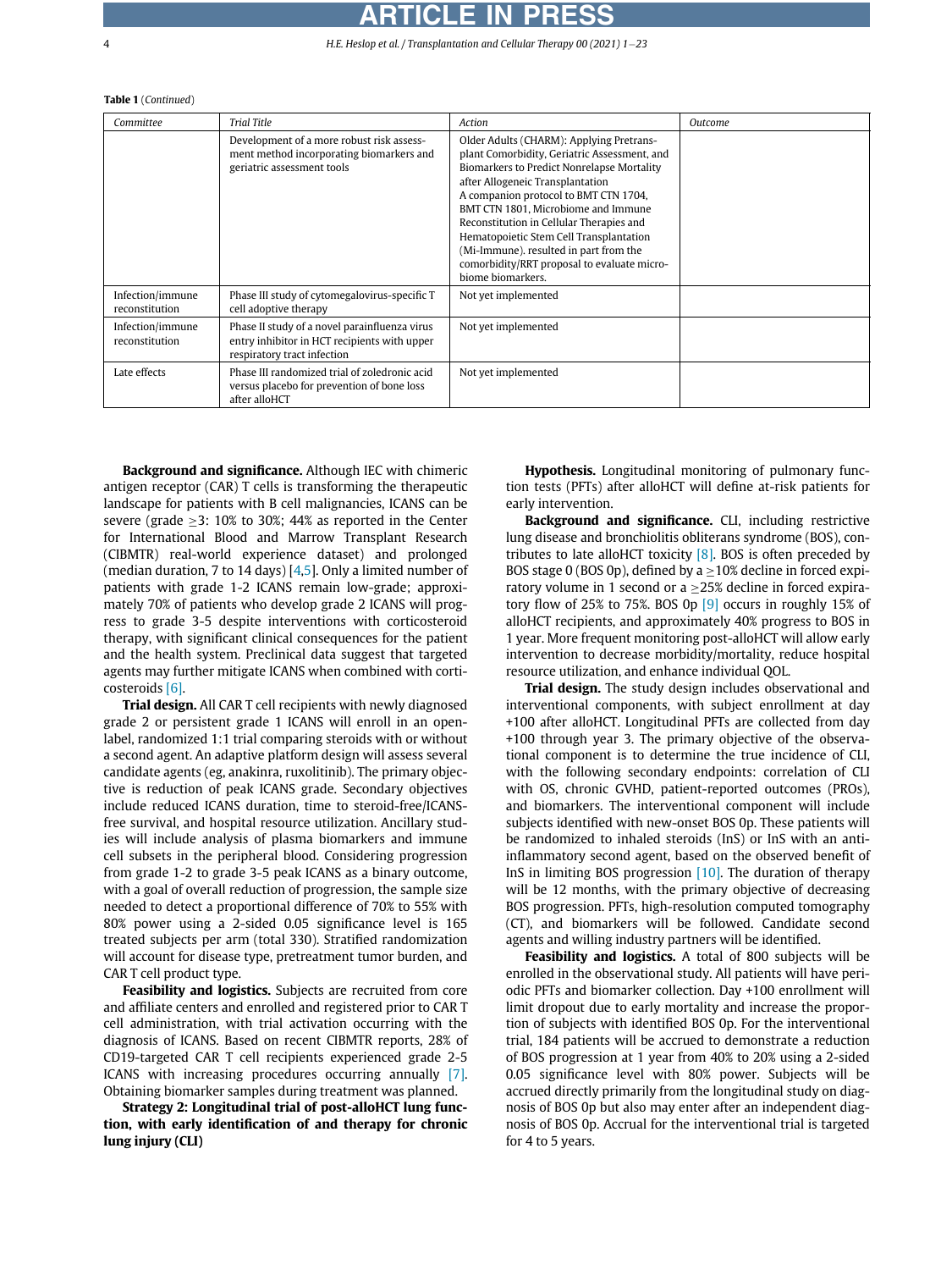**Table 1** (*Continued*)

| Committee | Trial Title | Action | Outcome |
|---|---|---|---|
| | Development of a more robust risk assessment method incorporating biomarkers and geriatric assessment tools | Older Adults (CHARM): Applying Pretransplant Comorbidity, Geriatric Assessment, and Biomarkers to Predict Nonrelapse Mortality after Allogeneic Transplantation<br>A companion protocol to BMT CTN 1704, BMT CTN 1801, Microbiome and Immune Reconstitution in Cellular Therapies and Hematopoietic Stem Cell Transplantation (Mi-Immune). resulted in part from the comorbidity/RRT proposal to evaluate microbiome biomarkers. | |
| Infection/immune reconstitution | Phase III study of cytomegalovirus-specific T cell adoptive therapy | Not yet implemented | |
| Infection/immune reconstitution | Phase II study of a novel parainfluenza virus entry inhibitor in HCT recipients with upper respiratory tract infection | Not yet implemented | |
| Late effects | Phase III randomized trial of zoledronic acid versus placebo for prevention of bone loss after alloHCT | Not yet implemented | |

**Background and significance.** Although IEC with chimeric antigen receptor (CAR) T cells is transforming the therapeutic landscape for patients with B cell malignancies, ICANS can be severe (grade $\geq$3: 10% to 30%; 44% as reported in the Center for International Blood and Marrow Transplant Research (CIBMTR) real-world experience dataset) and prolonged (median duration, 7 to 14 days) [4,5]. Only a limited number of patients with grade 1-2 ICANS remain low-grade; approximately 70% of patients who develop grade 2 ICANS will progress to grade 3-5 despite interventions with corticosteroid therapy, with significant clinical consequences for the patient and the health system. Preclinical data suggest that targeted agents may further mitigate ICANS when combined with corticosteroids [6].

**Trial design.** All CAR T cell recipients with newly diagnosed grade 2 or persistent grade 1 ICANS will enroll in an open-label, randomized 1:1 trial comparing steroids with or without a second agent. An adaptive platform design will assess several candidate agents (eg, anakinra, ruxolitinib). The primary objective is reduction of peak ICANS grade. Secondary objectives include reduced ICANS duration, time to steroid-free/ICANS-free survival, and hospital resource utilization. Ancillary studies will include analysis of plasma biomarkers and immune cell subsets in the peripheral blood. Considering progression from grade 1-2 to grade 3-5 peak ICANS as a binary outcome, with a goal of overall reduction of progression, the sample size needed to detect a proportional difference of 70% to 55% with 80% power using a 2-sided 0.05 significance level is 165 treated subjects per arm (total 330). Stratified randomization will account for disease type, pretreatment tumor burden, and CAR T cell product type.

**Feasibility and logistics.** Subjects are recruited from core and affiliate centers and enrolled and registered prior to CAR T cell administration, with trial activation occurring with the diagnosis of ICANS. Based on recent CIBMTR reports, 28% of CD19-targeted CAR T cell recipients experienced grade 2-5 ICANS with increasing procedures occurring annually [7]. Obtaining biomarker samples during treatment was planned.

**Strategy 2: Longitudinal trial of post-alloHCT lung function, with early identification of and therapy for chronic lung injury (CLI)**

**Hypothesis.** Longitudinal monitoring of pulmonary function tests (PFTs) after alloHCT will define at-risk patients for early intervention.

**Background and significance.** CLI, including restrictive lung disease and bronchiolitis obliterans syndrome (BOS), contributes to late alloHCT toxicity [8]. BOS is often preceded by BOS stage 0 (BOS 0p), defined by a $\geq$10% decline in forced expiratory volume in 1 second or a $\geq$25% decline in forced expiratory flow of 25% to 75%. BOS 0p [9] occurs in roughly 15% of alloHCT recipients, and approximately 40% progress to BOS in 1 year. More frequent monitoring post-alloHCT will allow early intervention to decrease morbidity/mortality, reduce hospital resource utilization, and enhance individual QOL.

**Trial design.** The study design includes observational and interventional components, with subject enrollment at day +100 after alloHCT. Longitudinal PFTs are collected from day +100 through year 3. The primary objective of the observational component is to determine the true incidence of CLI, with the following secondary endpoints: correlation of CLI with OS, chronic GVHD, patient-reported outcomes (PROs), and biomarkers. The interventional component will include subjects identified with new-onset BOS 0p. These patients will be randomized to inhaled steroids (InS) or InS with an anti-inflammatory second agent, based on the observed benefit of InS in limiting BOS progression [10]. The duration of therapy will be 12 months, with the primary objective of decreasing BOS progression. PFTs, high-resolution computed tomography (CT), and biomarkers will be followed. Candidate second agents and willing industry partners will be identified.

**Feasibility and logistics.** A total of 800 subjects will be enrolled in the observational study. All patients will have periodic PFTs and biomarker collection. Day +100 enrollment will limit dropout due to early mortality and increase the proportion of subjects with identified BOS 0p. For the interventional trial, 184 patients will be accrued to demonstrate a reduction of BOS progression at 1 year from 40% to 20% using a 2-sided 0.05 significance level with 80% power. Subjects will be accrued directly primarily from the longitudinal study on diagnosis of BOS 0p but also may enter after an independent diagnosis of BOS 0p. Accrual for the interventional trial is targeted for 4 to 5 years.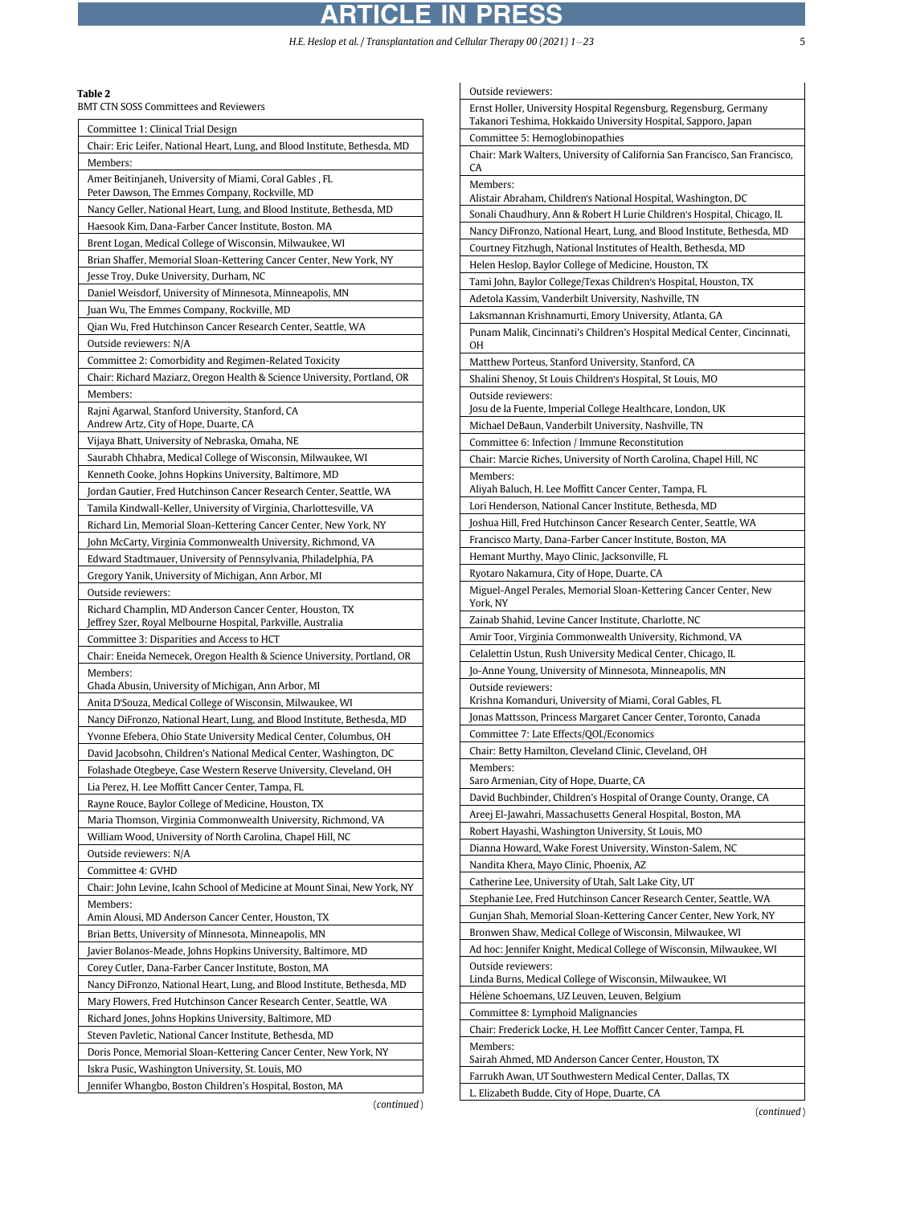**Table 2**
BMT CTN SOSS Committees and Reviewers

| Committee 1: Clinical Trial Design |
|---|
| Chair: Eric Leifer, National Heart, Lung, and Blood Institute, Bethesda, MD |
| Members: |
| Amer Beitinjaneh, University of Miami, Coral Gables , FL<br>Peter Dawson, The Emmes Company, Rockville, MD |
| Nancy Geller, National Heart, Lung, and Blood Institute, Bethesda, MD |
| Haesook Kim, Dana-Farber Cancer Institute, Boston. MA |
| Brent Logan, Medical College of Wisconsin, Milwaukee, WI |
| Brian Shaffer, Memorial Sloan-Kettering Cancer Center, New York, NY |
| Jesse Troy, Duke University, Durham, NC |
| Daniel Weisdorf, University of Minnesota, Minneapolis, MN |
| Juan Wu, The Emmes Company, Rockville, MD |
| Qian Wu, Fred Hutchinson Cancer Research Center, Seattle, WA |
| Outside reviewers: N/A |
| Committee 2: Comorbidity and Regimen-Related Toxicity |
| Chair: Richard Maziarz, Oregon Health & Science University, Portland, OR |
| Members: |
| Rajni Agarwal, Stanford University, Stanford, CA<br>Andrew Artz, City of Hope, Duarte, CA |
| Vijaya Bhatt, University of Nebraska, Omaha, NE |
| Saurabh Chhabra, Medical College of Wisconsin, Milwaukee, WI |
| Kenneth Cooke, Johns Hopkins University, Baltimore, MD |
| Jordan Gautier, Fred Hutchinson Cancer Research Center, Seattle, WA |
| Tamila Kindwall-Keller, University of Virginia, Charlottesville, VA |
| Richard Lin, Memorial Sloan-Kettering Cancer Center, New York, NY |
| John McCarty, Virginia Commonwealth University, Richmond, VA |
| Edward Stadtmauer, University of Pennsylvania, Philadelphia, PA |
| Gregory Yanik, University of Michigan, Ann Arbor, MI |
| Outside reviewers: |
| Richard Champlin, MD Anderson Cancer Center, Houston, TX<br>Jeffrey Szer, Royal Melbourne Hospital, Parkville, Australia |
| Committee 3: Disparities and Access to HCT |
| Chair: Eneida Nemecek, Oregon Health & Science University, Portland, OR |
| Members:<br>Ghada Abusin, University of Michigan, Ann Arbor, MI |
| Anita D'Souza, Medical College of Wisconsin, Milwaukee, WI |
| Nancy DiFronzo, National Heart, Lung, and Blood Institute, Bethesda, MD |
| Yvonne Efebera, Ohio State University Medical Center, Columbus, OH |
| David Jacobsohn, Children's National Medical Center, Washington, DC |
| Folashade Otegbeye, Case Western Reserve University, Cleveland, OH |
| Lia Perez, H. Lee Moffitt Cancer Center, Tampa, FL |
| Rayne Rouce, Baylor College of Medicine, Houston, TX |
| Maria Thomson, Virginia Commonwealth University, Richmond, VA |
| William Wood, University of North Carolina, Chapel Hill, NC |
| Outside reviewers: N/A |
| Committee 4: GVHD |
| Chair: John Levine, Icahn School of Medicine at Mount Sinai, New York, NY |
| Members:<br>Amin Alousi, MD Anderson Cancer Center, Houston, TX |
| Brian Betts, University of Minnesota, Minneapolis, MN |
| Javier Bolanos-Meade, Johns Hopkins University, Baltimore, MD |
| Corey Cutler, Dana-Farber Cancer Institute, Boston, MA |
| Nancy DiFronzo, National Heart, Lung, and Blood Institute, Bethesda, MD |
| Mary Flowers, Fred Hutchinson Cancer Research Center, Seattle, WA |
| Richard Jones, Johns Hopkins University, Baltimore, MD |
| Steven Pavletic, National Cancer Institute, Bethesda, MD |
| Doris Ponce, Memorial Sloan-Kettering Cancer Center, New York, NY |
| Iskra Pusic, Washington University, St. Louis, MO |
| Jennifer Whangbo, Boston Children's Hospital, Boston, MA |
| Outside reviewers: |
| Ernst Holler, University Hospital Regensburg, Regensburg, Germany<br>Takanori Teshima, Hokkaido University Hospital, Sapporo, Japan |
| Committee 5: Hemoglobinopathies |
| Chair: Mark Walters, University of California San Francisco, San Francisco, CA |
| Members:<br>Alistair Abraham, Children's National Hospital, Washington, DC |
| Sonali Chaudhury, Ann & Robert H Lurie Children's Hospital, Chicago, IL |
| Nancy DiFronzo, National Heart, Lung, and Blood Institute, Bethesda, MD |
| Courtney Fitzhugh, National Institutes of Health, Bethesda, MD |
| Helen Heslop, Baylor College of Medicine, Houston, TX |
| Tami John, Baylor College/Texas Children's Hospital, Houston, TX |
| Adetola Kassim, Vanderbilt University, Nashville, TN |
| Laksmannan Krishnamurti, Emory University, Atlanta, GA |
| Punam Malik, Cincinnati's Children's Hospital Medical Center, Cincinnati, OH |
| Matthew Porteus, Stanford University, Stanford, CA |
| Shalini Shenoy, St Louis Children's Hospital, St Louis, MO |
| Outside reviewers:<br>Josu de la Fuente, Imperial College Healthcare, London, UK |
| Michael DeBaun, Vanderbilt University, Nashville, TN |
| Committee 6: Infection / Immune Reconstitution |
| Chair: Marcie Riches, University of North Carolina, Chapel Hill, NC |
| Members:<br>Aliyah Baluch, H. Lee Moffitt Cancer Center, Tampa, FL |
| Lori Henderson, National Cancer Institute, Bethesda, MD |
| Joshua Hill, Fred Hutchinson Cancer Research Center, Seattle, WA |
| Francisco Marty, Dana-Farber Cancer Institute, Boston, MA |
| Hemant Murthy, Mayo Clinic, Jacksonville, FL |
| Ryotaro Nakamura, City of Hope, Duarte, CA |
| Miguel-Angel Perales, Memorial Sloan-Kettering Cancer Center, New York, NY |
| Zainab Shahid, Levine Cancer Institute, Charlotte, NC |
| Amir Toor, Virginia Commonwealth University, Richmond, VA |
| Celalettin Ustun, Rush University Medical Center, Chicago, IL |
| Jo-Anne Young, University of Minnesota, Minneapolis, MN |
| Outside reviewers:<br>Krishna Komanduri, University of Miami, Coral Gables, FL |
| Jonas Mattsson, Princess Margaret Cancer Center, Toronto, Canada |
| Committee 7: Late Effects/QOL/Economics |
| Chair: Betty Hamilton, Cleveland Clinic, Cleveland, OH |
| Members:<br>Saro Armenian, City of Hope, Duarte, CA |
| David Buchbinder, Children's Hospital of Orange County, Orange, CA |
| Areej El-Jawahri, Massachusetts General Hospital, Boston, MA |
| Robert Hayashi, Washington University, St Louis, MO |
| Dianna Howard, Wake Forest University, Winston-Salem, NC |
| Nandita Khera, Mayo Clinic, Phoenix, AZ |
| Catherine Lee, University of Utah, Salt Lake City, UT |
| Stephanie Lee, Fred Hutchinson Cancer Research Center, Seattle, WA |
| Gunjan Shah, Memorial Sloan-Kettering Cancer Center, New York, NY |
| Bronwen Shaw, Medical College of Wisconsin, Milwaukee, WI |
| Ad hoc: Jennifer Knight, Medical College of Wisconsin, Milwaukee, WI |
| Outside reviewers:<br>Linda Burns, Medical College of Wisconsin, Milwaukee, WI |
| Hélène Schoemans, UZ Leuven, Leuven, Belgium |
| Committee 8: Lymphoid Malignancies |
| Chair: Frederick Locke, H. Lee Moffitt Cancer Center, Tampa, FL |
| Members:<br>Sairah Ahmed, MD Anderson Cancer Center, Houston, TX |
| Farrukh Awan, UT Southwestern Medical Center, Dallas, TX |
| L. Elizabeth Budde, City of Hope, Duarte, CA |

(*continued*)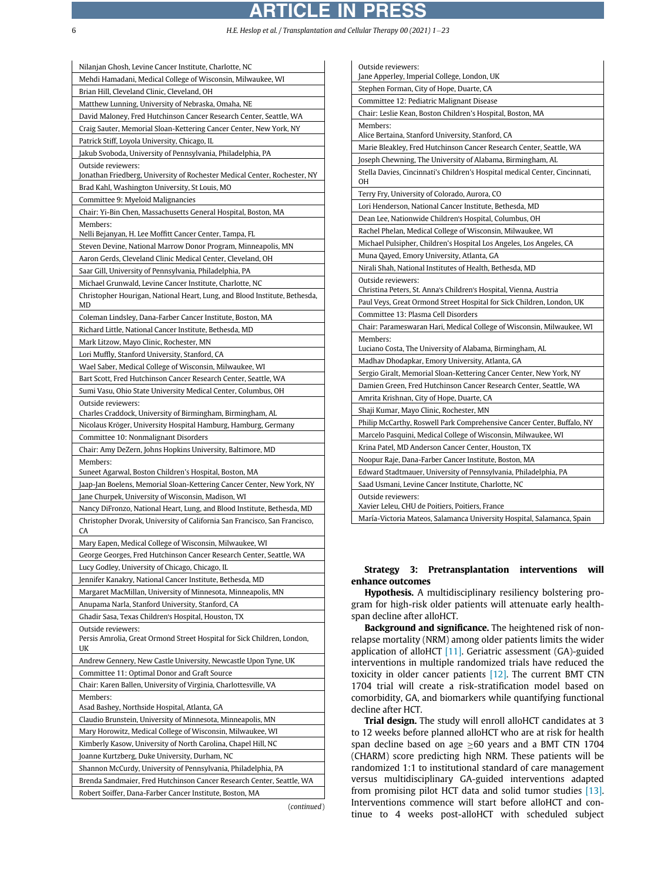| |
|---|
| Nilanjan Ghosh, Levine Cancer Institute, Charlotte, NC |
| Mehdi Hamadani, Medical College of Wisconsin, Milwaukee, WI |
| Brian Hill, Cleveland Clinic, Cleveland, OH |
| Matthew Lunning, University of Nebraska, Omaha, NE |
| David Maloney, Fred Hutchinson Cancer Research Center, Seattle, WA |
| Craig Sauter, Memorial Sloan-Kettering Cancer Center, New York, NY |
| Patrick Stiff, Loyola University, Chicago, IL |
| Jakub Svoboda, University of Pennsylvania, Philadelphia, PA |
| Outside reviewers: Jonathan Friedberg, University of Rochester Medical Center, Rochester, NY |
| Brad Kahl, Washington University, St Louis, MO |
| Committee 9: Myeloid Malignancies |
| Chair: Yi-Bin Chen, Massachusetts General Hospital, Boston, MA |
| Members: Nelli Bejanyan, H. Lee Moffitt Cancer Center, Tampa, FL |
| Steven Devine, National Marrow Donor Program, Minneapolis, MN |
| Aaron Gerds, Cleveland Clinic Medical Center, Cleveland, OH |
| Saar Gill, University of Pennsylvania, Philadelphia, PA |
| Michael Grunwald, Levine Cancer Institute, Charlotte, NC |
| Christopher Hourigan, National Heart, Lung, and Blood Institute, Bethesda, MD |
| Coleman Lindsley, Dana-Farber Cancer Institute, Boston, MA |
| Richard Little, National Cancer Institute, Bethesda, MD |
| Mark Litzow, Mayo Clinic, Rochester, MN |
| Lori Muffly, Stanford University, Stanford, CA |
| Wael Saber, Medical College of Wisconsin, Milwaukee, WI |
| Bart Scott, Fred Hutchinson Cancer Research Center, Seattle, WA |
| Sumi Vasu, Ohio State University Medical Center, Columbus, OH |
| Outside reviewers: Charles Craddock, University of Birmingham, Birmingham, AL |
| Nicolaus Kröger, University Hospital Hamburg, Hamburg, Germany |
| Committee 10: Nonmalignant Disorders |
| Chair: Amy DeZern, Johns Hopkins University, Baltimore, MD |
| Members: Suneet Agarwal, Boston Children's Hospital, Boston, MA |
| Jaap-Jan Boelens, Memorial Sloan-Kettering Cancer Center, New York, NY |
| Jane Churpek, University of Wisconsin, Madison, WI |
| Nancy DiFronzo, National Heart, Lung, and Blood Institute, Bethesda, MD |
| Christopher Dvorak, University of California San Francisco, San Francisco, CA |
| Mary Eapen, Medical College of Wisconsin, Milwaukee, WI |
| George Georges, Fred Hutchinson Cancer Research Center, Seattle, WA |
| Lucy Godley, University of Chicago, Chicago, IL |
| Jennifer Kanakry, National Cancer Institute, Bethesda, MD |
| Margaret MacMillan, University of Minnesota, Minneapolis, MN |
| Anupama Narla, Stanford University, Stanford, CA |
| Ghadir Sasa, Texas Children's Hospital, Houston, TX |
| Outside reviewers: Persis Amrolia, Great Ormond Street Hospital for Sick Children, London, UK |
| Andrew Gennery, New Castle University, Newcastle Upon Tyne, UK |
| Committee 11: Optimal Donor and Graft Source |
| Chair: Karen Ballen, University of Virginia, Charlottesville, VA |
| Members: Asad Bashey, Northside Hospital, Atlanta, GA |
| Claudio Brunstein, University of Minnesota, Minneapolis, MN |
| Mary Horowitz, Medical College of Wisconsin, Milwaukee, WI |
| Kimberly Kasow, University of North Carolina, Chapel Hill, NC |
| Joanne Kurtzberg, Duke University, Durham, NC |
| Shannon McCurdy, University of Pennsylvania, Philadelphia, PA |
| Brenda Sandmaier, Fred Hutchinson Cancer Research Center, Seattle, WA |
| Robert Soiffer, Dana-Farber Cancer Institute, Boston, MA |
| Outside reviewers: Jane Apperley, Imperial College, London, UK |
| Stephen Forman, City of Hope, Duarte, CA |
| Committee 12: Pediatric Malignant Disease |
| Chair: Leslie Kean, Boston Children's Hospital, Boston, MA |
| Members: Alice Bertaina, Stanford University, Stanford, CA |
| Marie Bleakley, Fred Hutchinson Cancer Research Center, Seattle, WA |
| Joseph Chewning, The University of Alabama, Birmingham, AL |
| Stella Davies, Cincinnati's Children's Hospital medical Center, Cincinnati, OH |
| Terry Fry, University of Colorado, Aurora, CO |
| Lori Henderson, National Cancer Institute, Bethesda, MD |
| Dean Lee, Nationwide Children's Hospital, Columbus, OH |
| Rachel Phelan, Medical College of Wisconsin, Milwaukee, WI |
| Michael Pulsipher, Children's Hospital Los Angeles, Los Angeles, CA |
| Muna Qayed, Emory University, Atlanta, GA |
| Nirali Shah, National Institutes of Health, Bethesda, MD |
| Outside reviewers: Christina Peters, St. Anna's Children's Hospital, Vienna, Austria |
| Paul Veys, Great Ormond Street Hospital for Sick Children, London, UK |
| Committee 13: Plasma Cell Disorders |
| Chair: Parameswaran Hari, Medical College of Wisconsin, Milwaukee, WI |
| Members: Luciano Costa, The University of Alabama, Birmingham, AL |
| Madhav Dhodapkar, Emory University, Atlanta, GA |
| Sergio Giralt, Memorial Sloan-Kettering Cancer Center, New York, NY |
| Damien Green, Fred Hutchinson Cancer Research Center, Seattle, WA |
| Amrita Krishnan, City of Hope, Duarte, CA |
| Shaji Kumar, Mayo Clinic, Rochester, MN |
| Philip McCarthy, Roswell Park Comprehensive Cancer Center, Buffalo, NY |
| Marcelo Pasquini, Medical College of Wisconsin, Milwaukee, WI |
| Krina Patel, MD Anderson Cancer Center, Houston, TX |
| Noopur Raje, Dana-Farber Cancer Institute, Boston, MA |
| Edward Stadtmauer, University of Pennsylvania, Philadelphia, PA |
| Saad Usmani, Levine Cancer Institute, Charlotte, NC |
| Outside reviewers: Xavier Leleu, CHU de Poitiers, Poitiers, France |
| María-Victoria Mateos, Salamanca University Hospital, Salamanca, Spain |

### Strategy 3: Pretransplantation interventions will enhance outcomes

**Hypothesis.** A multidisciplinary resiliency bolstering program for high-risk older patients will attenuate early health-span decline after alloHCT.

**Background and significance.** The heightened risk of nonrelapse mortality (NRM) among older patients limits the wider application of alloHCT [11]. Geriatric assessment (GA)-guided interventions in multiple randomized trials have reduced the toxicity in older cancer patients [12]. The current BMT CTN 1704 trial will create a risk-stratification model based on comorbidity, GA, and biomarkers while quantifying functional decline after HCT.

**Trial design.** The study will enroll alloHCT candidates at 3 to 12 weeks before planned alloHCT who are at risk for health span decline based on age ≥60 years and a BMT CTN 1704 (CHARM) score predicting high NRM. These patients will be randomized 1:1 to institutional standard of care management versus multidisciplinary GA-guided interventions adapted from promising pilot HCT data and solid tumor studies [13]. Interventions commence will start before alloHCT and continue to 4 weeks post-alloHCT with scheduled subject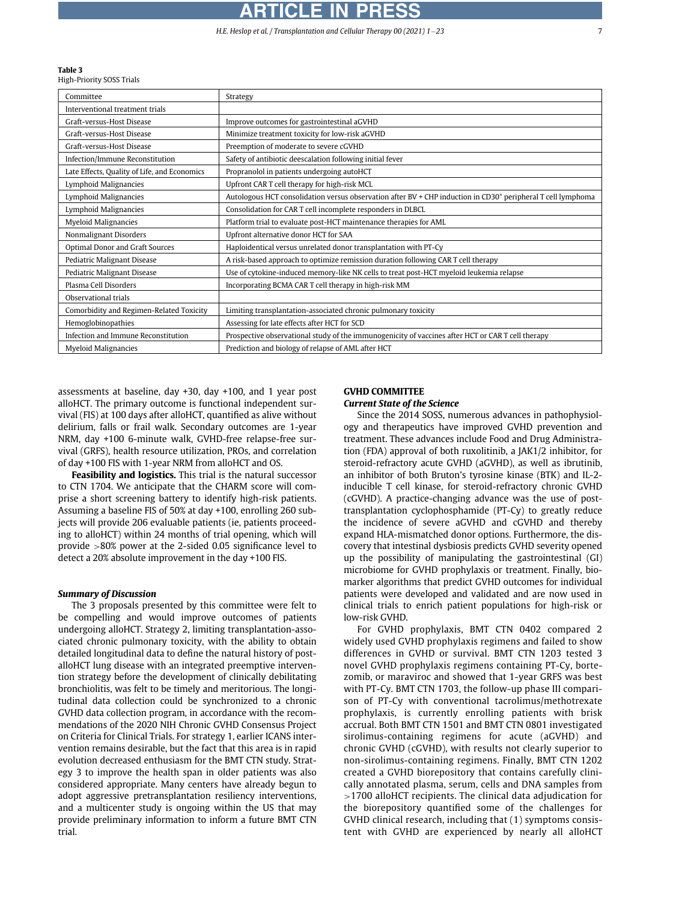**Table 3**
High-Priority SOSS Trials

| Committee | Strategy |
|---|---|
| Interventional treatment trials | |
| Graft-versus-Host Disease | Improve outcomes for gastrointestinal aGVHD |
| Graft-versus-Host Disease | Minimize treatment toxicity for low-risk aGVHD |
| Graft-versus-Host Disease | Preemption of moderate to severe cGVHD |
| Infection/Immune Reconstitution | Safety of antibiotic deescalation following initial fever |
| Late Effects, Quality of Life, and Economics | Propranolol in patients undergoing autoHCT |
| Lymphoid Malignancies | Upfront CAR T cell therapy for high-risk MCL |
| Lymphoid Malignancies | Autologous HCT consolidation versus observation after BV + CHP induction in CD30$^+$ peripheral T cell lymphoma |
| Lymphoid Malignancies | Consolidation for CAR T cell incomplete responders in DLBCL |
| Myeloid Malignancies | Platform trial to evaluate post-HCT maintenance therapies for AML |
| Nonmalignant Disorders | Upfront alternative donor HCT for SAA |
| Optimal Donor and Graft Sources | Haploidentical versus unrelated donor transplantation with PT-Cy |
| Pediatric Malignant Disease | A risk-based approach to optimize remission duration following CAR T cell therapy |
| Pediatric Malignant Disease | Use of cytokine-induced memory-like NK cells to treat post-HCT myeloid leukemia relapse |
| Plasma Cell Disorders | Incorporating BCMA CAR T cell therapy in high-risk MM |
| Observational trials | |
| Comorbidity and Regimen-Related Toxicity | Limiting transplantation-associated chronic pulmonary toxicity |
| Hemoglobinopathies | Assessing for late effects after HCT for SCD |
| Infection and Immune Reconstitution | Prospective observational study of the immunogenicity of vaccines after HCT or CAR T cell therapy |
| Myeloid Malignancies | Prediction and biology of relapse of AML after HCT |

assessments at baseline, day +30, day +100, and 1 year post alloHCT. The primary outcome is functional independent survival (FIS) at 100 days after alloHCT, quantified as alive without delirium, falls or frail walk. Secondary outcomes are 1-year NRM, day +100 6-minute walk, GVHD-free relapse-free survival (GRFS), health resource utilization, PROs, and correlation of day +100 FIS with 1-year NRM from alloHCT and OS.

**Feasibility and logistics.** This trial is the natural successor to CTN 1704. We anticipate that the CHARM score will comprise a short screening battery to identify high-risk patients. Assuming a baseline FIS of 50% at day +100, enrolling 260 subjects will provide 206 evaluable patients (ie, patients proceeding to alloHCT) within 24 months of trial opening, which will provide >80% power at the 2-sided 0.05 significance level to detect a 20% absolute improvement in the day +100 FIS.

### *Summary of Discussion*

The 3 proposals presented by this committee were felt to be compelling and would improve outcomes of patients undergoing alloHCT. Strategy 2, limiting transplantation-associated chronic pulmonary toxicity, with the ability to obtain detailed longitudinal data to define the natural history of post-alloHCT lung disease with an integrated preemptive intervention strategy before the development of clinically debilitating bronchiolitis, was felt to be timely and meritorious. The longitudinal data collection could be synchronized to a chronic GVHD data collection program, in accordance with the recommendations of the 2020 NIH Chronic GVHD Consensus Project on Criteria for Clinical Trials. For strategy 1, earlier ICANS intervention remains desirable, but the fact that this area is in rapid evolution decreased enthusiasm for the BMT CTN study. Strategy 3 to improve the health span in older patients was also considered appropriate. Many centers have already begun to adopt aggressive pretransplantation resiliency interventions, and a multicenter study is ongoing within the US that may provide preliminary information to inform a future BMT CTN trial.

## GVHD COMMITTEE

### *Current State of the Science*

Since the 2014 SOSS, numerous advances in pathophysiology and therapeutics have improved GVHD prevention and treatment. These advances include Food and Drug Administration (FDA) approval of both ruxolitinib, a JAK1/2 inhibitor, for steroid-refractory acute GVHD (aGVHD), as well as ibrutinib, an inhibitor of both Bruton's tyrosine kinase (BTK) and IL-2-inducible T cell kinase, for steroid-refractory chronic GVHD (cGVHD). A practice-changing advance was the use of post-transplantation cyclophosphamide (PT-Cy) to greatly reduce the incidence of severe aGVHD and cGVHD and thereby expand HLA-mismatched donor options. Furthermore, the discovery that intestinal dysbiosis predicts GVHD severity opened up the possibility of manipulating the gastrointestinal (GI) microbiome for GVHD prophylaxis or treatment. Finally, biomarker algorithms that predict GVHD outcomes for individual patients were developed and validated and are now used in clinical trials to enrich patient populations for high-risk or low-risk GVHD.

For GVHD prophylaxis, BMT CTN 0402 compared 2 widely used GVHD prophylaxis regimens and failed to show differences in GVHD or survival. BMT CTN 1203 tested 3 novel GVHD prophylaxis regimens containing PT-Cy, bortezomib, or maraviroc and showed that 1-year GRFS was best with PT-Cy. BMT CTN 1703, the follow-up phase III comparison of PT-Cy with conventional tacrolimus/methotrexate prophylaxis, is currently enrolling patients with brisk accrual. Both BMT CTN 1501 and BMT CTN 0801 investigated sirolimus-containing regimens for acute (aGVHD) and chronic GVHD (cGVHD), with results not clearly superior to non-sirolimus-containing regimens. Finally, BMT CTN 1202 created a GVHD biorepository that contains carefully clinically annotated plasma, serum, cells and DNA samples from >1700 alloHCT recipients. The clinical data adjudication for the biorepository quantified some of the challenges for GVHD clinical research, including that (1) symptoms consistent with GVHD are experienced by nearly all alloHCT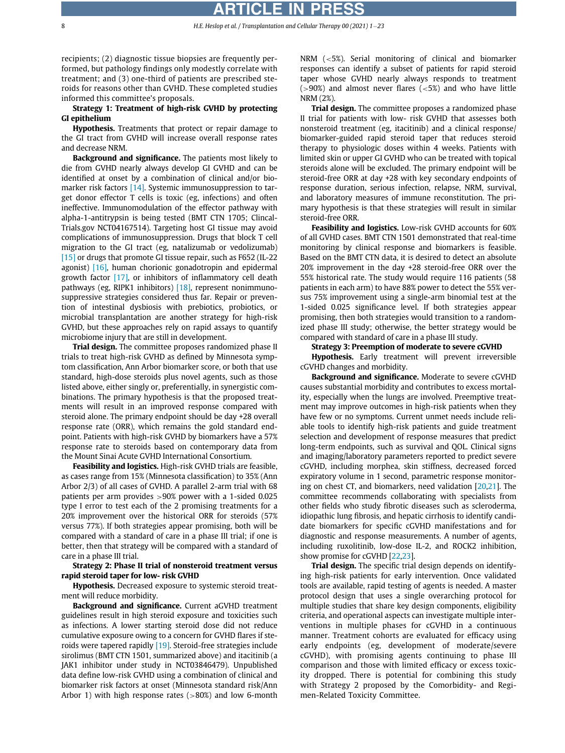recipients; (2) diagnostic tissue biopsies are frequently performed, but pathology findings only modestly correlate with treatment; and (3) one-third of patients are prescribed steroids for reasons other than GVHD. These completed studies informed this committee's proposals.

**Strategy 1: Treatment of high-risk GVHD by protecting GI epithelium**

**Hypothesis.** Treatments that protect or repair damage to the GI tract from GVHD will increase overall response rates and decrease NRM.

**Background and significance.** The patients most likely to die from GVHD nearly always develop GI GVHD and can be identified at onset by a combination of clinical and/or biomarker risk factors [14]. Systemic immunosuppression to target donor effector T cells is toxic (eg, infections) and often ineffective. Immunomodulation of the effector pathway with alpha-1-antitrypsin is being tested (BMT CTN 1705; Clincal-Trials.gov NCT04167514). Targeting host GI tissue may avoid complications of immunosuppression. Drugs that block T cell migration to the GI tract (eg, natalizumab or vedolizumab) [15] or drugs that promote GI tissue repair, such as F652 (IL-22 agonist) [16], human chorionic gonadotropin and epidermal growth factor [17], or inhibitors of inflammatory cell death pathways (eg, RIPK1 inhibitors) [18], represent nonimmunosuppressive strategies considered thus far. Repair or prevention of intestinal dysbiosis with prebiotics, probiotics, or microbial transplantation are another strategy for high-risk GVHD, but these approaches rely on rapid assays to quantify microbiome injury that are still in development.

**Trial design.** The committee proposes randomized phase II trials to treat high-risk GVHD as defined by Minnesota symptom classification, Ann Arbor biomarker score, or both that use standard, high-dose steroids plus novel agents, such as those listed above, either singly or, preferentially, in synergistic combinations. The primary hypothesis is that the proposed treatments will result in an improved response compared with steroid alone. The primary endpoint should be day +28 overall response rate (ORR), which remains the gold standard endpoint. Patients with high-risk GVHD by biomarkers have a 57% response rate to steroids based on contemporary data from the Mount Sinai Acute GVHD International Consortium.

**Feasibility and logistics.** High-risk GVHD trials are feasible, as cases range from 15% (Minnesota classification) to 35% (Ann Arbor 2/3) of all cases of GVHD. A parallel 2-arm trial with 68 patients per arm provides >90% power with a 1-sided 0.025 type I error to test each of the 2 promising treatments for a 20% improvement over the historical ORR for steroids (57% versus 77%). If both strategies appear promising, both will be compared with a standard of care in a phase III trial; if one is better, then that strategy will be compared with a standard of care in a phase III trial.

**Strategy 2: Phase II trial of nonsteroid treatment versus rapid steroid taper for low- risk GVHD**

**Hypothesis.** Decreased exposure to systemic steroid treatment will reduce morbidity.

**Background and significance.** Current aGVHD treatment guidelines result in high steroid exposure and toxicities such as infections. A lower starting steroid dose did not reduce cumulative exposure owing to a concern for GVHD flares if steroids were tapered rapidly [19]. Steroid-free strategies include sirolimus (BMT CTN 1501, summarized above) and itacitinib (a JAK1 inhibitor under study in NCT03846479). Unpublished data define low-risk GVHD using a combination of clinical and biomarker risk factors at onset (Minnesota standard risk/Ann Arbor 1) with high response rates (>80%) and low 6-month NRM (<5%). Serial monitoring of clinical and biomarker responses can identify a subset of patients for rapid steroid taper whose GVHD nearly always responds to treatment (>90%) and almost never flares (<5%) and who have little NRM (2%).

**Trial design.** The committee proposes a randomized phase II trial for patients with low- risk GVHD that assesses both nonsteroid treatment (eg, itacitinib) and a clinical response/biomarker-guided rapid steroid taper that reduces steroid therapy to physiologic doses within 4 weeks. Patients with limited skin or upper GI GVHD who can be treated with topical steroids alone will be excluded. The primary endpoint will be steroid-free ORR at day +28 with key secondary endpoints of response duration, serious infection, relapse, NRM, survival, and laboratory measures of immune reconstitution. The primary hypothesis is that these strategies will result in similar steroid-free ORR.

**Feasibility and logistics.** Low-risk GVHD accounts for 60% of all GVHD cases. BMT CTN 1501 demonstrated that real-time monitoring by clinical response and biomarkers is feasible. Based on the BMT CTN data, it is desired to detect an absolute 20% improvement in the day +28 steroid-free ORR over the 55% historical rate. The study would require 116 patients (58 patients in each arm) to have 88% power to detect the 55% versus 75% improvement using a single-arm binomial test at the 1-sided 0.025 significance level. If both strategies appear promising, then both strategies would transition to a randomized phase III study; otherwise, the better strategy would be compared with standard of care in a phase III study.

**Strategy 3: Preemption of moderate to severe cGVHD**

**Hypothesis.** Early treatment will prevent irreversible cGVHD changes and morbidity.

**Background and significance.** Moderate to severe cGVHD causes substantial morbidity and contributes to excess mortality, especially when the lungs are involved. Preemptive treatment may improve outcomes in high-risk patients when they have few or no symptoms. Current unmet needs include reliable tools to identify high-risk patients and guide treatment selection and development of response measures that predict long-term endpoints, such as survival and QOL. Clinical signs and imaging/laboratory parameters reported to predict severe cGVHD, including morphea, skin stiffness, decreased forced expiratory volume in 1 second, parametric response monitoring on chest CT, and biomarkers, need validation [20,21]. The committee recommends collaborating with specialists from other fields who study fibrotic diseases such as scleroderma, idiopathic lung fibrosis, and hepatic cirrhosis to identify candidate biomarkers for specific cGVHD manifestations and for diagnostic and response measurements. A number of agents, including ruxolitinib, low-dose IL-2, and ROCK2 inhibition, show promise for cGVHD [22,23].

**Trial design.** The specific trial design depends on identifying high-risk patients for early intervention. Once validated tools are available, rapid testing of agents is needed. A master protocol design that uses a single overarching protocol for multiple studies that share key design components, eligibility criteria, and operational aspects can investigate multiple interventions in multiple phases for cGVHD in a continuous manner. Treatment cohorts are evaluated for efficacy using early endpoints (eg, development of moderate/severe cGVHD), with promising agents continuing to phase III comparison and those with limited efficacy or excess toxicity dropped. There is potential for combining this study with Strategy 2 proposed by the Comorbidity- and Regimen-Related Toxicity Committee.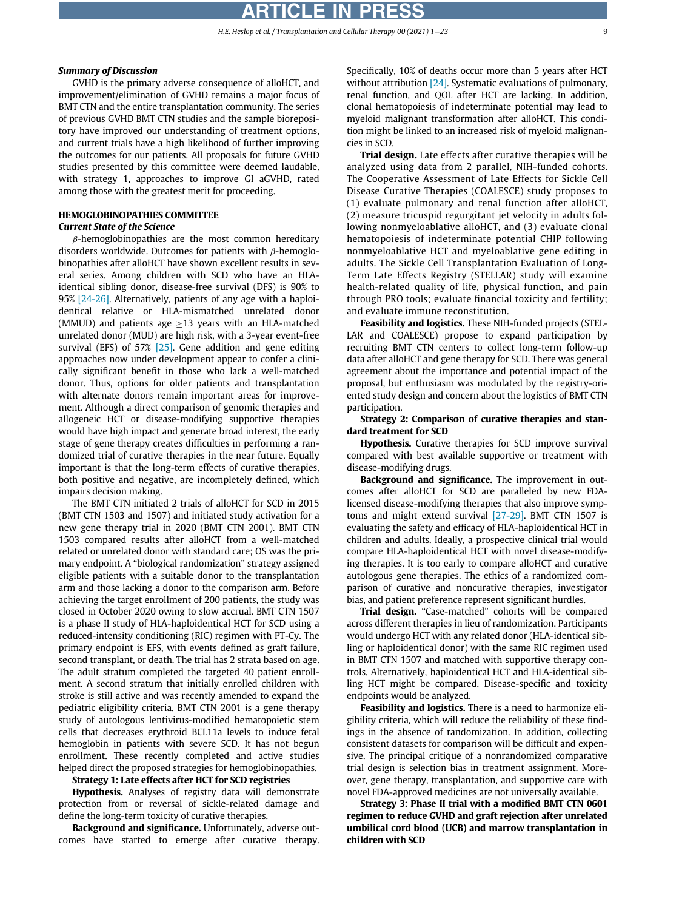*Summary of Discussion*

GVHD is the primary adverse consequence of alloHCT, and improvement/elimination of GVHD remains a major focus of BMT CTN and the entire transplantation community. The series of previous GVHD BMT CTN studies and the sample biorepository have improved our understanding of treatment options, and current trials have a high likelihood of further improving the outcomes for our patients. All proposals for future GVHD studies presented by this committee were deemed laudable, with strategy 1, approaches to improve GI aGVHD, rated among those with the greatest merit for proceeding.

## HEMOGLOBINOPATHIES COMMITTEE

*Current State of the Science*

$\beta$-hemoglobinopathies are the most common hereditary disorders worldwide. Outcomes for patients with $\beta$-hemoglobinopathies after alloHCT have shown excellent results in several series. Among children with SCD who have an HLA-identical sibling donor, disease-free survival (DFS) is 90% to 95% [24-26]. Alternatively, patients of any age with a haploidentical relative or HLA-mismatched unrelated donor (MMUD) and patients age $\geq$13 years with an HLA-matched unrelated donor (MUD) are high risk, with a 3-year event-free survival (EFS) of 57% [25]. Gene addition and gene editing approaches now under development appear to confer a clinically significant benefit in those who lack a well-matched donor. Thus, options for older patients and transplantation with alternate donors remain important areas for improvement. Although a direct comparison of genomic therapies and allogeneic HCT or disease-modifying supportive therapies would have high impact and generate broad interest, the early stage of gene therapy creates difficulties in performing a randomized trial of curative therapies in the near future. Equally important is that the long-term effects of curative therapies, both positive and negative, are incompletely defined, which impairs decision making.

The BMT CTN initiated 2 trials of alloHCT for SCD in 2015 (BMT CTN 1503 and 1507) and initiated study activation for a new gene therapy trial in 2020 (BMT CTN 2001). BMT CTN 1503 compared results after alloHCT from a well-matched related or unrelated donor with standard care; OS was the primary endpoint. A "biological randomization" strategy assigned eligible patients with a suitable donor to the transplantation arm and those lacking a donor to the comparison arm. Before achieving the target enrollment of 200 patients, the study was closed in October 2020 owing to slow accrual. BMT CTN 1507 is a phase II study of HLA-haploidentical HCT for SCD using a reduced-intensity conditioning (RIC) regimen with PT-Cy. The primary endpoint is EFS, with events defined as graft failure, second transplant, or death. The trial has 2 strata based on age. The adult stratum completed the targeted 40 patient enrollment. A second stratum that initially enrolled children with stroke is still active and was recently amended to expand the pediatric eligibility criteria. BMT CTN 2001 is a gene therapy study of autologous lentivirus-modified hematopoietic stem cells that decreases erythroid BCL11a levels to induce fetal hemoglobin in patients with severe SCD. It has not begun enrollment. These recently completed and active studies helped direct the proposed strategies for hemoglobinopathies.

**Strategy 1: Late effects after HCT for SCD registries**

**Hypothesis.** Analyses of registry data will demonstrate protection from or reversal of sickle-related damage and define the long-term toxicity of curative therapies.

**Background and significance.** Unfortunately, adverse outcomes have started to emerge after curative therapy. Specifically, 10% of deaths occur more than 5 years after HCT without attribution [24]. Systematic evaluations of pulmonary, renal function, and QOL after HCT are lacking. In addition, clonal hematopoiesis of indeterminate potential may lead to myeloid malignant transformation after alloHCT. This condition might be linked to an increased risk of myeloid malignancies in SCD.

**Trial design.** Late effects after curative therapies will be analyzed using data from 2 parallel, NIH-funded cohorts. The Cooperative Assessment of Late Effects for Sickle Cell Disease Curative Therapies (COALESCE) study proposes to (1) evaluate pulmonary and renal function after alloHCT, (2) measure tricuspid regurgitant jet velocity in adults following nonmyeloablative alloHCT, and (3) evaluate clonal hematopoiesis of indeterminate potential CHIP following nonmyeloablative HCT and myeloablative gene editing in adults. The Sickle Cell Transplantation Evaluation of Long-Term Late Effects Registry (STELLAR) study will examine health-related quality of life, physical function, and pain through PRO tools; evaluate financial toxicity and fertility; and evaluate immune reconstitution.

**Feasibility and logistics.** These NIH-funded projects (STELLAR and COALESCE) propose to expand participation by recruiting BMT CTN centers to collect long-term follow-up data after alloHCT and gene therapy for SCD. There was general agreement about the importance and potential impact of the proposal, but enthusiasm was modulated by the registry-oriented study design and concern about the logistics of BMT CTN participation.

**Strategy 2: Comparison of curative therapies and standard treatment for SCD**

**Hypothesis.** Curative therapies for SCD improve survival compared with best available supportive or treatment with disease-modifying drugs.

**Background and significance.** The improvement in outcomes after alloHCT for SCD are paralleled by new FDA-licensed disease-modifying therapies that also improve symptoms and might extend survival [27-29]. BMT CTN 1507 is evaluating the safety and efficacy of HLA-haploidentical HCT in children and adults. Ideally, a prospective clinical trial would compare HLA-haploidentical HCT with novel disease-modifying therapies. It is too early to compare alloHCT and curative autologous gene therapies. The ethics of a randomized comparison of curative and noncurative therapies, investigator bias, and patient preference represent significant hurdles.

**Trial design.** "Case-matched" cohorts will be compared across different therapies in lieu of randomization. Participants would undergo HCT with any related donor (HLA-identical sibling or haploidentical donor) with the same RIC regimen used in BMT CTN 1507 and matched with supportive therapy controls. Alternatively, haploidentical HCT and HLA-identical sibling HCT might be compared. Disease-specific and toxicity endpoints would be analyzed.

**Feasibility and logistics.** There is a need to harmonize eligibility criteria, which will reduce the reliability of these findings in the absence of randomization. In addition, collecting consistent datasets for comparison will be difficult and expensive. The principal critique of a nonrandomized comparative trial design is selection bias in treatment assignment. Moreover, gene therapy, transplantation, and supportive care with novel FDA-approved medicines are not universally available.

**Strategy 3: Phase II trial with a modified BMT CTN 0601 regimen to reduce GVHD and graft rejection after unrelated umbilical cord blood (UCB) and marrow transplantation in children with SCD**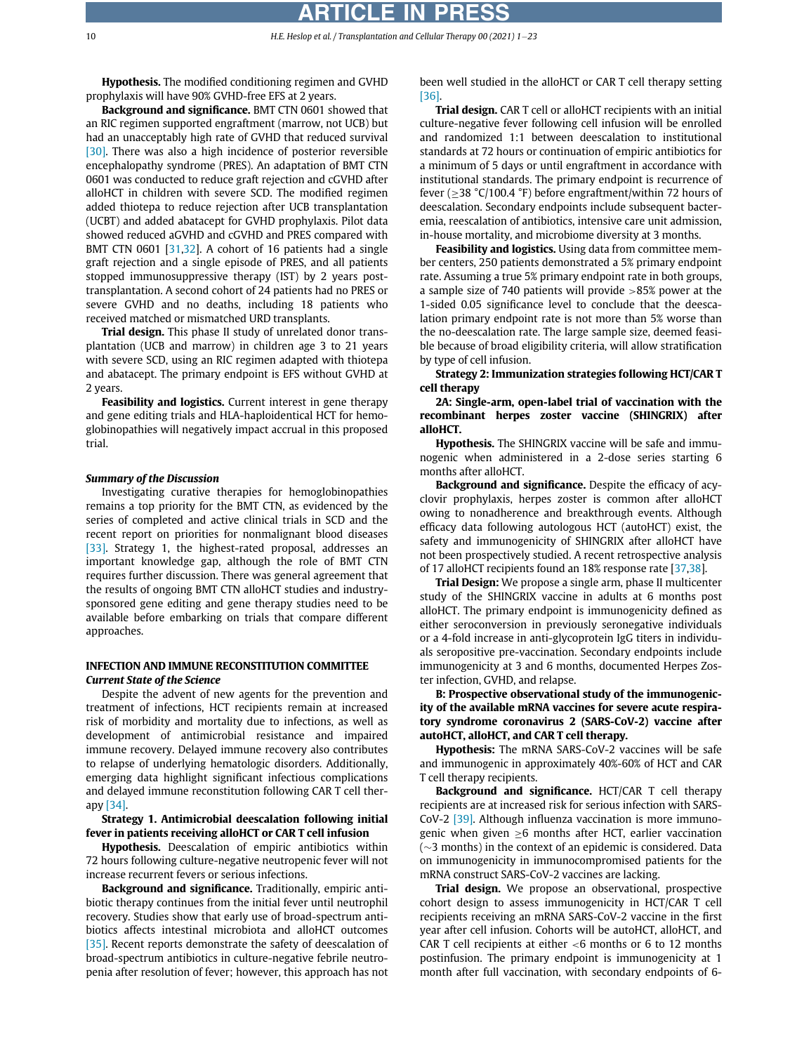**Hypothesis.** The modified conditioning regimen and GVHD prophylaxis will have 90% GVHD-free EFS at 2 years.

**Background and significance.** BMT CTN 0601 showed that an RIC regimen supported engraftment (marrow, not UCB) but had an unacceptably high rate of GVHD that reduced survival [30]. There was also a high incidence of posterior reversible encephalopathy syndrome (PRES). An adaptation of BMT CTN 0601 was conducted to reduce graft rejection and cGVHD after alloHCT in children with severe SCD. The modified regimen added thiotepa to reduce rejection after UCB transplantation (UCBT) and added abatacept for GVHD prophylaxis. Pilot data showed reduced aGVHD and cGVHD and PRES compared with BMT CTN 0601 [31,32]. A cohort of 16 patients had a single graft rejection and a single episode of PRES, and all patients stopped immunosuppressive therapy (IST) by 2 years post-transplantation. A second cohort of 24 patients had no PRES or severe GVHD and no deaths, including 18 patients who received matched or mismatched URD transplants.

**Trial design.** This phase II study of unrelated donor transplantation (UCB and marrow) in children age 3 to 21 years with severe SCD, using an RIC regimen adapted with thiotepa and abatacept. The primary endpoint is EFS without GVHD at 2 years.

**Feasibility and logistics.** Current interest in gene therapy and gene editing trials and HLA-haploidentical HCT for hemoglobinopathies will negatively impact accrual in this proposed trial.

### *Summary of the Discussion*

Investigating curative therapies for hemoglobinopathies remains a top priority for the BMT CTN, as evidenced by the series of completed and active clinical trials in SCD and the recent report on priorities for nonmalignant blood diseases [33]. Strategy 1, the highest-rated proposal, addresses an important knowledge gap, although the role of BMT CTN requires further discussion. There was general agreement that the results of ongoing BMT CTN alloHCT studies and industry-sponsored gene editing and gene therapy studies need to be available before embarking on trials that compare different approaches.

## INFECTION AND IMMUNE RECONSTITUTION COMMITTEE

### *Current State of the Science*

Despite the advent of new agents for the prevention and treatment of infections, HCT recipients remain at increased risk of morbidity and mortality due to infections, as well as development of antimicrobial resistance and impaired immune recovery. Delayed immune recovery also contributes to relapse of underlying hematologic disorders. Additionally, emerging data highlight significant infectious complications and delayed immune reconstitution following CAR T cell therapy [34].

**Strategy 1. Antimicrobial deescalation following initial fever in patients receiving alloHCT or CAR T cell infusion**

**Hypothesis.** Deescalation of empiric antibiotics within 72 hours following culture-negative neutropenic fever will not increase recurrent fevers or serious infections.

**Background and significance.** Traditionally, empiric antibiotic therapy continues from the initial fever until neutrophil recovery. Studies show that early use of broad-spectrum antibiotics affects intestinal microbiota and alloHCT outcomes [35]. Recent reports demonstrate the safety of deescalation of broad-spectrum antibiotics in culture-negative febrile neutropenia after resolution of fever; however, this approach has not been well studied in the alloHCT or CAR T cell therapy setting [36].

**Trial design.** CAR T cell or alloHCT recipients with an initial culture-negative fever following cell infusion will be enrolled and randomized 1:1 between deescalation to institutional standards at 72 hours or continuation of empiric antibiotics for a minimum of 5 days or until engraftment in accordance with institutional standards. The primary endpoint is recurrence of fever (≥38 °C/100.4 °F) before engraftment/within 72 hours of deescalation. Secondary endpoints include subsequent bacteremia, reescalation of antibiotics, intensive care unit admission, in-house mortality, and microbiome diversity at 3 months.

**Feasibility and logistics.** Using data from committee member centers, 250 patients demonstrated a 5% primary endpoint rate. Assuming a true 5% primary endpoint rate in both groups, a sample size of 740 patients will provide >85% power at the 1-sided 0.05 significance level to conclude that the deescalation primary endpoint rate is not more than 5% worse than the no-deescalation rate. The large sample size, deemed feasible because of broad eligibility criteria, will allow stratification by type of cell infusion.

**Strategy 2: Immunization strategies following HCT/CAR T cell therapy**

**2A: Single-arm, open-label trial of vaccination with the recombinant herpes zoster vaccine (SHINGRIX) after alloHCT.**

**Hypothesis.** The SHINGRIX vaccine will be safe and immunogenic when administered in a 2-dose series starting 6 months after alloHCT.

**Background and significance.** Despite the efficacy of acyclovir prophylaxis, herpes zoster is common after alloHCT owing to nonadherence and breakthrough events. Although efficacy data following autologous HCT (autoHCT) exist, the safety and immunogenicity of SHINGRIX after alloHCT have not been prospectively studied. A recent retrospective analysis of 17 alloHCT recipients found an 18% response rate [37,38].

**Trial Design:** We propose a single arm, phase II multicenter study of the SHINGRIX vaccine in adults at 6 months post alloHCT. The primary endpoint is immunogenicity defined as either seroconversion in previously seronegative individuals or a 4-fold increase in anti-glycoprotein IgG titers in individuals seropositive pre-vaccination. Secondary endpoints include immunogenicity at 3 and 6 months, documented Herpes Zoster infection, GVHD, and relapse.

**B: Prospective observational study of the immunogenicity of the available mRNA vaccines for severe acute respiratory syndrome coronavirus 2 (SARS-CoV-2) vaccine after autoHCT, alloHCT, and CAR T cell therapy.**

**Hypothesis:** The mRNA SARS-CoV-2 vaccines will be safe and immunogenic in approximately 40%-60% of HCT and CAR T cell therapy recipients.

**Background and significance.** HCT/CAR T cell therapy recipients are at increased risk for serious infection with SARS-CoV-2 [39]. Although influenza vaccination is more immunogenic when given ≥6 months after HCT, earlier vaccination (~3 months) in the context of an epidemic is considered. Data on immunogenicity in immunocompromised patients for the mRNA construct SARS-CoV-2 vaccines are lacking.

**Trial design.** We propose an observational, prospective cohort design to assess immunogenicity in HCT/CAR T cell recipients receiving an mRNA SARS-CoV-2 vaccine in the first year after cell infusion. Cohorts will be autoHCT, alloHCT, and CAR T cell recipients at either <6 months or 6 to 12 months postinfusion. The primary endpoint is immunogenicity at 1 month after full vaccination, with secondary endpoints of 6-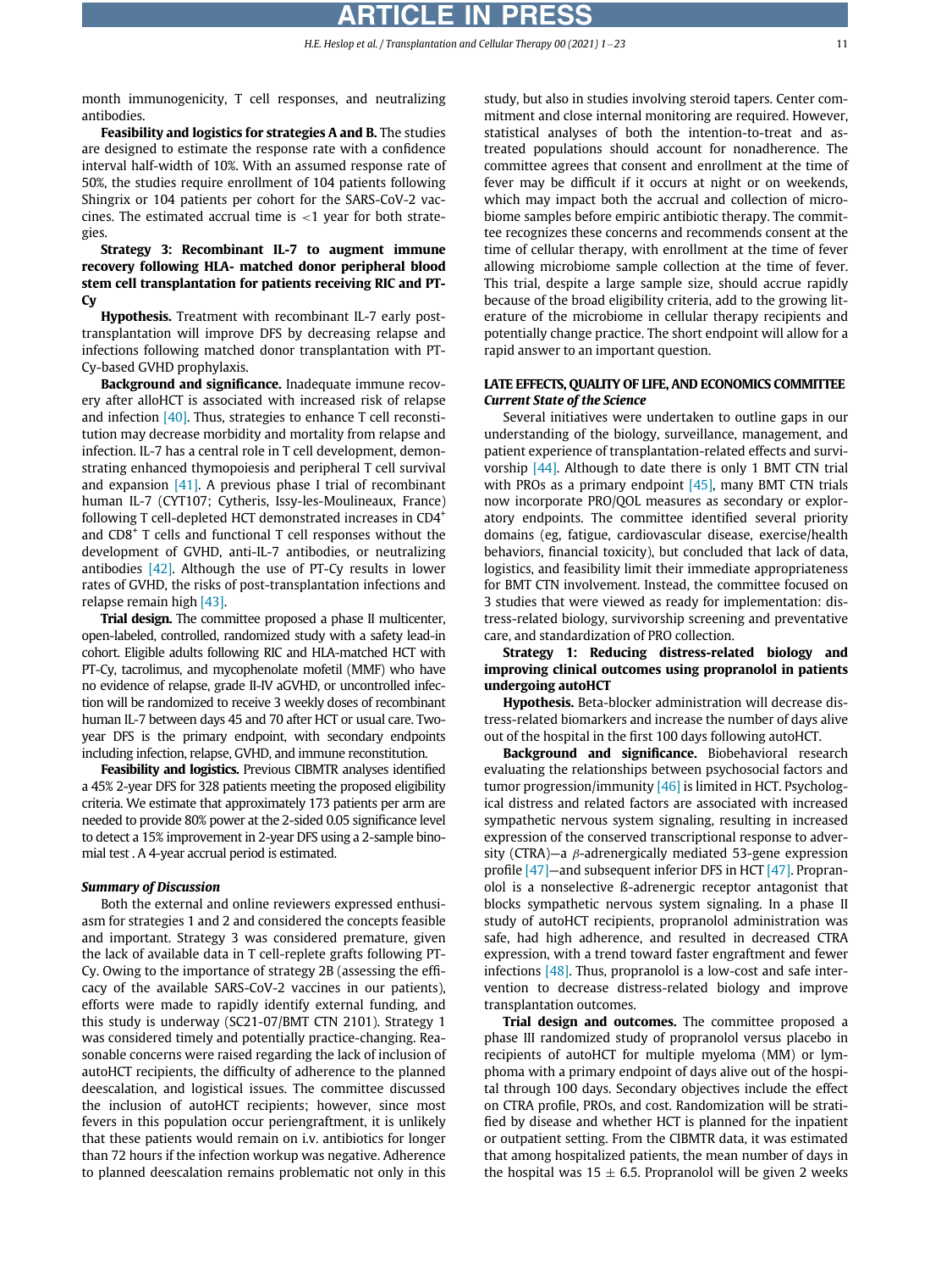month immunogenicity, T cell responses, and neutralizing antibodies.

**Feasibility and logistics for strategies A and B.** The studies are designed to estimate the response rate with a confidence interval half-width of 10%. With an assumed response rate of 50%, the studies require enrollment of 104 patients following Shingrix or 104 patients per cohort for the SARS-CoV-2 vaccines. The estimated accrual time is <1 year for both strategies.

**Strategy 3: Recombinant IL-7 to augment immune recovery following HLA- matched donor peripheral blood stem cell transplantation for patients receiving RIC and PT-Cy**

**Hypothesis.** Treatment with recombinant IL-7 early post-transplantation will improve DFS by decreasing relapse and infections following matched donor transplantation with PT-Cy-based GVHD prophylaxis.

**Background and significance.** Inadequate immune recovery after alloHCT is associated with increased risk of relapse and infection [40]. Thus, strategies to enhance T cell reconstitution may decrease morbidity and mortality from relapse and infection. IL-7 has a central role in T cell development, demonstrating enhanced thymopoiesis and peripheral T cell survival and expansion [41]. A previous phase I trial of recombinant human IL-7 (CYT107; Cytheris, Issy-les-Moulineaux, France) following T cell-depleted HCT demonstrated increases in $CD4^+$ and $CD8^+$ T cells and functional T cell responses without the development of GVHD, anti-IL-7 antibodies, or neutralizing antibodies [42]. Although the use of PT-Cy results in lower rates of GVHD, the risks of post-transplantation infections and relapse remain high [43].

**Trial design.** The committee proposed a phase II multicenter, open-labeled, controlled, randomized study with a safety lead-in cohort. Eligible adults following RIC and HLA-matched HCT with PT-Cy, tacrolimus, and mycophenolate mofetil (MMF) who have no evidence of relapse, grade II-IV aGVHD, or uncontrolled infection will be randomized to receive 3 weekly doses of recombinant human IL-7 between days 45 and 70 after HCT or usual care. Two-year DFS is the primary endpoint, with secondary endpoints including infection, relapse, GVHD, and immune reconstitution.

**Feasibility and logistics.** Previous CIBMTR analyses identified a 45% 2-year DFS for 328 patients meeting the proposed eligibility criteria. We estimate that approximately 173 patients per arm are needed to provide 80% power at the 2-sided 0.05 significance level to detect a 15% improvement in 2-year DFS using a 2-sample binomial test . A 4-year accrual period is estimated.

### *Summary of Discussion*

Both the external and online reviewers expressed enthusiasm for strategies 1 and 2 and considered the concepts feasible and important. Strategy 3 was considered premature, given the lack of available data in T cell-replete grafts following PT-Cy. Owing to the importance of strategy 2B (assessing the efficacy of the available SARS-CoV-2 vaccines in our patients), efforts were made to rapidly identify external funding, and this study is underway (SC21-07/BMT CTN 2101). Strategy 1 was considered timely and potentially practice-changing. Reasonable concerns were raised regarding the lack of inclusion of autoHCT recipients, the difficulty of adherence to the planned deescalation, and logistical issues. The committee discussed the inclusion of autoHCT recipients; however, since most fevers in this population occur periengraftment, it is unlikely that these patients would remain on i.v. antibiotics for longer than 72 hours if the infection workup was negative. Adherence to planned deescalation remains problematic not only in this study, but also in studies involving steroid tapers. Center commitment and close internal monitoring are required. However, statistical analyses of both the intention-to-treat and as-treated populations should account for nonadherence. The committee agrees that consent and enrollment at the time of fever may be difficult if it occurs at night or on weekends, which may impact both the accrual and collection of microbiome samples before empiric antibiotic therapy. The committee recognizes these concerns and recommends consent at the time of cellular therapy, with enrollment at the time of fever allowing microbiome sample collection at the time of fever. This trial, despite a large sample size, should accrue rapidly because of the broad eligibility criteria, add to the growing literature of the microbiome in cellular therapy recipients and potentially change practice. The short endpoint will allow for a rapid answer to an important question.

## LATE EFFECTS, QUALITY OF LIFE, AND ECONOMICS COMMITTEE

### *Current State of the Science*

Several initiatives were undertaken to outline gaps in our understanding of the biology, surveillance, management, and patient experience of transplantation-related effects and survivorship [44]. Although to date there is only 1 BMT CTN trial with PROs as a primary endpoint [45], many BMT CTN trials now incorporate PRO/QOL measures as secondary or exploratory endpoints. The committee identified several priority domains (eg, fatigue, cardiovascular disease, exercise/health behaviors, financial toxicity), but concluded that lack of data, logistics, and feasibility limit their immediate appropriateness for BMT CTN involvement. Instead, the committee focused on 3 studies that were viewed as ready for implementation: distress-related biology, survivorship screening and preventative care, and standardization of PRO collection.

**Strategy 1: Reducing distress-related biology and improving clinical outcomes using propranolol in patients undergoing autoHCT**

**Hypothesis.** Beta-blocker administration will decrease distress-related biomarkers and increase the number of days alive out of the hospital in the first 100 days following autoHCT.

**Background and significance.** Biobehavioral research evaluating the relationships between psychosocial factors and tumor progression/immunity [46] is limited in HCT. Psychological distress and related factors are associated with increased sympathetic nervous system signaling, resulting in increased expression of the conserved transcriptional response to adversity (CTRA)—a $\beta$-adrenergically mediated 53-gene expression profile [47]—and subsequent inferior DFS in HCT [47]. Propranolol is a nonselective ß-adrenergic receptor antagonist that blocks sympathetic nervous system signaling. In a phase II study of autoHCT recipients, propranolol administration was safe, had high adherence, and resulted in decreased CTRA expression, with a trend toward faster engraftment and fewer infections [48]. Thus, propranolol is a low-cost and safe intervention to decrease distress-related biology and improve transplantation outcomes.

**Trial design and outcomes.** The committee proposed a phase III randomized study of propranolol versus placebo in recipients of autoHCT for multiple myeloma (MM) or lymphoma with a primary endpoint of days alive out of the hospital through 100 days. Secondary objectives include the effect on CTRA profile, PROs, and cost. Randomization will be stratified by disease and whether HCT is planned for the inpatient or outpatient setting. From the CIBMTR data, it was estimated that among hospitalized patients, the mean number of days in the hospital was $15 \pm 6.5$. Propranolol will be given 2 weeks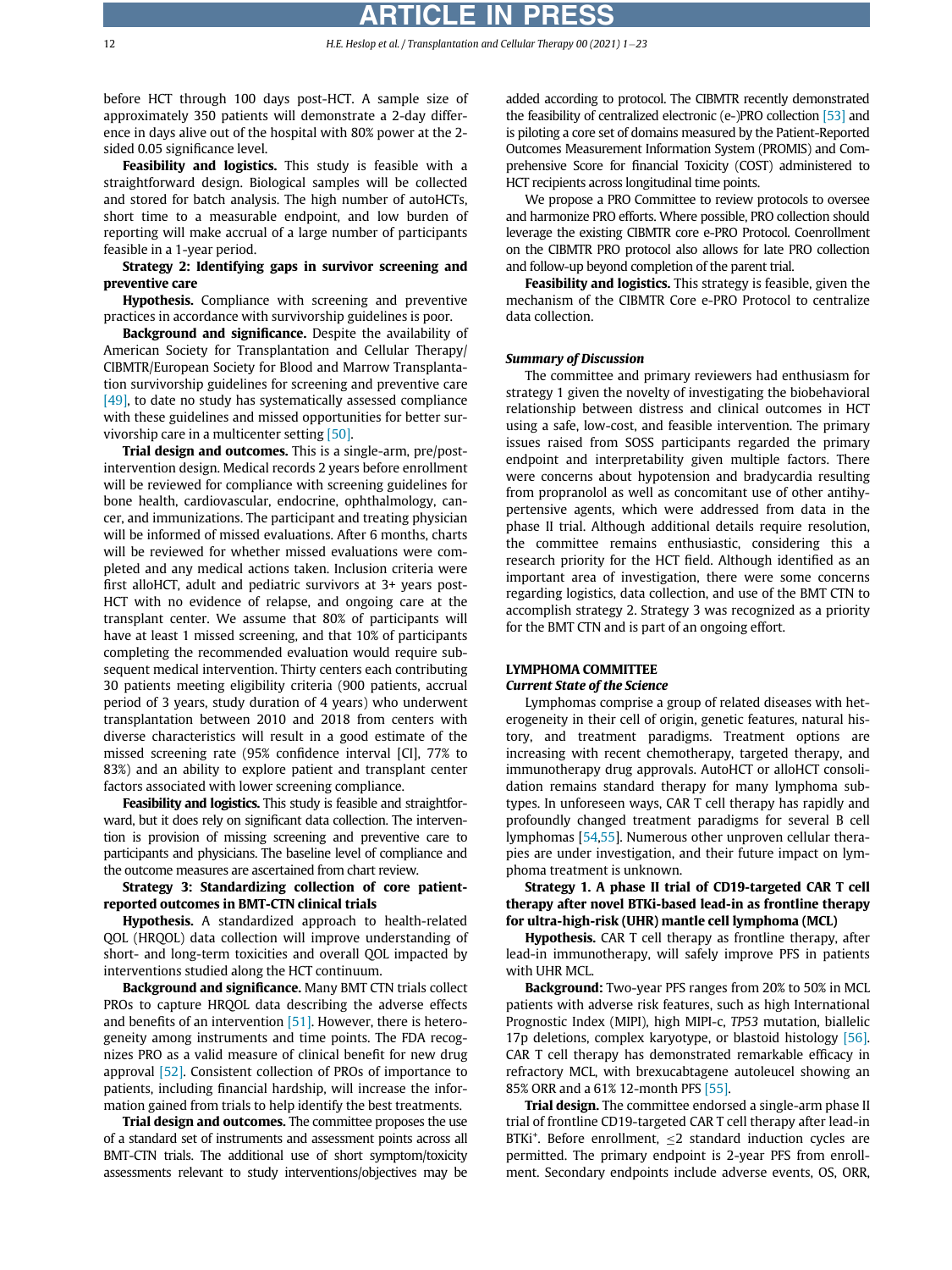before HCT through 100 days post-HCT. A sample size of approximately 350 patients will demonstrate a 2-day difference in days alive out of the hospital with 80% power at the 2-sided 0.05 significance level.

**Feasibility and logistics.** This study is feasible with a straightforward design. Biological samples will be collected and stored for batch analysis. The high number of autoHCTs, short time to a measurable endpoint, and low burden of reporting will make accrual of a large number of participants feasible in a 1-year period.

**Strategy 2: Identifying gaps in survivor screening and preventive care**

**Hypothesis.** Compliance with screening and preventive practices in accordance with survivorship guidelines is poor.

**Background and significance.** Despite the availability of American Society for Transplantation and Cellular Therapy/CIBMTR/European Society for Blood and Marrow Transplantation survivorship guidelines for screening and preventive care [49], to date no study has systematically assessed compliance with these guidelines and missed opportunities for better survivorship care in a multicenter setting [50].

**Trial design and outcomes.** This is a single-arm, pre/post-intervention design. Medical records 2 years before enrollment will be reviewed for compliance with screening guidelines for bone health, cardiovascular, endocrine, ophthalmology, cancer, and immunizations. The participant and treating physician will be informed of missed evaluations. After 6 months, charts will be reviewed for whether missed evaluations were completed and any medical actions taken. Inclusion criteria were first alloHCT, adult and pediatric survivors at 3+ years post-HCT with no evidence of relapse, and ongoing care at the transplant center. We assume that 80% of participants will have at least 1 missed screening, and that 10% of participants completing the recommended evaluation would require subsequent medical intervention. Thirty centers each contributing 30 patients meeting eligibility criteria (900 patients, accrual period of 3 years, study duration of 4 years) who underwent transplantation between 2010 and 2018 from centers with diverse characteristics will result in a good estimate of the missed screening rate (95% confidence interval [CI], 77% to 83%) and an ability to explore patient and transplant center factors associated with lower screening compliance.

**Feasibility and logistics.** This study is feasible and straightforward, but it does rely on significant data collection. The intervention is provision of missing screening and preventive care to participants and physicians. The baseline level of compliance and the outcome measures are ascertained from chart review.

**Strategy 3: Standardizing collection of core patient-reported outcomes in BMT-CTN clinical trials**

**Hypothesis.** A standardized approach to health-related QOL (HRQOL) data collection will improve understanding of short- and long-term toxicities and overall QOL impacted by interventions studied along the HCT continuum.

**Background and significance.** Many BMT CTN trials collect PROs to capture HRQOL data describing the adverse effects and benefits of an intervention [51]. However, there is heterogeneity among instruments and time points. The FDA recognizes PRO as a valid measure of clinical benefit for new drug approval [52]. Consistent collection of PROs of importance to patients, including financial hardship, will increase the information gained from trials to help identify the best treatments.

**Trial design and outcomes.** The committee proposes the use of a standard set of instruments and assessment points across all BMT-CTN trials. The additional use of short symptom/toxicity assessments relevant to study interventions/objectives may be added according to protocol. The CIBMTR recently demonstrated the feasibility of centralized electronic (e-)PRO collection [53] and is piloting a core set of domains measured by the Patient-Reported Outcomes Measurement Information System (PROMIS) and Comprehensive Score for financial Toxicity (COST) administered to HCT recipients across longitudinal time points.

We propose a PRO Committee to review protocols to oversee and harmonize PRO efforts. Where possible, PRO collection should leverage the existing CIBMTR core e-PRO Protocol. Coenrollment on the CIBMTR PRO protocol also allows for late PRO collection and follow-up beyond completion of the parent trial.

**Feasibility and logistics.** This strategy is feasible, given the mechanism of the CIBMTR Core e-PRO Protocol to centralize data collection.

### *Summary of Discussion*

The committee and primary reviewers had enthusiasm for strategy 1 given the novelty of investigating the biobehavioral relationship between distress and clinical outcomes in HCT using a safe, low-cost, and feasible intervention. The primary issues raised from SOSS participants regarded the primary endpoint and interpretability given multiple factors. There were concerns about hypotension and bradycardia resulting from propranolol as well as concomitant use of other antihypertensive agents, which were addressed from data in the phase II trial. Although additional details require resolution, the committee remains enthusiastic, considering this a research priority for the HCT field. Although identified as an important area of investigation, there were some concerns regarding logistics, data collection, and use of the BMT CTN to accomplish strategy 2. Strategy 3 was recognized as a priority for the BMT CTN and is part of an ongoing effort.

## LYMPHOMA COMMITTEE

### *Current State of the Science*

Lymphomas comprise a group of related diseases with heterogeneity in their cell of origin, genetic features, natural history, and treatment paradigms. Treatment options are increasing with recent chemotherapy, targeted therapy, and immunotherapy drug approvals. AutoHCT or alloHCT consolidation remains standard therapy for many lymphoma subtypes. In unforeseen ways, CAR T cell therapy has rapidly and profoundly changed treatment paradigms for several B cell lymphomas [54,55]. Numerous other unproven cellular therapies are under investigation, and their future impact on lymphoma treatment is unknown.

**Strategy 1. A phase II trial of CD19-targeted CAR T cell therapy after novel BTKi-based lead-in as frontline therapy for ultra-high-risk (UHR) mantle cell lymphoma (MCL)**

**Hypothesis.** CAR T cell therapy as frontline therapy, after lead-in immunotherapy, will safely improve PFS in patients with UHR MCL.

**Background:** Two-year PFS ranges from 20% to 50% in MCL patients with adverse risk features, such as high International Prognostic Index (MIPI), high MIPI-c, *TP53* mutation, biallelic 17p deletions, complex karyotype, or blastoid histology [56]. CAR T cell therapy has demonstrated remarkable efficacy in refractory MCL, with brexucabtagene autoleucel showing an 85% ORR and a 61% 12-month PFS [55].

**Trial design.** The committee endorsed a single-arm phase II trial of frontline CD19-targeted CAR T cell therapy after lead-in BTKi$^{+}$. Before enrollment, ≤2 standard induction cycles are permitted. The primary endpoint is 2-year PFS from enrollment. Secondary endpoints include adverse events, OS, ORR,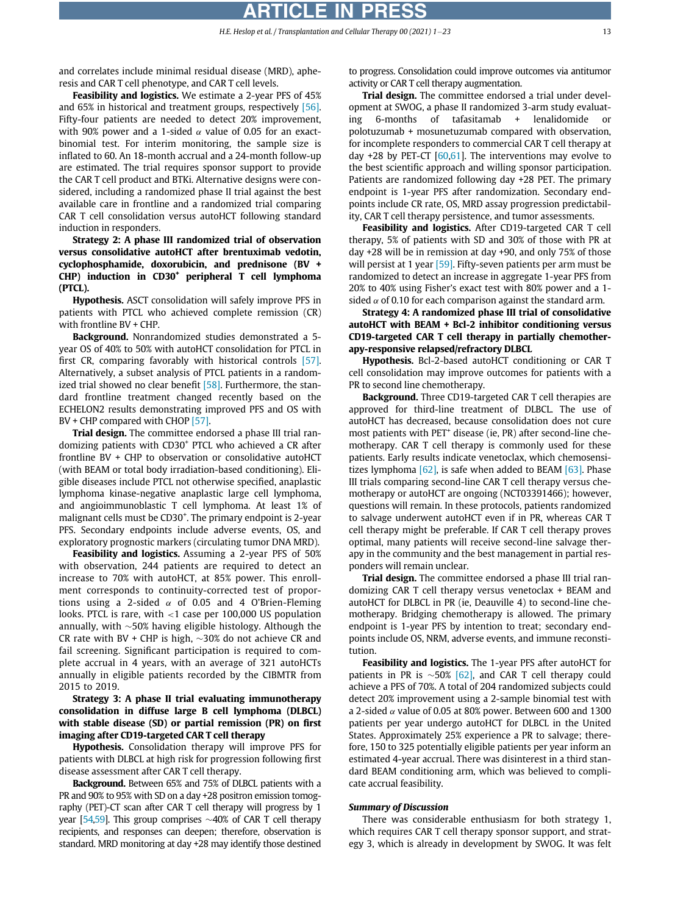and correlates include minimal residual disease (MRD), apheresis and CAR T cell phenotype, and CAR T cell levels.

**Feasibility and logistics.** We estimate a 2-year PFS of 45% and 65% in historical and treatment groups, respectively [56]. Fifty-four patients are needed to detect 20% improvement, with 90% power and a 1-sided $\alpha$ value of 0.05 for an exact-binomial test. For interim monitoring, the sample size is inflated to 60. An 18-month accrual and a 24-month follow-up are estimated. The trial requires sponsor support to provide the CAR T cell product and BTKi. Alternative designs were considered, including a randomized phase II trial against the best available care in frontline and a randomized trial comparing CAR T cell consolidation versus autoHCT following standard induction in responders.

**Strategy 2: A phase III randomized trial of observation versus consolidative autoHCT after brentuximab vedotin, cyclophosphamide, doxorubicin, and prednisone (BV + CHP) induction in CD30$^{+}$ peripheral T cell lymphoma (PTCL).**

**Hypothesis.** ASCT consolidation will safely improve PFS in patients with PTCL who achieved complete remission (CR) with frontline BV + CHP.

**Background.** Nonrandomized studies demonstrated a 5-year OS of 40% to 50% with autoHCT consolidation for PTCL in first CR, comparing favorably with historical controls [57]. Alternatively, a subset analysis of PTCL patients in a randomized trial showed no clear benefit [58]. Furthermore, the standard frontline treatment changed recently based on the ECHELON2 results demonstrating improved PFS and OS with BV + CHP compared with CHOP [57].

**Trial design.** The committee endorsed a phase III trial randomizing patients with CD30$^{+}$ PTCL who achieved a CR after frontline BV + CHP to observation or consolidative autoHCT (with BEAM or total body irradiation-based conditioning). Eligible diseases include PTCL not otherwise specified, anaplastic lymphoma kinase-negative anaplastic large cell lymphoma, and angioimmunoblastic T cell lymphoma. At least 1% of malignant cells must be CD30$^{+}$. The primary endpoint is 2-year PFS. Secondary endpoints include adverse events, OS, and exploratory prognostic markers (circulating tumor DNA MRD).

**Feasibility and logistics.** Assuming a 2-year PFS of 50% with observation, 244 patients are required to detect an increase to 70% with autoHCT, at 85% power. This enrollment corresponds to continuity-corrected test of proportions using a 2-sided $\alpha$ of 0.05 and 4 O'Brien-Fleming looks. PTCL is rare, with <1 case per 100,000 US population annually, with ~50% having eligible histology. Although the CR rate with BV + CHP is high, ~30% do not achieve CR and fail screening. Significant participation is required to complete accrual in 4 years, with an average of 321 autoHCTs annually in eligible patients recorded by the CIBMTR from 2015 to 2019.

**Strategy 3: A phase II trial evaluating immunotherapy consolidation in diffuse large B cell lymphoma (DLBCL) with stable disease (SD) or partial remission (PR) on first imaging after CD19-targeted CAR T cell therapy**

**Hypothesis.** Consolidation therapy will improve PFS for patients with DLBCL at high risk for progression following first disease assessment after CAR T cell therapy.

**Background.** Between 65% and 75% of DLBCL patients with a PR and 90% to 95% with SD on a day +28 positron emission tomography (PET)-CT scan after CAR T cell therapy will progress by 1 year [54,59]. This group comprises ~40% of CAR T cell therapy recipients, and responses can deepen; therefore, observation is standard. MRD monitoring at day +28 may identify those destined to progress. Consolidation could improve outcomes via antitumor activity or CAR T cell therapy augmentation.

**Trial design.** The committee endorsed a trial under development at SWOG, a phase II randomized 3-arm study evaluating 6-months of tafasitamab + lenalidomide or polotuzumab + mosunetuzumab compared with observation, for incomplete responders to commercial CAR T cell therapy at day +28 by PET-CT [60,61]. The interventions may evolve to the best scientific approach and willing sponsor participation. Patients are randomized following day +28 PET. The primary endpoint is 1-year PFS after randomization. Secondary endpoints include CR rate, OS, MRD assay progression predictability, CAR T cell therapy persistence, and tumor assessments.

**Feasibility and logistics.** After CD19-targeted CAR T cell therapy, 5% of patients with SD and 30% of those with PR at day +28 will be in remission at day +90, and only 75% of those will persist at 1 year [59]. Fifty-seven patients per arm must be randomized to detect an increase in aggregate 1-year PFS from 20% to 40% using Fisher's exact test with 80% power and a 1-sided $\alpha$ of 0.10 for each comparison against the standard arm.

**Strategy 4: A randomized phase III trial of consolidative autoHCT with BEAM + Bcl-2 inhibitor conditioning versus CD19-targeted CAR T cell therapy in partially chemotherapy-responsive relapsed/refractory DLBCL**

**Hypothesis.** Bcl-2-based autoHCT conditioning or CAR T cell consolidation may improve outcomes for patients with a PR to second line chemotherapy.

**Background.** Three CD19-targeted CAR T cell therapies are approved for third-line treatment of DLBCL. The use of autoHCT has decreased, because consolidation does not cure most patients with PET$^{+}$ disease (ie, PR) after second-line chemotherapy. CAR T cell therapy is commonly used for these patients. Early results indicate venetoclax, which chemosensitizes lymphoma [62], is safe when added to BEAM [63]. Phase III trials comparing second-line CAR T cell therapy versus chemotherapy or autoHCT are ongoing (NCT03391466); however, questions will remain. In these protocols, patients randomized to salvage underwent autoHCT even if in PR, whereas CAR T cell therapy might be preferable. If CAR T cell therapy proves optimal, many patients will receive second-line salvage therapy in the community and the best management in partial responders will remain unclear.

**Trial design.** The committee endorsed a phase III trial randomizing CAR T cell therapy versus venetoclax + BEAM and autoHCT for DLBCL in PR (ie, Deauville 4) to second-line chemotherapy. Bridging chemotherapy is allowed. The primary endpoint is 1-year PFS by intention to treat; secondary endpoints include OS, NRM, adverse events, and immune reconstitution.

**Feasibility and logistics.** The 1-year PFS after autoHCT for patients in PR is ~50% [62], and CAR T cell therapy could achieve a PFS of 70%. A total of 204 randomized subjects could detect 20% improvement using a 2-sample binomial test with a 2-sided $\alpha$ value of 0.05 at 80% power. Between 600 and 1300 patients per year undergo autoHCT for DLBCL in the United States. Approximately 25% experience a PR to salvage; therefore, 150 to 325 potentially eligible patients per year inform an estimated 4-year accrual. There was disinterest in a third standard BEAM conditioning arm, which was believed to complicate accrual feasibility.

#### *Summary of Discussion*

There was considerable enthusiasm for both strategy 1, which requires CAR T cell therapy sponsor support, and strategy 3, which is already in development by SWOG. It was felt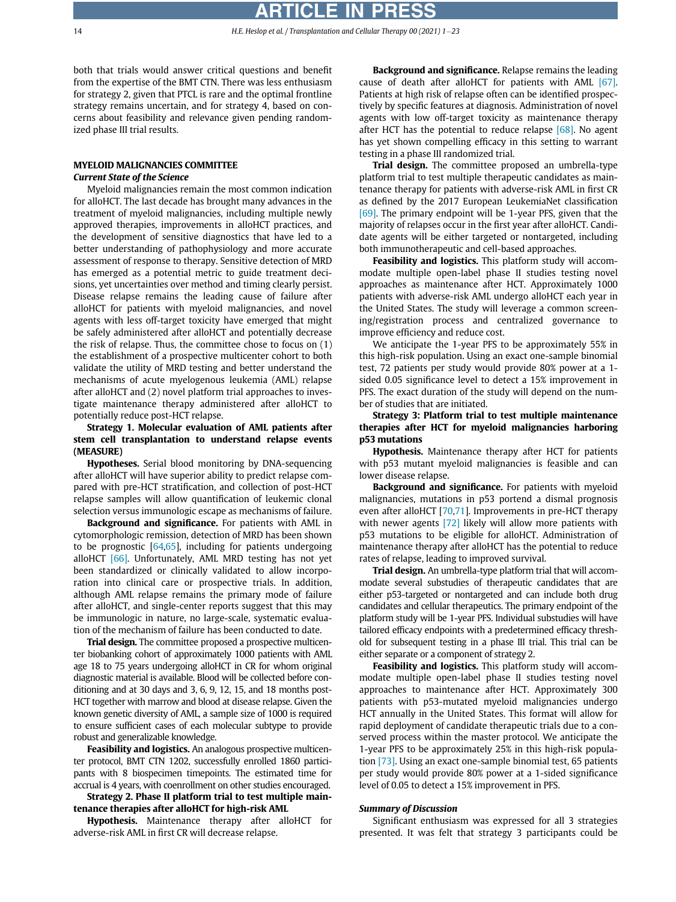both that trials would answer critical questions and benefit from the expertise of the BMT CTN. There was less enthusiasm for strategy 2, given that PTCL is rare and the optimal frontline strategy remains uncertain, and for strategy 4, based on concerns about feasibility and relevance given pending randomized phase III trial results.

## MYELOID MALIGNANCIES COMMITTEE

### *Current State of the Science*

Myeloid malignancies remain the most common indication for alloHCT. The last decade has brought many advances in the treatment of myeloid malignancies, including multiple newly approved therapies, improvements in alloHCT practices, and the development of sensitive diagnostics that have led to a better understanding of pathophysiology and more accurate assessment of response to therapy. Sensitive detection of MRD has emerged as a potential metric to guide treatment decisions, yet uncertainties over method and timing clearly persist. Disease relapse remains the leading cause of failure after alloHCT for patients with myeloid malignancies, and novel agents with less off-target toxicity have emerged that might be safely administered after alloHCT and potentially decrease the risk of relapse. Thus, the committee chose to focus on (1) the establishment of a prospective multicenter cohort to both validate the utility of MRD testing and better understand the mechanisms of acute myelogenous leukemia (AML) relapse after alloHCT and (2) novel platform trial approaches to investigate maintenance therapy administered after alloHCT to potentially reduce post-HCT relapse.

**Strategy 1. Molecular evaluation of AML patients after stem cell transplantation to understand relapse events (MEASURE)**

**Hypotheses.** Serial blood monitoring by DNA-sequencing after alloHCT will have superior ability to predict relapse compared with pre-HCT stratification, and collection of post-HCT relapse samples will allow quantification of leukemic clonal selection versus immunologic escape as mechanisms of failure.

**Background and significance.** For patients with AML in cytomorphologic remission, detection of MRD has been shown to be prognostic [64,65], including for patients undergoing alloHCT [66]. Unfortunately, AML MRD testing has not yet been standardized or clinically validated to allow incorporation into clinical care or prospective trials. In addition, although AML relapse remains the primary mode of failure after alloHCT, and single-center reports suggest that this may be immunologic in nature, no large-scale, systematic evaluation of the mechanism of failure has been conducted to date.

**Trial design.** The committee proposed a prospective multicenter biobanking cohort of approximately 1000 patients with AML age 18 to 75 years undergoing alloHCT in CR for whom original diagnostic material is available. Blood will be collected before conditioning and at 30 days and 3, 6, 9, 12, 15, and 18 months post-HCT together with marrow and blood at disease relapse. Given the known genetic diversity of AML, a sample size of 1000 is required to ensure sufficient cases of each molecular subtype to provide robust and generalizable knowledge.

**Feasibility and logistics.** An analogous prospective multicenter protocol, BMT CTN 1202, successfully enrolled 1860 participants with 8 biospecimen timepoints. The estimated time for accrual is 4 years, with coenrollment on other studies encouraged.

**Strategy 2. Phase II platform trial to test multiple maintenance therapies after alloHCT for high-risk AML**

**Hypothesis.** Maintenance therapy after alloHCT for adverse-risk AML in first CR will decrease relapse.

**Background and significance.** Relapse remains the leading cause of death after alloHCT for patients with AML [67]. Patients at high risk of relapse often can be identified prospectively by specific features at diagnosis. Administration of novel agents with low off-target toxicity as maintenance therapy after HCT has the potential to reduce relapse [68]. No agent has yet shown compelling efficacy in this setting to warrant testing in a phase III randomized trial.

**Trial design.** The committee proposed an umbrella-type platform trial to test multiple therapeutic candidates as maintenance therapy for patients with adverse-risk AML in first CR as defined by the 2017 European LeukemiaNet classification [69]. The primary endpoint will be 1-year PFS, given that the majority of relapses occur in the first year after alloHCT. Candidate agents will be either targeted or nontargeted, including both immunotherapeutic and cell-based approaches.

**Feasibility and logistics.** This platform study will accommodate multiple open-label phase II studies testing novel approaches as maintenance after HCT. Approximately 1000 patients with adverse-risk AML undergo alloHCT each year in the United States. The study will leverage a common screening/registration process and centralized governance to improve efficiency and reduce cost.

We anticipate the 1-year PFS to be approximately 55% in this high-risk population. Using an exact one-sample binomial test, 72 patients per study would provide 80% power at a 1-sided 0.05 significance level to detect a 15% improvement in PFS. The exact duration of the study will depend on the number of studies that are initiated.

**Strategy 3: Platform trial to test multiple maintenance therapies after HCT for myeloid malignancies harboring p53 mutations**

**Hypothesis.** Maintenance therapy after HCT for patients with p53 mutant myeloid malignancies is feasible and can lower disease relapse.

**Background and significance.** For patients with myeloid malignancies, mutations in p53 portend a dismal prognosis even after alloHCT [70,71]. Improvements in pre-HCT therapy with newer agents [72] likely will allow more patients with p53 mutations to be eligible for alloHCT. Administration of maintenance therapy after alloHCT has the potential to reduce rates of relapse, leading to improved survival.

**Trial design.** An umbrella-type platform trial that will accommodate several substudies of therapeutic candidates that are either p53-targeted or nontargeted and can include both drug candidates and cellular therapeutics. The primary endpoint of the platform study will be 1-year PFS. Individual substudies will have tailored efficacy endpoints with a predetermined efficacy threshold for subsequent testing in a phase III trial. This trial can be either separate or a component of strategy 2.

**Feasibility and logistics.** This platform study will accommodate multiple open-label phase II studies testing novel approaches to maintenance after HCT. Approximately 300 patients with p53-mutated myeloid malignancies undergo HCT annually in the United States. This format will allow for rapid deployment of candidate therapeutic trials due to a conserved process within the master protocol. We anticipate the 1-year PFS to be approximately 25% in this high-risk population [73]. Using an exact one-sample binomial test, 65 patients per study would provide 80% power at a 1-sided significance level of 0.05 to detect a 15% improvement in PFS.

### *Summary of Discussion*

Significant enthusiasm was expressed for all 3 strategies presented. It was felt that strategy 3 participants could be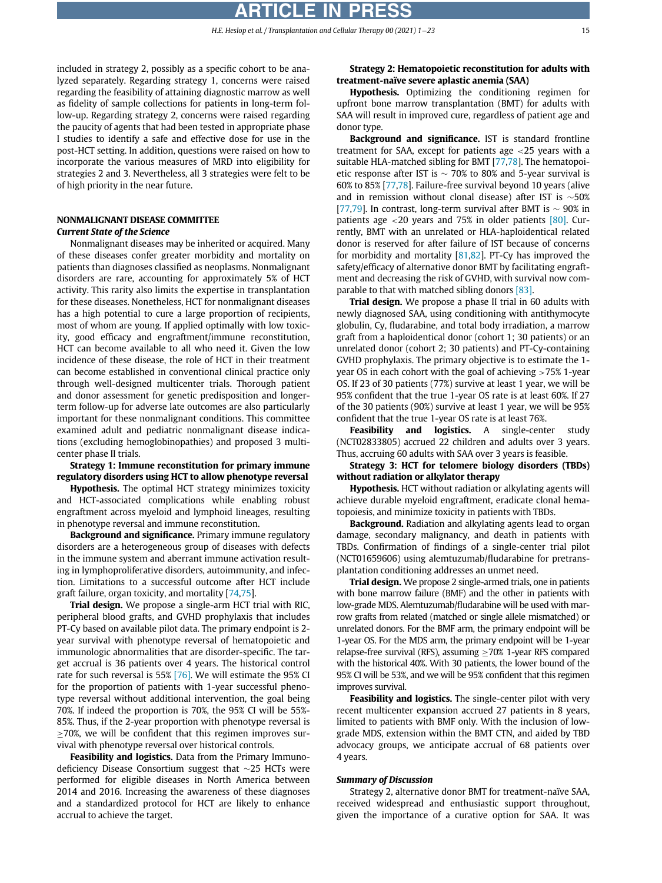included in strategy 2, possibly as a specific cohort to be analyzed separately. Regarding strategy 1, concerns were raised regarding the feasibility of attaining diagnostic marrow as well as fidelity of sample collections for patients in long-term follow-up. Regarding strategy 2, concerns were raised regarding the paucity of agents that had been tested in appropriate phase I studies to identify a safe and effective dose for use in the post-HCT setting. In addition, questions were raised on how to incorporate the various measures of MRD into eligibility for strategies 2 and 3. Nevertheless, all 3 strategies were felt to be of high priority in the near future.

## NONMALIGNANT DISEASE COMMITTEE

### *Current State of the Science*

Nonmalignant diseases may be inherited or acquired. Many of these diseases confer greater morbidity and mortality on patients than diagnoses classified as neoplasms. Nonmalignant disorders are rare, accounting for approximately 5% of HCT activity. This rarity also limits the expertise in transplantation for these diseases. Nonetheless, HCT for nonmalignant diseases has a high potential to cure a large proportion of recipients, most of whom are young. If applied optimally with low toxicity, good efficacy and engraftment/immune reconstitution, HCT can become available to all who need it. Given the low incidence of these disease, the role of HCT in their treatment can become established in conventional clinical practice only through well-designed multicenter trials. Thorough patient and donor assessment for genetic predisposition and longer-term follow-up for adverse late outcomes are also particularly important for these nonmalignant conditions. This committee examined adult and pediatric nonmalignant disease indications (excluding hemoglobinopathies) and proposed 3 multicenter phase II trials.

**Strategy 1: Immune reconstitution for primary immune regulatory disorders using HCT to allow phenotype reversal**

**Hypothesis.** The optimal HCT strategy minimizes toxicity and HCT-associated complications while enabling robust engraftment across myeloid and lymphoid lineages, resulting in phenotype reversal and immune reconstitution.

**Background and significance.** Primary immune regulatory disorders are a heterogeneous group of diseases with defects in the immune system and aberrant immune activation resulting in lymphoproliferative disorders, autoimmunity, and infection. Limitations to a successful outcome after HCT include graft failure, organ toxicity, and mortality [74,75].

**Trial design.** We propose a single-arm HCT trial with RIC, peripheral blood grafts, and GVHD prophylaxis that includes PT-Cy based on available pilot data. The primary endpoint is 2-year survival with phenotype reversal of hematopoietic and immunologic abnormalities that are disorder-specific. The target accrual is 36 patients over 4 years. The historical control rate for such reversal is 55% [76]. We will estimate the 95% CI for the proportion of patients with 1-year successful phenotype reversal without additional intervention, the goal being 70%. If indeed the proportion is 70%, the 95% CI will be 55%-85%. Thus, if the 2-year proportion with phenotype reversal is ≥70%, we will be confident that this regimen improves survival with phenotype reversal over historical controls.

**Feasibility and logistics.** Data from the Primary Immunodeficiency Disease Consortium suggest that ~25 HCTs were performed for eligible diseases in North America between 2014 and 2016. Increasing the awareness of these diagnoses and a standardized protocol for HCT are likely to enhance accrual to achieve the target.

**Strategy 2: Hematopoietic reconstitution for adults with treatment-naïve severe aplastic anemia (SAA)**

**Hypothesis.** Optimizing the conditioning regimen for upfront bone marrow transplantation (BMT) for adults with SAA will result in improved cure, regardless of patient age and donor type.

**Background and significance.** IST is standard frontline treatment for SAA, except for patients age <25 years with a suitable HLA-matched sibling for BMT [77,78]. The hematopoietic response after IST is ~ 70% to 80% and 5-year survival is 60% to 85% [77,78]. Failure-free survival beyond 10 years (alive and in remission without clonal disease) after IST is ~50% [77,79]. In contrast, long-term survival after BMT is ~ 90% in patients age <20 years and 75% in older patients [80]. Currently, BMT with an unrelated or HLA-haploidentical related donor is reserved for after failure of IST because of concerns for morbidity and mortality [81,82]. PT-Cy has improved the safety/efficacy of alternative donor BMT by facilitating engraftment and decreasing the risk of GVHD, with survival now comparable to that with matched sibling donors [83].

**Trial design.** We propose a phase II trial in 60 adults with newly diagnosed SAA, using conditioning with antithymocyte globulin, Cy, fludarabine, and total body irradiation, a marrow graft from a haploidentical donor (cohort 1; 30 patients) or an unrelated donor (cohort 2; 30 patients) and PT-Cy-containing GVHD prophylaxis. The primary objective is to estimate the 1-year OS in each cohort with the goal of achieving >75% 1-year OS. If 23 of 30 patients (77%) survive at least 1 year, we will be 95% confident that the true 1-year OS rate is at least 60%. If 27 of the 30 patients (90%) survive at least 1 year, we will be 95% confident that the true 1-year OS rate is at least 76%.

**Feasibility and logistics.** A single-center study (NCT02833805) accrued 22 children and adults over 3 years. Thus, accruing 60 adults with SAA over 3 years is feasible.

**Strategy 3: HCT for telomere biology disorders (TBDs) without radiation or alkylator therapy**

**Hypothesis.** HCT without radiation or alkylating agents will achieve durable myeloid engraftment, eradicate clonal hematopoiesis, and minimize toxicity in patients with TBDs.

**Background.** Radiation and alkylating agents lead to organ damage, secondary malignancy, and death in patients with TBDs. Confirmation of findings of a single-center trial pilot (NCT01659606) using alemtuzumab/fludarabine for pretransplantation conditioning addresses an unmet need.

**Trial design.** We propose 2 single-armed trials, one in patients with bone marrow failure (BMF) and the other in patients with low-grade MDS. Alemtuzumab/fludarabine will be used with marrow grafts from related (matched or single allele mismatched) or unrelated donors. For the BMF arm, the primary endpoint will be 1-year OS. For the MDS arm, the primary endpoint will be 1-year relapse-free survival (RFS), assuming ≥70% 1-year RFS compared with the historical 40%. With 30 patients, the lower bound of the 95% CI will be 53%, and we will be 95% confident that this regimen improves survival.

**Feasibility and logistics.** The single-center pilot with very recent multicenter expansion accrued 27 patients in 8 years, limited to patients with BMF only. With the inclusion of low-grade MDS, extension within the BMT CTN, and aided by TBD advocacy groups, we anticipate accrual of 68 patients over 4 years.

### *Summary of Discussion*

Strategy 2, alternative donor BMT for treatment-naïve SAA, received widespread and enthusiastic support throughout, given the importance of a curative option for SAA. It was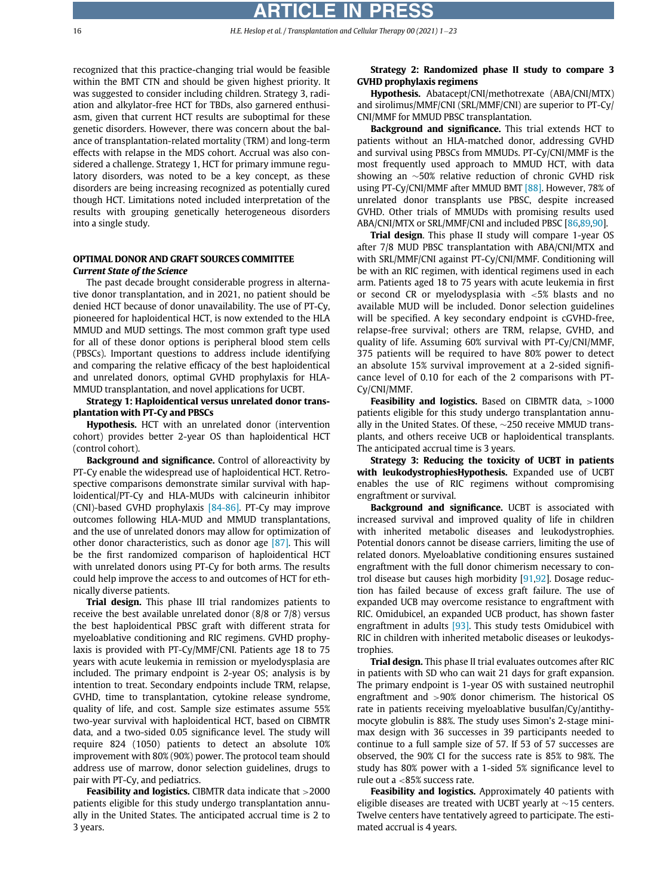recognized that this practice-changing trial would be feasible within the BMT CTN and should be given highest priority. It was suggested to consider including children. Strategy 3, radiation and alkylator-free HCT for TBDs, also garnered enthusiasm, given that current HCT results are suboptimal for these genetic disorders. However, there was concern about the balance of transplantation-related mortality (TRM) and long-term effects with relapse in the MDS cohort. Accrual was also considered a challenge. Strategy 1, HCT for primary immune regulatory disorders, was noted to be a key concept, as these disorders are being increasing recognized as potentially cured though HCT. Limitations noted included interpretation of the results with grouping genetically heterogeneous disorders into a single study.

## OPTIMAL DONOR AND GRAFT SOURCES COMMITTEE

### *Current State of the Science*

The past decade brought considerable progress in alternative donor transplantation, and in 2021, no patient should be denied HCT because of donor unavailability. The use of PT-Cy, pioneered for haploidentical HCT, is now extended to the HLA MMUD and MUD settings. The most common graft type used for all of these donor options is peripheral blood stem cells (PBSCs). Important questions to address include identifying and comparing the relative efficacy of the best haploidentical and unrelated donors, optimal GVHD prophylaxis for HLA-MMUD transplantation, and novel applications for UCBT.

**Strategy 1: Haploidentical versus unrelated donor transplantation with PT-Cy and PBSCs**

**Hypothesis.** HCT with an unrelated donor (intervention cohort) provides better 2-year OS than haploidentical HCT (control cohort).

**Background and significance.** Control of alloreactivity by PT-Cy enable the widespread use of haploidentical HCT. Retrospective comparisons demonstrate similar survival with haploidentical/PT-Cy and HLA-MUDs with calcineurin inhibitor (CNI)-based GVHD prophylaxis [84-86]. PT-Cy may improve outcomes following HLA-MUD and MMUD transplantations, and the use of unrelated donors may allow for optimization of other donor characteristics, such as donor age [87]. This will be the first randomized comparison of haploidentical HCT with unrelated donors using PT-Cy for both arms. The results could help improve the access to and outcomes of HCT for ethnically diverse patients.

**Trial design.** This phase III trial randomizes patients to receive the best available unrelated donor (8/8 or 7/8) versus the best haploidentical PBSC graft with different strata for myeloablative conditioning and RIC regimens. GVHD prophylaxis is provided with PT-Cy/MMF/CNI. Patients age 18 to 75 years with acute leukemia in remission or myelodysplasia are included. The primary endpoint is 2-year OS; analysis is by intention to treat. Secondary endpoints include TRM, relapse, GVHD, time to transplantation, cytokine release syndrome, quality of life, and cost. Sample size estimates assume 55% two-year survival with haploidentical HCT, based on CIBMTR data, and a two-sided 0.05 significance level. The study will require 824 (1050) patients to detect an absolute 10% improvement with 80% (90%) power. The protocol team should address use of marrow, donor selection guidelines, drugs to pair with PT-Cy, and pediatrics.

**Feasibility and logistics.** CIBMTR data indicate that >2000 patients eligible for this study undergo transplantation annually in the United States. The anticipated accrual time is 2 to 3 years.

**Strategy 2: Randomized phase II study to compare 3 GVHD prophylaxis regimens**

**Hypothesis.** Abatacept/CNI/methotrexate (ABA/CNI/MTX) and sirolimus/MMF/CNI (SRL/MMF/CNI) are superior to PT-Cy/CNI/MMF for MMUD PBSC transplantation.

**Background and significance.** This trial extends HCT to patients without an HLA-matched donor, addressing GVHD and survival using PBSCs from MMUDs. PT-Cy/CNI/MMF is the most frequently used approach to MMUD HCT, with data showing an ~50% relative reduction of chronic GVHD risk using PT-Cy/CNI/MMF after MMUD BMT [88]. However, 78% of unrelated donor transplants use PBSC, despite increased GVHD. Other trials of MMUDs with promising results used ABA/CNI/MTX or SRL/MMF/CNI and included PBSC [86,89,90].

**Trial design.** This phase II study will compare 1-year OS after 7/8 MUD PBSC transplantation with ABA/CNI/MTX and with SRL/MMF/CNI against PT-Cy/CNI/MMF. Conditioning will be with an RIC regimen, with identical regimens used in each arm. Patients aged 18 to 75 years with acute leukemia in first or second CR or myelodysplasia with <5% blasts and no available MUD will be included. Donor selection guidelines will be specified. A key secondary endpoint is cGVHD-free, relapse-free survival; others are TRM, relapse, GVHD, and quality of life. Assuming 60% survival with PT-Cy/CNI/MMF, 375 patients will be required to have 80% power to detect an absolute 15% survival improvement at a 2-sided significance level of 0.10 for each of the 2 comparisons with PT-Cy/CNI/MMF.

**Feasibility and logistics.** Based on CIBMTR data, >1000 patients eligible for this study undergo transplantation annually in the United States. Of these, ~250 receive MMUD transplants, and others receive UCB or haploidentical transplants. The anticipated accrual time is 3 years.

**Strategy 3: Reducing the toxicity of UCBT in patients with leukodystrophies**

**Hypothesis.** Expanded use of UCBT enables the use of RIC regimens without compromising engraftment or survival.

**Background and significance.** UCBT is associated with increased survival and improved quality of life in children with inherited metabolic diseases and leukodystrophies. Potential donors cannot be disease carriers, limiting the use of related donors. Myeloablative conditioning ensures sustained engraftment with the full donor chimerism necessary to control disease but causes high morbidity [91,92]. Dosage reduction has failed because of excess graft failure. The use of expanded UCB may overcome resistance to engraftment with RIC. Omidubicel, an expanded UCB product, has shown faster engraftment in adults [93]. This study tests Omidubicel with RIC in children with inherited metabolic diseases or leukodystrophies.

**Trial design.** This phase II trial evaluates outcomes after RIC in patients with SD who can wait 21 days for graft expansion. The primary endpoint is 1-year OS with sustained neutrophil engraftment and >90% donor chimerism. The historical OS rate in patients receiving myeloablative busulfan/Cy/antithymocyte globulin is 88%. The study uses Simon's 2-stage minimax design with 36 successes in 39 participants needed to continue to a full sample size of 57. If 53 of 57 successes are observed, the 90% CI for the success rate is 85% to 98%. The study has 80% power with a 1-sided 5% significance level to rule out a <85% success rate.

**Feasibility and logistics.** Approximately 40 patients with eligible diseases are treated with UCBT yearly at ~15 centers. Twelve centers have tentatively agreed to participate. The estimated accrual is 4 years.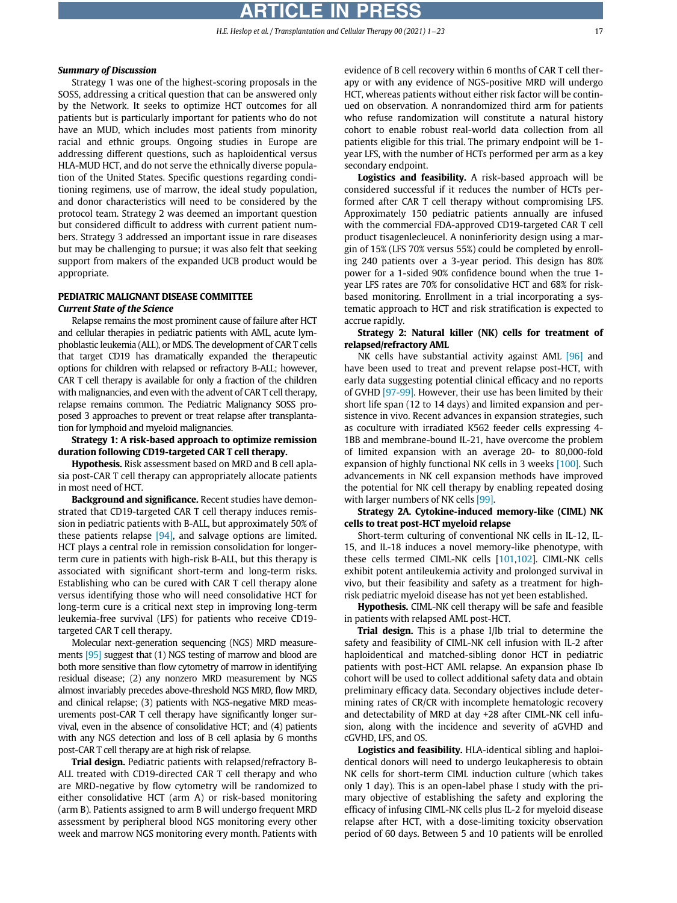***Summary of Discussion***

Strategy 1 was one of the highest-scoring proposals in the SOSS, addressing a critical question that can be answered only by the Network. It seeks to optimize HCT outcomes for all patients but is particularly important for patients who do not have an MUD, which includes most patients from minority racial and ethnic groups. Ongoing studies in Europe are addressing different questions, such as haploidentical versus HLA-MUD HCT, and do not serve the ethnically diverse population of the United States. Specific questions regarding conditioning regimens, use of marrow, the ideal study population, and donor characteristics will need to be considered by the protocol team. Strategy 2 was deemed an important question but considered difficult to address with current patient numbers. Strategy 3 addressed an important issue in rare diseases but may be challenging to pursue; it was also felt that seeking support from makers of the expanded UCB product would be appropriate.

## PEDIATRIC MALIGNANT DISEASE COMMITTEE

***Current State of the Science***

Relapse remains the most prominent cause of failure after HCT and cellular therapies in pediatric patients with AML, acute lymphoblastic leukemia (ALL), or MDS. The development of CAR T cells that target CD19 has dramatically expanded the therapeutic options for children with relapsed or refractory B-ALL; however, CAR T cell therapy is available for only a fraction of the children with malignancies, and even with the advent of CAR T cell therapy, relapse remains common. The Pediatric Malignancy SOSS proposed 3 approaches to prevent or treat relapse after transplantation for lymphoid and myeloid malignancies.

**Strategy 1: A risk-based approach to optimize remission duration following CD19-targeted CAR T cell therapy.**

**Hypothesis.** Risk assessment based on MRD and B cell aplasia post-CAR T cell therapy can appropriately allocate patients in most need of HCT.

**Background and significance.** Recent studies have demonstrated that CD19-targeted CAR T cell therapy induces remission in pediatric patients with B-ALL, but approximately 50% of these patients relapse [94], and salvage options are limited. HCT plays a central role in remission consolidation for longer-term cure in patients with high-risk B-ALL, but this therapy is associated with significant short-term and long-term risks. Establishing who can be cured with CAR T cell therapy alone versus identifying those who will need consolidative HCT for long-term cure is a critical next step in improving long-term leukemia-free survival (LFS) for patients who receive CD19-targeted CAR T cell therapy.

Molecular next-generation sequencing (NGS) MRD measurements [95] suggest that (1) NGS testing of marrow and blood are both more sensitive than flow cytometry of marrow in identifying residual disease; (2) any nonzero MRD measurement by NGS almost invariably precedes above-threshold NGS MRD, flow MRD, and clinical relapse; (3) patients with NGS-negative MRD measurements post-CAR T cell therapy have significantly longer survival, even in the absence of consolidative HCT; and (4) patients with any NGS detection and loss of B cell aplasia by 6 months post-CAR T cell therapy are at high risk of relapse.

**Trial design.** Pediatric patients with relapsed/refractory B-ALL treated with CD19-directed CAR T cell therapy and who are MRD-negative by flow cytometry will be randomized to either consolidative HCT (arm A) or risk-based monitoring (arm B). Patients assigned to arm B will undergo frequent MRD assessment by peripheral blood NGS monitoring every other week and marrow NGS monitoring every month. Patients with evidence of B cell recovery within 6 months of CAR T cell therapy or with any evidence of NGS-positive MRD will undergo HCT, whereas patients without either risk factor will be continued on observation. A nonrandomized third arm for patients who refuse randomization will constitute a natural history cohort to enable robust real-world data collection from all patients eligible for this trial. The primary endpoint will be 1-year LFS, with the number of HCTs performed per arm as a key secondary endpoint.

**Logistics and feasibility.** A risk-based approach will be considered successful if it reduces the number of HCTs performed after CAR T cell therapy without compromising LFS. Approximately 150 pediatric patients annually are infused with the commercial FDA-approved CD19-targeted CAR T cell product tisagenlecleucel. A noninferiority design using a margin of 15% (LFS 70% versus 55%) could be completed by enrolling 240 patients over a 3-year period. This design has 80% power for a 1-sided 90% confidence bound when the true 1-year LFS rates are 70% for consolidative HCT and 68% for risk-based monitoring. Enrollment in a trial incorporating a systematic approach to HCT and risk stratification is expected to accrue rapidly.

**Strategy 2: Natural killer (NK) cells for treatment of relapsed/refractory AML**

NK cells have substantial activity against AML [96] and have been used to treat and prevent relapse post-HCT, with early data suggesting potential clinical efficacy and no reports of GVHD [97-99]. However, their use has been limited by their short life span (12 to 14 days) and limited expansion and persistence in vivo. Recent advances in expansion strategies, such as coculture with irradiated K562 feeder cells expressing 4-1BB and membrane-bound IL-21, have overcome the problem of limited expansion with an average 20- to 80,000-fold expansion of highly functional NK cells in 3 weeks [100]. Such advancements in NK cell expansion methods have improved the potential for NK cell therapy by enabling repeated dosing with larger numbers of NK cells [99].

**Strategy 2A. Cytokine-induced memory-like (CIML) NK cells to treat post-HCT myeloid relapse**

Short-term culturing of conventional NK cells in IL-12, IL-15, and IL-18 induces a novel memory-like phenotype, with these cells termed CIML-NK cells [101,102]. CIML-NK cells exhibit potent antileukemia activity and prolonged survival in vivo, but their feasibility and safety as a treatment for high-risk pediatric myeloid disease has not yet been established.

**Hypothesis.** CIML-NK cell therapy will be safe and feasible in patients with relapsed AML post-HCT.

**Trial design.** This is a phase I/Ib trial to determine the safety and feasibility of CIML-NK cell infusion with IL-2 after haploidentical and matched-sibling donor HCT in pediatric patients with post-HCT AML relapse. An expansion phase Ib cohort will be used to collect additional safety data and obtain preliminary efficacy data. Secondary objectives include determining rates of CR/CR with incomplete hematologic recovery and detectability of MRD at day +28 after CIML-NK cell infusion, along with the incidence and severity of aGVHD and cGVHD, LFS, and OS.

**Logistics and feasibility.** HLA-identical sibling and haploidentical donors will need to undergo leukapheresis to obtain NK cells for short-term CIML induction culture (which takes only 1 day). This is an open-label phase I study with the primary objective of establishing the safety and exploring the efficacy of infusing CIML-NK cells plus IL-2 for myeloid disease relapse after HCT, with a dose-limiting toxicity observation period of 60 days. Between 5 and 10 patients will be enrolled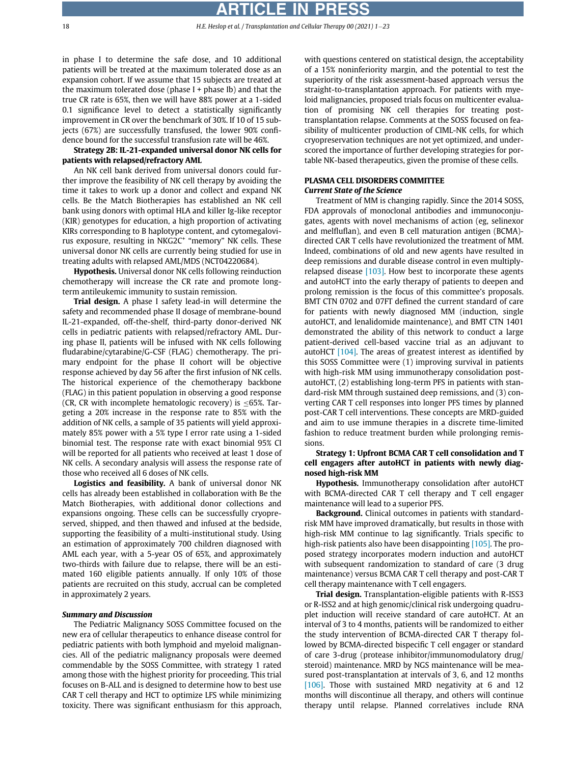in phase I to determine the safe dose, and 10 additional patients will be treated at the maximum tolerated dose as an expansion cohort. If we assume that 15 subjects are treated at the maximum tolerated dose (phase I + phase Ib) and that the true CR rate is 65%, then we will have 88% power at a 1-sided 0.1 significance level to detect a statistically significantly improvement in CR over the benchmark of 30%. If 10 of 15 subjects (67%) are successfully transfused, the lower 90% confidence bound for the successful transfusion rate will be 46%.

**Strategy 2B: IL-21-expanded universal donor NK cells for patients with relapsed/refractory AML**

An NK cell bank derived from universal donors could further improve the feasibility of NK cell therapy by avoiding the time it takes to work up a donor and collect and expand NK cells. Be the Match Biotherapies has established an NK cell bank using donors with optimal HLA and killer Ig-like receptor (KIR) genotypes for education, a high proportion of activating KIRs corresponding to B haplotype content, and cytomegalovirus exposure, resulting in NKG2C$^{+}$ "memory" NK cells. These universal donor NK cells are currently being studied for use in treating adults with relapsed AML/MDS (NCT04220684).

**Hypothesis.** Universal donor NK cells following reinduction chemotherapy will increase the CR rate and promote long-term antileukemic immunity to sustain remission.

**Trial design.** A phase I safety lead-in will determine the safety and recommended phase II dosage of membrane-bound IL-21-expanded, off-the-shelf, third-party donor-derived NK cells in pediatric patients with relapsed/refractory AML. During phase II, patients will be infused with NK cells following fludarabine/cytarabine/G-CSF (FLAG) chemotherapy. The primary endpoint for the phase II cohort will be objective response achieved by day 56 after the first infusion of NK cells. The historical experience of the chemotherapy backbone (FLAG) in this patient population in observing a good response (CR, CR with incomplete hematologic recovery) is ≤65%. Targeting a 20% increase in the response rate to 85% with the addition of NK cells, a sample of 35 patients will yield approximately 85% power with a 5% type I error rate using a 1-sided binomial test. The response rate with exact binomial 95% CI will be reported for all patients who received at least 1 dose of NK cells. A secondary analysis will assess the response rate of those who received all 6 doses of NK cells.

**Logistics and feasibility.** A bank of universal donor NK cells has already been established in collaboration with Be the Match Biotherapies, with additional donor collections and expansions ongoing. These cells can be successfully cryopreserved, shipped, and then thawed and infused at the bedside, supporting the feasibility of a multi-institutional study. Using an estimation of approximately 700 children diagnosed with AML each year, with a 5-year OS of 65%, and approximately two-thirds with failure due to relapse, there will be an estimated 160 eligible patients annually. If only 10% of those patients are recruited on this study, accrual can be completed in approximately 2 years.

### *Summary and Discussion*

The Pediatric Malignancy SOSS Committee focused on the new era of cellular therapeutics to enhance disease control for pediatric patients with both lymphoid and myeloid malignancies. All of the pediatric malignancy proposals were deemed commendable by the SOSS Committee, with strategy 1 rated among those with the highest priority for proceeding. This trial focuses on B-ALL and is designed to determine how to best use CAR T cell therapy and HCT to optimize LFS while minimizing toxicity. There was significant enthusiasm for this approach, with questions centered on statistical design, the acceptability of a 15% noninferiority margin, and the potential to test the superiority of the risk assessment-based approach versus the straight-to-transplantation approach. For patients with myeloid malignancies, proposed trials focus on multicenter evaluation of promising NK cell therapies for treating post-transplantation relapse. Comments at the SOSS focused on feasibility of multicenter production of CIML-NK cells, for which cryopreservation techniques are not yet optimized, and underscored the importance of further developing strategies for portable NK-based therapeutics, given the promise of these cells.

## PLASMA CELL DISORDERS COMMITTEE

### *Current State of the Science*

Treatment of MM is changing rapidly. Since the 2014 SOSS, FDA approvals of monoclonal antibodies and immunoconjugates, agents with novel mechanisms of action (eg, selinexor and melfluflan), and even B cell maturation antigen (BCMA)-directed CAR T cells have revolutionized the treatment of MM. Indeed, combinations of old and new agents have resulted in deep remissions and durable disease control in even multiply-relapsed disease [103]. How best to incorporate these agents and autoHCT into the early therapy of patients to deepen and prolong remission is the focus of this committee's proposals. BMT CTN 0702 and 07FT defined the current standard of care for patients with newly diagnosed MM (induction, single autoHCT, and lenalidomide maintenance), and BMT CTN 1401 demonstrated the ability of this network to conduct a large patient-derived cell-based vaccine trial as an adjuvant to autoHCT [104]. The areas of greatest interest as identified by this SOSS Committee were (1) improving survival in patients with high-risk MM using immunotherapy consolidation post-autoHCT, (2) establishing long-term PFS in patients with standard-risk MM through sustained deep remissions, and (3) converting CAR T cell responses into longer PFS times by planned post-CAR T cell interventions. These concepts are MRD-guided and aim to use immune therapies in a discrete time-limited fashion to reduce treatment burden while prolonging remissions.

**Strategy 1: Upfront BCMA CAR T cell consolidation and T cell engagers after autoHCT in patients with newly diagnosed high-risk MM**

**Hypothesis.** Immunotherapy consolidation after autoHCT with BCMA-directed CAR T cell therapy and T cell engager maintenance will lead to a superior PFS.

**Background.** Clinical outcomes in patients with standard-risk MM have improved dramatically, but results in those with high-risk MM continue to lag significantly. Trials specific to high-risk patients also have been disappointing [105]. The proposed strategy incorporates modern induction and autoHCT with subsequent randomization to standard of care (3 drug maintenance) versus BCMA CAR T cell therapy and post-CAR T cell therapy maintenance with T cell engagers.

**Trial design.** Transplantation-eligible patients with R-ISS3 or R-ISS2 and at high genomic/clinical risk undergoing quadruplet induction will receive standard of care autoHCT. At an interval of 3 to 4 months, patients will be randomized to either the study intervention of BCMA-directed CAR T therapy followed by BCMA-directed bispecific T cell engager or standard of care 3-drug (protease inhibitor/immunomodulatory drug/steroid) maintenance. MRD by NGS maintenance will be measured post-transplantation at intervals of 3, 6, and 12 months [106]. Those with sustained MRD negativity at 6 and 12 months will discontinue all therapy, and others will continue therapy until relapse. Planned correlatives include RNA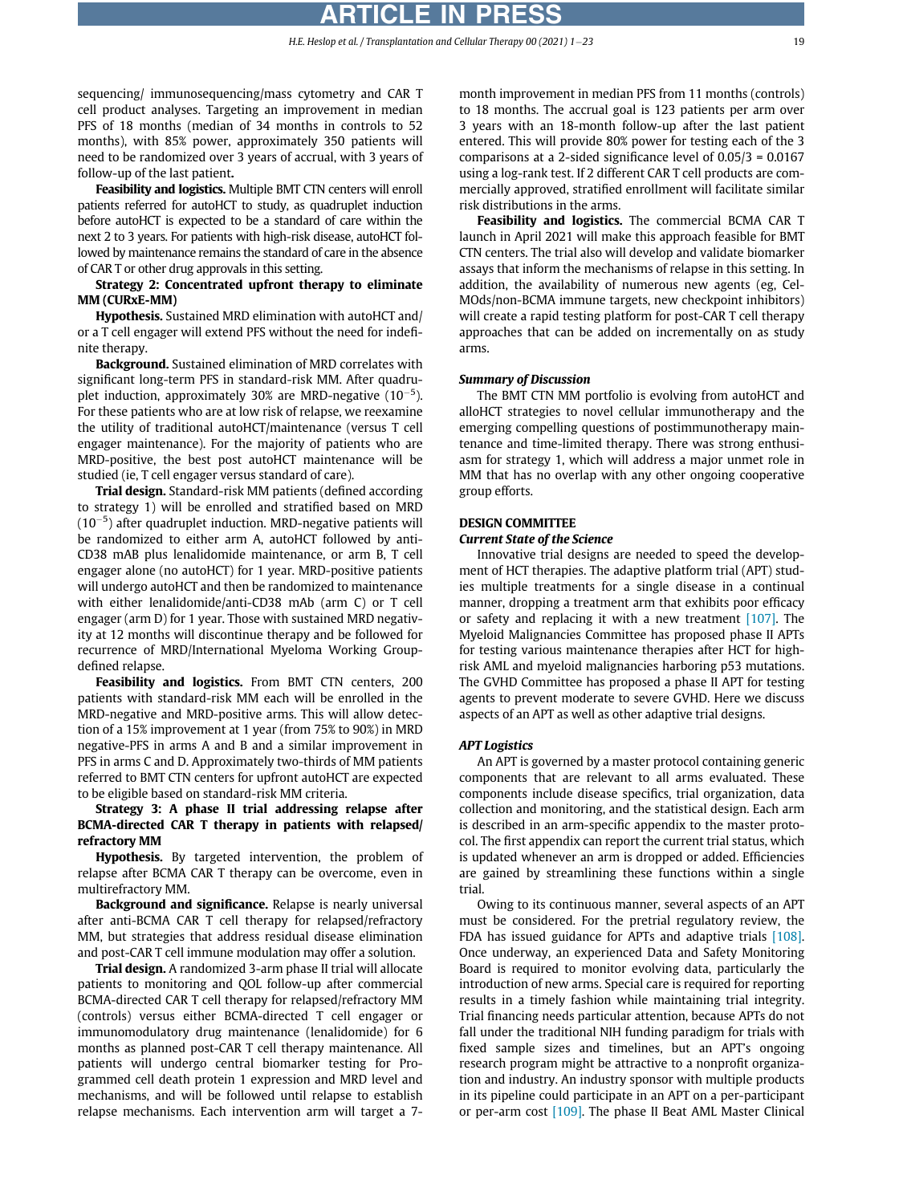sequencing/ immunosequencing/mass cytometry and CAR T cell product analyses. Targeting an improvement in median PFS of 18 months (median of 34 months in controls to 52 months), with 85% power, approximately 350 patients will need to be randomized over 3 years of accrual, with 3 years of follow-up of the last patient.

**Feasibility and logistics.** Multiple BMT CTN centers will enroll patients referred for autoHCT to study, as quadruplet induction before autoHCT is expected to be a standard of care within the next 2 to 3 years. For patients with high-risk disease, autoHCT followed by maintenance remains the standard of care in the absence of CAR T or other drug approvals in this setting.

**Strategy 2: Concentrated upfront therapy to eliminate MM (CURxE-MM)**

**Hypothesis.** Sustained MRD elimination with autoHCT and/or a T cell engager will extend PFS without the need for indefinite therapy.

**Background.** Sustained elimination of MRD correlates with significant long-term PFS in standard-risk MM. After quadruplet induction, approximately 30% are MRD-negative ($10^{-5}$). For these patients who are at low risk of relapse, we reexamine the utility of traditional autoHCT/maintenance (versus T cell engager maintenance). For the majority of patients who are MRD-positive, the best post autoHCT maintenance will be studied (ie, T cell engager versus standard of care).

**Trial design.** Standard-risk MM patients (defined according to strategy 1) will be enrolled and stratified based on MRD ($10^{-5}$) after quadruplet induction. MRD-negative patients will be randomized to either arm A, autoHCT followed by anti-CD38 mAB plus lenalidomide maintenance, or arm B, T cell engager alone (no autoHCT) for 1 year. MRD-positive patients will undergo autoHCT and then be randomized to maintenance with either lenalidomide/anti-CD38 mAb (arm C) or T cell engager (arm D) for 1 year. Those with sustained MRD negativity at 12 months will discontinue therapy and be followed for recurrence of MRD/International Myeloma Working Group-defined relapse.

**Feasibility and logistics.** From BMT CTN centers, 200 patients with standard-risk MM each will be enrolled in the MRD-negative and MRD-positive arms. This will allow detection of a 15% improvement at 1 year (from 75% to 90%) in MRD negative-PFS in arms A and B and a similar improvement in PFS in arms C and D. Approximately two-thirds of MM patients referred to BMT CTN centers for upfront autoHCT are expected to be eligible based on standard-risk MM criteria.

**Strategy 3: A phase II trial addressing relapse after BCMA-directed CAR T therapy in patients with relapsed/refractory MM**

**Hypothesis.** By targeted intervention, the problem of relapse after BCMA CAR T therapy can be overcome, even in multirefractory MM.

**Background and significance.** Relapse is nearly universal after anti-BCMA CAR T cell therapy for relapsed/refractory MM, but strategies that address residual disease elimination and post-CAR T cell immune modulation may offer a solution.

**Trial design.** A randomized 3-arm phase II trial will allocate patients to monitoring and QOL follow-up after commercial BCMA-directed CAR T cell therapy for relapsed/refractory MM (controls) versus either BCMA-directed T cell engager or immunomodulatory drug maintenance (lenalidomide) for 6 months as planned post-CAR T cell therapy maintenance. All patients will undergo central biomarker testing for Programmed cell death protein 1 expression and MRD level and mechanisms, and will be followed until relapse to establish relapse mechanisms. Each intervention arm will target a 7-month improvement in median PFS from 11 months (controls) to 18 months. The accrual goal is 123 patients per arm over 3 years with an 18-month follow-up after the last patient entered. This will provide 80% power for testing each of the 3 comparisons at a 2-sided significance level of 0.05/3 = 0.0167 using a log-rank test. If 2 different CAR T cell products are commercially approved, stratified enrollment will facilitate similar risk distributions in the arms.

**Feasibility and logistics.** The commercial BCMA CAR T launch in April 2021 will make this approach feasible for BMT CTN centers. The trial also will develop and validate biomarker assays that inform the mechanisms of relapse in this setting. In addition, the availability of numerous new agents (eg, CelMOds/non-BCMA immune targets, new checkpoint inhibitors) will create a rapid testing platform for post-CAR T cell therapy approaches that can be added on incrementally on as study arms.

### *Summary of Discussion*

The BMT CTN MM portfolio is evolving from autoHCT and alloHCT strategies to novel cellular immunotherapy and the emerging compelling questions of postimmunotherapy maintenance and time-limited therapy. There was strong enthusiasm for strategy 1, which will address a major unmet role in MM that has no overlap with any other ongoing cooperative group efforts.

## DESIGN COMMITTEE

### *Current State of the Science*

Innovative trial designs are needed to speed the development of HCT therapies. The adaptive platform trial (APT) studies multiple treatments for a single disease in a continual manner, dropping a treatment arm that exhibits poor efficacy or safety and replacing it with a new treatment [107]. The Myeloid Malignancies Committee has proposed phase II APTs for testing various maintenance therapies after HCT for high-risk AML and myeloid malignancies harboring p53 mutations. The GVHD Committee has proposed a phase II APT for testing agents to prevent moderate to severe GVHD. Here we discuss aspects of an APT as well as other adaptive trial designs.

### *APT Logistics*

An APT is governed by a master protocol containing generic components that are relevant to all arms evaluated. These components include disease specifics, trial organization, data collection and monitoring, and the statistical design. Each arm is described in an arm-specific appendix to the master protocol. The first appendix can report the current trial status, which is updated whenever an arm is dropped or added. Efficiencies are gained by streamlining these functions within a single trial.

Owing to its continuous manner, several aspects of an APT must be considered. For the pretrial regulatory review, the FDA has issued guidance for APTs and adaptive trials [108]. Once underway, an experienced Data and Safety Monitoring Board is required to monitor evolving data, particularly the introduction of new arms. Special care is required for reporting results in a timely fashion while maintaining trial integrity. Trial financing needs particular attention, because APTs do not fall under the traditional NIH funding paradigm for trials with fixed sample sizes and timelines, but an APT's ongoing research program might be attractive to a nonprofit organization and industry. An industry sponsor with multiple products in its pipeline could participate in an APT on a per-participant or per-arm cost [109]. The phase II Beat AML Master Clinical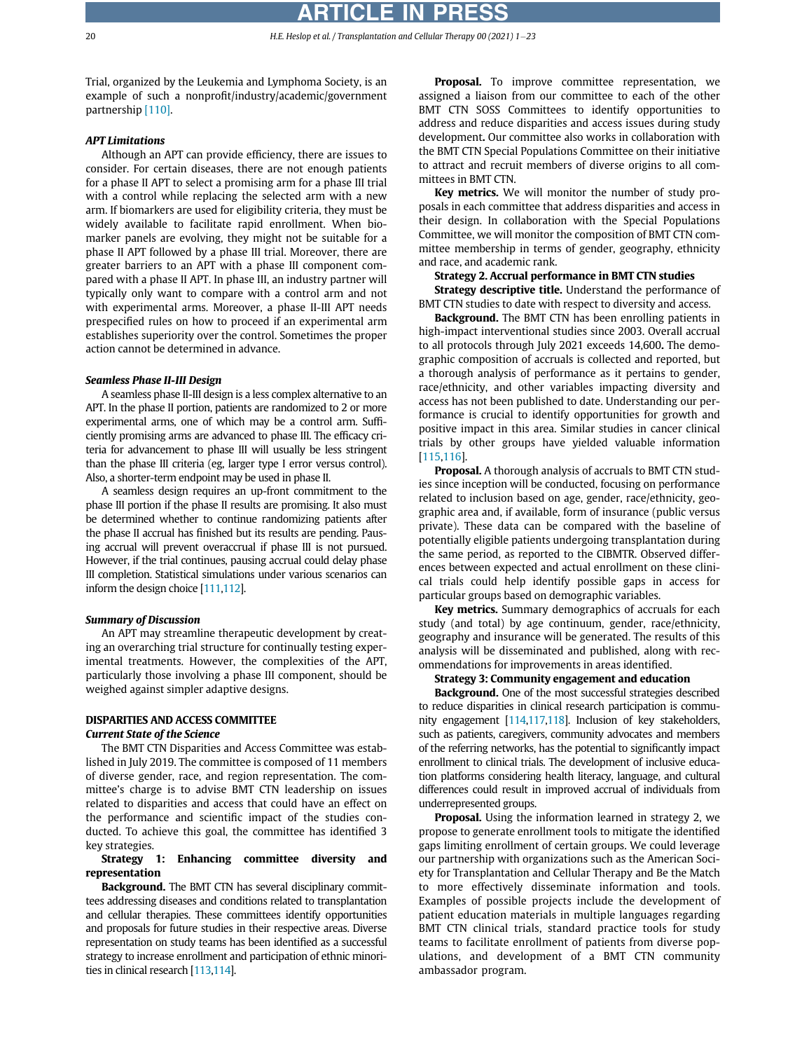Trial, organized by the Leukemia and Lymphoma Society, is an example of such a nonprofit/industry/academic/government partnership [110].

#### APT Limitations

Although an APT can provide efficiency, there are issues to consider. For certain diseases, there are not enough patients for a phase II APT to select a promising arm for a phase III trial with a control while replacing the selected arm with a new arm. If biomarkers are used for eligibility criteria, they must be widely available to facilitate rapid enrollment. When biomarker panels are evolving, they might not be suitable for a phase II APT followed by a phase III trial. Moreover, there are greater barriers to an APT with a phase III component compared with a phase II APT. In phase III, an industry partner will typically only want to compare with a control arm and not with experimental arms. Moreover, a phase II-III APT needs prespecified rules on how to proceed if an experimental arm establishes superiority over the control. Sometimes the proper action cannot be determined in advance.

#### Seamless Phase II-III Design

A seamless phase II-III design is a less complex alternative to an APT. In the phase II portion, patients are randomized to 2 or more experimental arms, one of which may be a control arm. Sufficiently promising arms are advanced to phase III. The efficacy criteria for advancement to phase III will usually be less stringent than the phase III criteria (eg, larger type I error versus control). Also, a shorter-term endpoint may be used in phase II.

A seamless design requires an up-front commitment to the phase III portion if the phase II results are promising. It also must be determined whether to continue randomizing patients after the phase II accrual has finished but its results are pending. Pausing accrual will prevent overaccrual if phase III is not pursued. However, if the trial continues, pausing accrual could delay phase III completion. Statistical simulations under various scenarios can inform the design choice [111,112].

#### Summary of Discussion

An APT may streamline therapeutic development by creating an overarching trial structure for continually testing experimental treatments. However, the complexities of the APT, particularly those involving a phase III component, should be weighed against simpler adaptive designs.

## DISPARITIES AND ACCESS COMMITTEE

### Current State of the Science

The BMT CTN Disparities and Access Committee was established in July 2019. The committee is composed of 11 members of diverse gender, race, and region representation. The committee's charge is to advise BMT CTN leadership on issues related to disparities and access that could have an effect on the performance and scientific impact of the studies conducted. To achieve this goal, the committee has identified 3 key strategies.

**Strategy 1: Enhancing committee diversity and representation**

**Background.** The BMT CTN has several disciplinary committees addressing diseases and conditions related to transplantation and cellular therapies. These committees identify opportunities and proposals for future studies in their respective areas. Diverse representation on study teams has been identified as a successful strategy to increase enrollment and participation of ethnic minorities in clinical research [113,114].

**Proposal.** To improve committee representation, we assigned a liaison from our committee to each of the other BMT CTN SOSS Committees to identify opportunities to address and reduce disparities and access issues during study development. Our committee also works in collaboration with the BMT CTN Special Populations Committee on their initiative to attract and recruit members of diverse origins to all committees in BMT CTN.

**Key metrics.** We will monitor the number of study proposals in each committee that address disparities and access in their design. In collaboration with the Special Populations Committee, we will monitor the composition of BMT CTN committee membership in terms of gender, geography, ethnicity and race, and academic rank.

**Strategy 2. Accrual performance in BMT CTN studies**

**Strategy descriptive title.** Understand the performance of BMT CTN studies to date with respect to diversity and access.

**Background.** The BMT CTN has been enrolling patients in high-impact interventional studies since 2003. Overall accrual to all protocols through July 2021 exceeds 14,600. The demographic composition of accruals is collected and reported, but a thorough analysis of performance as it pertains to gender, race/ethnicity, and other variables impacting diversity and access has not been published to date. Understanding our performance is crucial to identify opportunities for growth and positive impact in this area. Similar studies in cancer clinical trials by other groups have yielded valuable information [115,116].

**Proposal.** A thorough analysis of accruals to BMT CTN studies since inception will be conducted, focusing on performance related to inclusion based on age, gender, race/ethnicity, geographic area and, if available, form of insurance (public versus private). These data can be compared with the baseline of potentially eligible patients undergoing transplantation during the same period, as reported to the CIBMTR. Observed differences between expected and actual enrollment on these clinical trials could help identify possible gaps in access for particular groups based on demographic variables.

**Key metrics.** Summary demographics of accruals for each study (and total) by age continuum, gender, race/ethnicity, geography and insurance will be generated. The results of this analysis will be disseminated and published, along with recommendations for improvements in areas identified.

**Strategy 3: Community engagement and education**

**Background.** One of the most successful strategies described to reduce disparities in clinical research participation is community engagement [114,117,118]. Inclusion of key stakeholders, such as patients, caregivers, community advocates and members of the referring networks, has the potential to significantly impact enrollment to clinical trials. The development of inclusive education platforms considering health literacy, language, and cultural differences could result in improved accrual of individuals from underrepresented groups.

**Proposal.** Using the information learned in strategy 2, we propose to generate enrollment tools to mitigate the identified gaps limiting enrollment of certain groups. We could leverage our partnership with organizations such as the American Society for Transplantation and Cellular Therapy and Be the Match to more effectively disseminate information and tools. Examples of possible projects include the development of patient education materials in multiple languages regarding BMT CTN clinical trials, standard practice tools for study teams to facilitate enrollment of patients from diverse populations, and development of a BMT CTN community ambassador program.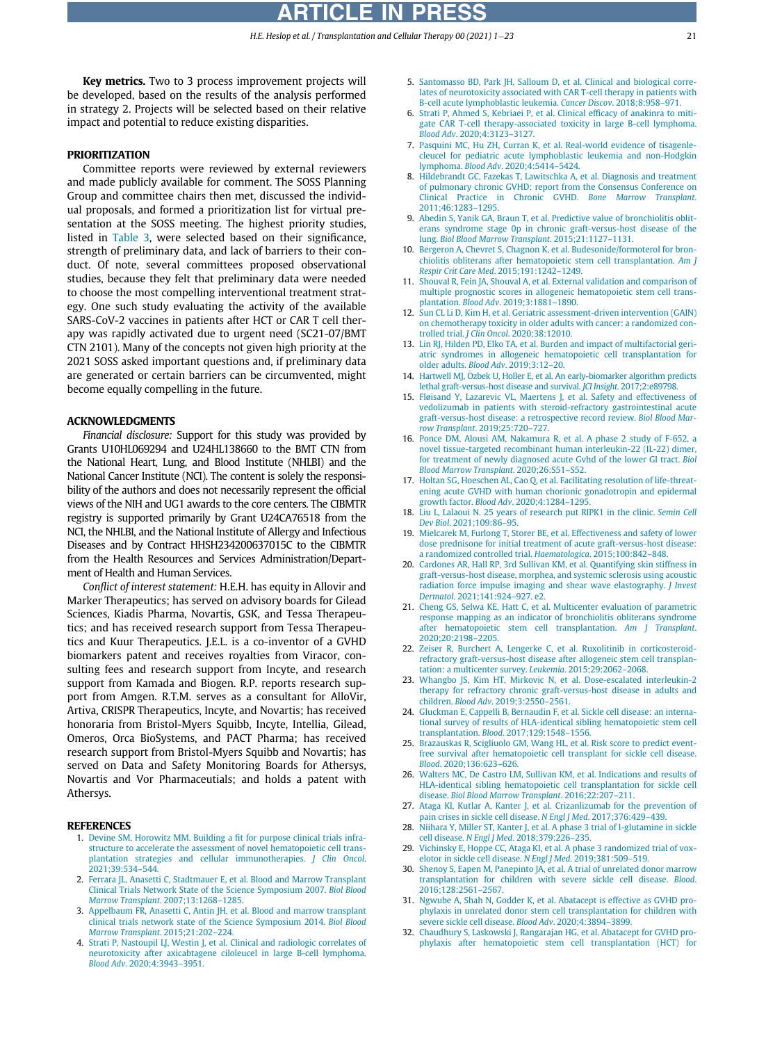**Key metrics.** Two to 3 process improvement projects will be developed, based on the results of the analysis performed in strategy 2. Projects will be selected based on their relative impact and potential to reduce existing disparities.

## PRIORITIZATION

Committee reports were reviewed by external reviewers and made publicly available for comment. The SOSS Planning Group and committee chairs then met, discussed the individual proposals, and formed a prioritization list for virtual presentation at the SOSS meeting. The highest priority studies, listed in Table 3, were selected based on their significance, strength of preliminary data, and lack of barriers to their conduct. Of note, several committees proposed observational studies, because they felt that preliminary data were needed to choose the most compelling interventional treatment strategy. One such study evaluating the activity of the available SARS-CoV-2 vaccines in patients after HCT or CAR T cell therapy was rapidly activated due to urgent need (SC21-07/BMT CTN 2101). Many of the concepts not given high priority at the 2021 SOSS asked important questions and, if preliminary data are generated or certain barriers can be circumvented, might become equally compelling in the future.

## ACKNOWLEDGMENTS

*Financial disclosure:* Support for this study was provided by Grants U10HL069294 and U24HL138660 to the BMT CTN from the National Heart, Lung, and Blood Institute (NHLBI) and the National Cancer Institute (NCI). The content is solely the responsibility of the authors and does not necessarily represent the official views of the NIH and UG1 awards to the core centers. The CIBMTR registry is supported primarily by Grant U24CA76518 from the NCI, the NHLBI, and the National Institute of Allergy and Infectious Diseases and by Contract HHSH234200637015C to the CIBMTR from the Health Resources and Services Administration/Department of Health and Human Services.

*Conflict of interest statement:* H.E.H. has equity in Allovir and Marker Therapeutics; has served on advisory boards for Gilead Sciences, Kiadis Pharma, Novartis, GSK, and Tessa Therapeutics; and has received research support from Tessa Therapeutics and Kuur Therapeutics. J.E.L. is a co-inventor of a GVHD biomarkers patent and receives royalties from Viracor, consulting fees and research support from Incyte, and research support from Kamada and Biogen. R.P. reports research support from Amgen. R.T.M. serves as a consultant for AlloVir, Artiva, CRISPR Therapeutics, Incyte, and Novartis; has received honoraria from Bristol-Myers Squibb, Incyte, Intellia, Gilead, Omeros, Orca BioSystems, and PACT Pharma; has received research support from Bristol-Myers Squibb and Novartis; has served on Data and Safety Monitoring Boards for Athersys, Novartis and Vor Pharmaceuticals; and holds a patent with Athersys.

## REFERENCES

1. Devine SM, Horowitz MM. Building a fit for purpose clinical trials infrastructure to accelerate the assessment of novel hematopoietic cell transplantation strategies and cellular immunotherapies. *J Clin Oncol*. 2021;39:534–544.
2. Ferrara JL, Anasetti C, Stadtmauer E, et al. Blood and Marrow Transplant Clinical Trials Network State of the Science Symposium 2007. *Biol Blood Marrow Transplant*. 2007;13:1268–1285.
3. Appelbaum FR, Anasetti C, Antin JH, et al. Blood and marrow transplant clinical trials network state of the Science Symposium 2014. *Biol Blood Marrow Transplant*. 2015;21:202–224.
4. Strati P, Nastoupil LJ, Westin J, et al. Clinical and radiologic correlates of neurotoxicity after axicabtagene ciloleucel in large B-cell lymphoma. *Blood Adv*. 2020;4:3943–3951.
5. Santomasso BD, Park JH, Salloum D, et al. Clinical and biological correlates of neurotoxicity associated with CAR T-cell therapy in patients with B-cell acute lymphoblastic leukemia. *Cancer Discov*. 2018;8:958–971.
6. Strati P, Ahmed S, Kebriaei P, et al. Clinical efficacy of anakinra to mitigate CAR T-cell therapy-associated toxicity in large B-cell lymphoma. *Blood Adv*. 2020;4:3123–3127.
7. Pasquini MC, Hu ZH, Curran K, et al. Real-world evidence of tisagenlecleucel for pediatric acute lymphoblastic leukemia and non-Hodgkin lymphoma. *Blood Adv*. 2020;4:5414–5424.
8. Hildebrandt GC, Fazekas T, Lawitschka A, et al. Diagnosis and treatment of pulmonary chronic GVHD: report from the Consensus Conference on Clinical Practice in Chronic GVHD. *Bone Marrow Transplant*. 2011;46:1283–1295.
9. Abedin S, Yanik GA, Braun T, et al. Predictive value of bronchiolitis obliterans syndrome stage 0p in chronic graft-versus-host disease of the lung. *Biol Blood Marrow Transplant*. 2015;21:1127–1131.
10. Bergeron A, Chevret S, Chagnon K, et al. Budesonide/formoterol for bronchiolitis obliterans after hematopoietic stem cell transplantation. *Am J Respir Crit Care Med*. 2015;191:1242–1249.
11. Shouval R, Fein JA, Shouval A, et al. External validation and comparison of multiple prognostic scores in allogeneic hematopoietic stem cell transplantation. *Blood Adv*. 2019;3:1881–1890.
12. Sun CL Li D, Kim H, et al. Geriatric assessment-driven intervention (GAIN) on chemotherapy toxicity in older adults with cancer: a randomized controlled trial. *J Clin Oncol*. 2020;38:12010.
13. Lin RJ, Hilden PD, Elko TA, et al. Burden and impact of multifactorial geriatric syndromes in allogeneic hematopoietic cell transplantation for older adults. *Blood Adv*. 2019;3:12–20.
14. Hartwell MJ, Özbek U, Holler E, et al. An early-biomarker algorithm predicts lethal graft-versus-host disease and survival. *JCI Insight*. 2017;2:e89798.
15. Fløisand Y, Lazarevic VL, Maertens J, et al. Safety and effectiveness of vedolizumab in patients with steroid-refractory gastrointestinal acute graft-versus-host disease: a retrospective record review. *Biol Blood Marrow Transplant*. 2019;25:720–727.
16. Ponce DM, Alousi AM, Nakamura R, et al. A phase 2 study of F-652, a novel tissue-targeted recombinant human interleukin-22 (IL-22) dimer, for treatment of newly diagnosed acute Gvhd of the lower GI tract. *Biol Blood Marrow Transplant*. 2020;26:S51–S52.
17. Holtan SG, Hoeschen AL, Cao Q, et al. Facilitating resolution of life-threatening acute GVHD with human chorionic gonadotropin and epidermal growth factor. *Blood Adv*. 2020;4:1284–1295.
18. Liu L, Lalaoui N. 25 years of research put RIPK1 in the clinic. *Semin Cell Dev Biol*. 2021;109:86–95.
19. Mielcarek M, Furlong T, Storer BE, et al. Effectiveness and safety of lower dose prednisone for initial treatment of acute graft-versus-host disease: a randomized controlled trial. *Haematologica*. 2015;100:842–848.
20. Cardones AR, Hall RP, 3rd Sullivan KM, et al. Quantifying skin stiffness in graft-versus-host disease, morphea, and systemic sclerosis using acoustic radiation force impulse imaging and shear wave elastography. *J Invest Dermatol*. 2021;141:924–927. e2.
21. Cheng GS, Selwa KE, Hatt C, et al. Multicenter evaluation of parametric response mapping as an indicator of bronchiolitis obliterans syndrome after hematopoietic stem cell transplantation. *Am J Transplant*. 2020;20:2198–2205.
22. Zeiser R, Burchert A, Lengerke C, et al. Ruxolitinib in corticosteroid-refractory graft-versus-host disease after allogeneic stem cell transplantation: a multicenter survey. *Leukemia*. 2015;29:2062–2068.
23. Whangbo JS, Kim HT, Mirkovic N, et al. Dose-escalated interleukin-2 therapy for refractory chronic graft-versus-host disease in adults and children. *Blood Adv*. 2019;3:2550–2561.
24. Gluckman E, Cappelli B, Bernaudin F, et al. Sickle cell disease: an international survey of results of HLA-identical sibling hematopoietic stem cell transplantation. *Blood*. 2017;129:1548–1556.
25. Brazauskas R, Scigliuolo GM, Wang HL, et al. Risk score to predict event-free survival after hematopoietic cell transplant for sickle cell disease. *Blood*. 2020;136:623–626.
26. Walters MC, De Castro LM, Sullivan KM, et al. Indications and results of HLA-identical sibling hematopoietic cell transplantation for sickle cell disease. *Biol Blood Marrow Transplant*. 2016;22:207–211.
27. Ataga KI, Kutlar A, Kanter J, et al. Crizanlizumab for the prevention of pain crises in sickle cell disease. *N Engl J Med*. 2017;376:429–439.
28. Niihara Y, Miller ST, Kanter J, et al. A phase 3 trial of l-glutamine in sickle cell disease. *N Engl J Med*. 2018;379:226–235.
29. Vichinsky E, Hoppe CC, Ataga KI, et al. A phase 3 randomized trial of voxelotor in sickle cell disease. *N Engl J Med*. 2019;381:509–519.
30. Shenoy S, Eapen M, Panepinto JA, et al. A trial of unrelated donor marrow transplantation for children with severe sickle cell disease. *Blood*. 2016;128:2561–2567.
31. Ngwube A, Shah N, Godder K, et al. Abatacept is effective as GVHD prophylaxis in unrelated donor stem cell transplantation for children with severe sickle cell disease. *Blood Adv*. 2020;4:3894–3899.
32. Chaudhury S, Laskowski J, Rangarajan HG, et al. Abatacept for GVHD prophylaxis after hematopoietic stem cell transplantation (HCT) for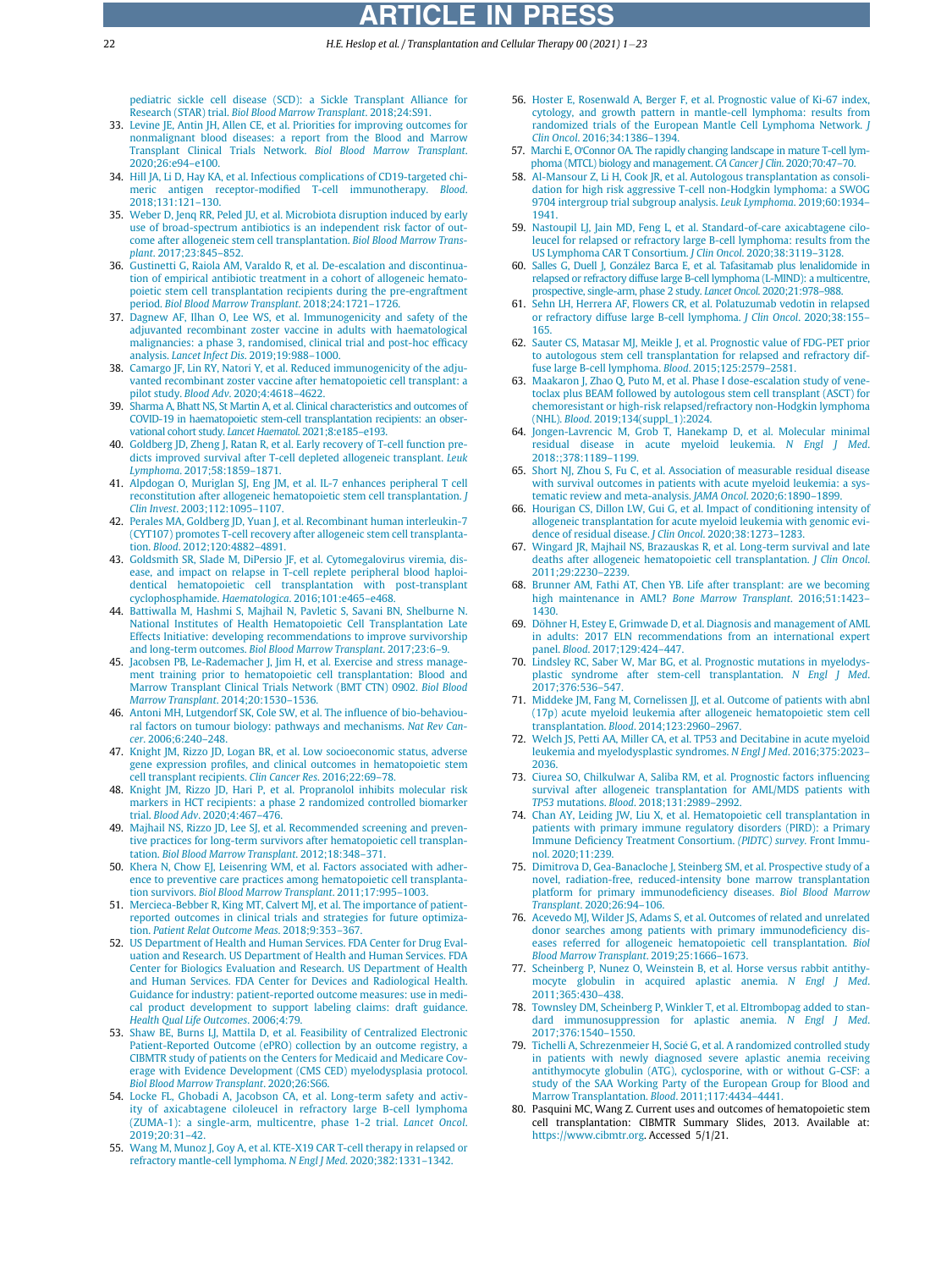pediatric sickle cell disease (SCD): a Sickle Transplant Alliance for Research (STAR) trial. *Biol Blood Marrow Transplant*. 2018;24:S91.

33. Levine JE, Antin JH, Allen CE, et al. Priorities for improving outcomes for nonmalignant blood diseases: a report from the Blood and Marrow Transplant Clinical Trials Network. *Biol Blood Marrow Transplant*. 2020;26:e94–e100.
34. Hill JA, Li D, Hay KA, et al. Infectious complications of CD19-targeted chimeric antigen receptor-modified T-cell immunotherapy. *Blood*. 2018;131:121–130.
35. Weber D, Jenq RR, Peled JU, et al. Microbiota disruption induced by early use of broad-spectrum antibiotics is an independent risk factor of outcome after allogeneic stem cell transplantation. *Biol Blood Marrow Transplant*. 2017;23:845–852.
36. Gustinetti G, Raiola AM, Varaldo R, et al. De-escalation and discontinuation of empirical antibiotic treatment in a cohort of allogeneic hematopoietic stem cell transplantation recipients during the pre-engraftment period. *Biol Blood Marrow Transplant*. 2018;24:1721–1726.
37. Dagnew AF, Ilhan O, Lee WS, et al. Immunogenicity and safety of the adjuvanted recombinant zoster vaccine in adults with haematological malignancies: a phase 3, randomised, clinical trial and post-hoc efficacy analysis. *Lancet Infect Dis*. 2019;19:988–1000.
38. Camargo JF, Lin RY, Natori Y, et al. Reduced immunogenicity of the adjuvanted recombinant zoster vaccine after hematopoietic cell transplant: a pilot study. *Blood Adv*. 2020;4:4618–4622.
39. Sharma A, Bhatt NS, St Martin A, et al. Clinical characteristics and outcomes of COVID-19 in haematopoietic stem-cell transplantation recipients: an observational cohort study. *Lancet Haematol*. 2021;8:e185–e193.
40. Goldberg JD, Zheng J, Ratan R, et al. Early recovery of T-cell function predicts improved survival after T-cell depleted allogeneic transplant. *Leuk Lymphoma*. 2017;58:1859–1871.
41. Alpdogan O, Muriglan SJ, Eng JM, et al. IL-7 enhances peripheral T cell reconstitution after allogeneic hematopoietic stem cell transplantation. *J Clin Invest*. 2003;112:1095–1107.
42. Perales MA, Goldberg JD, Yuan J, et al. Recombinant human interleukin-7 (CYT107) promotes T-cell recovery after allogeneic stem cell transplantation. *Blood*. 2012;120:4882–4891.
43. Goldsmith SR, Slade M, DiPersio JF, et al. Cytomegalovirus viremia, disease, and impact on relapse in T-cell replete peripheral blood haploidentical hematopoietic cell transplantation with post-transplant cyclophosphamide. *Haematologica*. 2016;101:e465–e468.
44. Battiwalla M, Hashmi S, Majhail N, Pavletic S, Savani BN, Shelburne N. National Institutes of Health Hematopoietic Cell Transplantation Late Effects Initiative: developing recommendations to improve survivorship and long-term outcomes. *Biol Blood Marrow Transplant*. 2017;23:6–9.
45. Jacobsen PB, Le-Rademacher J, Jim H, et al. Exercise and stress management training prior to hematopoietic cell transplantation: Blood and Marrow Transplant Clinical Trials Network (BMT CTN) 0902. *Biol Blood Marrow Transplant*. 2014;20:1530–1536.
46. Antoni MH, Lutgendorf SK, Cole SW, et al. The influence of bio-behavioural factors on tumour biology: pathways and mechanisms. *Nat Rev Cancer*. 2006;6:240–248.
47. Knight JM, Rizzo JD, Logan BR, et al. Low socioeconomic status, adverse gene expression profiles, and clinical outcomes in hematopoietic stem cell transplant recipients. *Clin Cancer Res*. 2016;22:69–78.
48. Knight JM, Rizzo JD, Hari P, et al. Propranolol inhibits molecular risk markers in HCT recipients: a phase 2 randomized controlled biomarker trial. *Blood Adv*. 2020;4:467–476.
49. Majhail NS, Rizzo JD, Lee SJ, et al. Recommended screening and preventive practices for long-term survivors after hematopoietic cell transplantation. *Biol Blood Marrow Transplant*. 2012;18:348–371.
50. Khera N, Chow EJ, Leisenring WM, et al. Factors associated with adherence to preventive care practices among hematopoietic cell transplantation survivors. *Biol Blood Marrow Transplant*. 2011;17:995–1003.
51. Mercieca-Bebber R, King MT, Calvert MJ, et al. The importance of patient-reported outcomes in clinical trials and strategies for future optimization. *Patient Relat Outcome Meas*. 2018;9:353–367.
52. US Department of Health and Human Services. FDA Center for Drug Evaluation and Research. US Department of Health and Human Services. FDA Center for Biologics Evaluation and Research. US Department of Health and Human Services. FDA Center for Devices and Radiological Health. Guidance for industry: patient-reported outcome measures: use in medical product development to support labeling claims: draft guidance. *Health Qual Life Outcomes*. 2006;4:79.
53. Shaw BE, Burns LJ, Mattila D, et al. Feasibility of Centralized Electronic Patient-Reported Outcome (ePRO) collection by an outcome registry, a CIBMTR study of patients on the Centers for Medicaid and Medicare Coverage with Evidence Development (CMS CED) myelodysplasia protocol. *Biol Blood Marrow Transplant*. 2020;26:S66.
54. Locke FL, Ghobadi A, Jacobson CA, et al. Long-term safety and activity of axicabtagene ciloleucel in refractory large B-cell lymphoma (ZUMA-1): a single-arm, multicentre, phase 1-2 trial. *Lancet Oncol*. 2019;20:31–42.
55. Wang M, Munoz J, Goy A, et al. KTE-X19 CAR T-cell therapy in relapsed or refractory mantle-cell lymphoma. *N Engl J Med*. 2020;382:1331–1342.
56. Hoster E, Rosenwald A, Berger F, et al. Prognostic value of Ki-67 index, cytology, and growth pattern in mantle-cell lymphoma: results from randomized trials of the European Mantle Cell Lymphoma Network. *J Clin Oncol*. 2016;34:1386–1394.
57. Marchi E, O'Connor OA. The rapidly changing landscape in mature T-cell lymphoma (MTCL) biology and management. *CA Cancer J Clin*. 2020;70:47–70.
58. Al-Mansour Z, Li H, Cook JR, et al. Autologous transplantation as consolidation for high risk aggressive T-cell non-Hodgkin lymphoma: a SWOG 9704 intergroup trial subgroup analysis. *Leuk Lymphoma*. 2019;60:1934–1941.
59. Nastoupil LJ, Jain MD, Feng L, et al. Standard-of-care axicabtagene ciloleucel for relapsed or refractory large B-cell lymphoma: results from the US Lymphoma CAR T Consortium. *J Clin Oncol*. 2020;38:3119–3128.
60. Salles G, Duell J, González Barca E, et al. Tafasitamab plus lenalidomide in relapsed or refractory diffuse large B-cell lymphoma (L-MIND): a multicentre, prospective, single-arm, phase 2 study. *Lancet Oncol*. 2020;21:978–988.
61. Sehn LH, Herrera AF, Flowers CR, et al. Polatuzumab vedotin in relapsed or refractory diffuse large B-cell lymphoma. *J Clin Oncol*. 2020;38:155–165.
62. Sauter CS, Matasar MJ, Meikle J, et al. Prognostic value of FDG-PET prior to autologous stem cell transplantation for relapsed and refractory diffuse large B-cell lymphoma. *Blood*. 2015;125:2579–2581.
63. Maakaron J, Zhao Q, Puto M, et al. Phase I dose-escalation study of venetoclax plus BEAM followed by autologous stem cell transplant (ASCT) for chemoresistant or high-risk relapsed/refractory non-Hodgkin lymphoma (NHL). *Blood*. 2019;134(suppl_1):2024.
64. Jongen-Lavrencic M, Grob T, Hanekamp D, et al. Molecular minimal residual disease in acute myeloid leukemia. *N Engl J Med*. 2018:;378:1189–1199.
65. Short NJ, Zhou S, Fu C, et al. Association of measurable residual disease with survival outcomes in patients with acute myeloid leukemia: a systematic review and meta-analysis. *JAMA Oncol*. 2020;6:1890–1899.
66. Hourigan CS, Dillon LW, Gui G, et al. Impact of conditioning intensity of allogeneic transplantation for acute myeloid leukemia with genomic evidence of residual disease. *J Clin Oncol*. 2020;38:1273–1283.
67. Wingard JR, Majhail NS, Brazauskas R, et al. Long-term survival and late deaths after allogeneic hematopoietic cell transplantation. *J Clin Oncol*. 2011;29:2230–2239.
68. Brunner AM, Fathi AT, Chen YB. Life after transplant: are we becoming high maintenance in AML? *Bone Marrow Transplant*. 2016;51:1423–1430.
69. Döhner H, Estey E, Grimwade D, et al. Diagnosis and management of AML in adults: 2017 ELN recommendations from an international expert panel. *Blood*. 2017;129:424–447.
70. Lindsley RC, Saber W, Mar BG, et al. Prognostic mutations in myelodysplastic syndrome after stem-cell transplantation. *N Engl J Med*. 2017;376:536–547.
71. Middeke JM, Fang M, Cornelissen JJ, et al. Outcome of patients with abnl (17p) acute myeloid leukemia after allogeneic hematopoietic stem cell transplantation. *Blood*. 2014;123:2960–2967.
72. Welch JS, Petti AA, Miller CA, et al. TP53 and Decitabine in acute myeloid leukemia and myelodysplastic syndromes. *N Engl J Med*. 2016;375:2023–2036.
73. Ciurea SO, Chilkulwar A, Saliba RM, et al. Prognostic factors influencing survival after allogeneic transplantation for AML/MDS patients with *TP53* mutations. *Blood*. 2018;131:2989–2992.
74. Chan AY, Leiding JW, Liu X, et al. Hematopoietic cell transplantation in patients with primary immune regulatory disorders (PIRD): a Primary Immune Deficiency Treatment Consortium. *(PIDTC) survey*. Front Immunol. 2020;11:239.
75. Dimitrova D, Gea-Banacloche J, Steinberg SM, et al. Prospective study of a novel, radiation-free, reduced-intensity bone marrow transplantation platform for primary immunodeficiency diseases. *Biol Blood Marrow Transplant*. 2020;26:94–106.
76. Acevedo MJ, Wilder JS, Adams S, et al. Outcomes of related and unrelated donor searches among patients with primary immunodeficiency diseases referred for allogeneic hematopoietic cell transplantation. *Biol Blood Marrow Transplant*. 2019;25:1666–1673.
77. Scheinberg P, Nunez O, Weinstein B, et al. Horse versus rabbit antithymocyte globulin in acquired aplastic anemia. *N Engl J Med*. 2011;365:430–438.
78. Townsley DM, Scheinberg P, Winkler T, et al. Eltrombopag added to standard immunosuppression for aplastic anemia. *N Engl J Med*. 2017;376:1540–1550.
79. Tichelli A, Schrezenmeier H, Socié G, et al. A randomized controlled study in patients with newly diagnosed severe aplastic anemia receiving antithymocyte globulin (ATG), cyclosporine, with or without G-CSF: a study of the SAA Working Party of the European Group for Blood and Marrow Transplantation. *Blood*. 2011;117:4434–4441.
80. Pasquini MC, Wang Z. Current uses and outcomes of hematopoietic stem cell transplantation: CIBMTR Summary Slides, 2013. Available at: https://www.cibmtr.org. Accessed 5/1/21.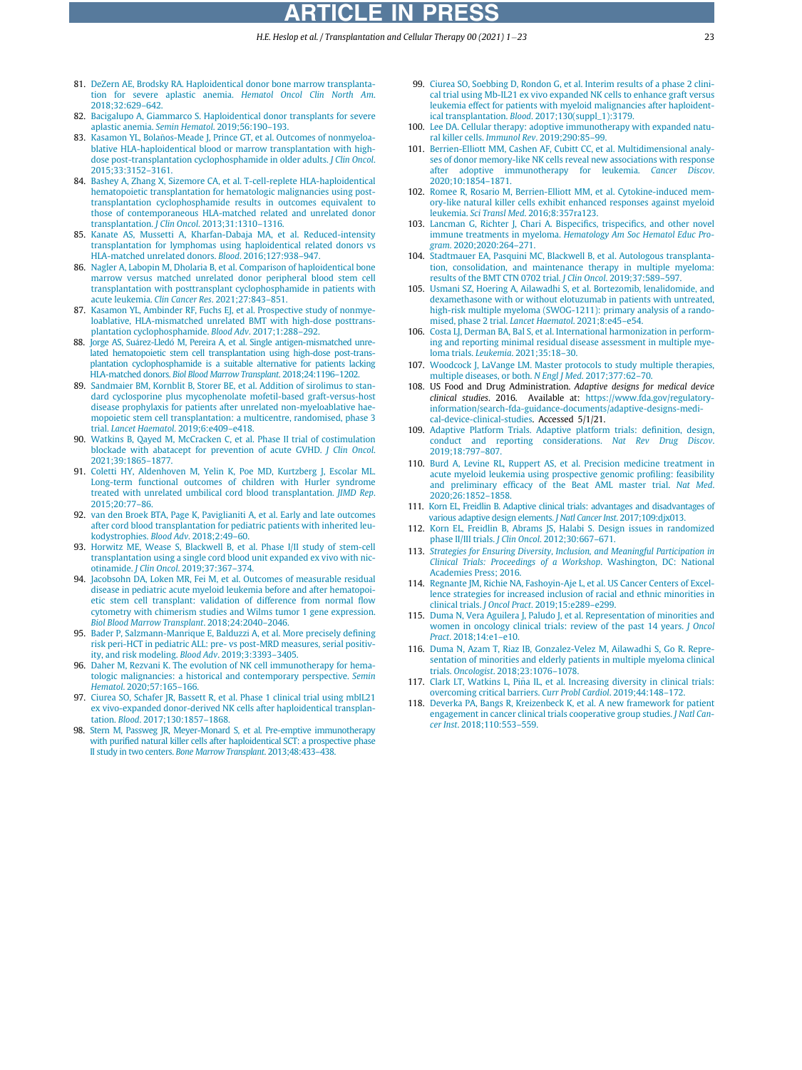81. DeZern AE, Brodsky RA. Haploidentical donor bone marrow transplantation for severe aplastic anemia. *Hematol Oncol Clin North Am*. 2018;32:629–642.
82. Bacigalupo A, Giammarco S. Haploidentical donor transplants for severe aplastic anemia. *Semin Hematol*. 2019;56:190–193.
83. Kasamon YL, Bolaños-Meade J, Prince GT, et al. Outcomes of nonmyeloablative HLA-haploidentical blood or marrow transplantation with high-dose post-transplantation cyclophosphamide in older adults. *J Clin Oncol*. 2015;33:3152–3161.
84. Bashey A, Zhang X, Sizemore CA, et al. T-cell-replete HLA-haploidentical hematopoietic transplantation for hematologic malignancies using post-transplantation cyclophosphamide results in outcomes equivalent to those of contemporaneous HLA-matched related and unrelated donor transplantation. *J Clin Oncol*. 2013;31:1310–1316.
85. Kanate AS, Mussetti A, Kharfan-Dabaja MA, et al. Reduced-intensity transplantation for lymphomas using haploidentical related donors vs HLA-matched unrelated donors. *Blood*. 2016;127:938–947.
86. Nagler A, Labopin M, Dholaria B, et al. Comparison of haploidentical bone marrow versus matched unrelated donor peripheral blood stem cell transplantation with posttransplant cyclophosphamide in patients with acute leukemia. *Clin Cancer Res*. 2021;27:843–851.
87. Kasamon YL, Ambinder RF, Fuchs EJ, et al. Prospective study of nonmyeloablative, HLA-mismatched unrelated BMT with high-dose posttransplantation cyclophosphamide. *Blood Adv*. 2017;1:288–292.
88. Jorge AS, Suárez-Lledó M, Pereira A, et al. Single antigen-mismatched unrelated hematopoietic stem cell transplantation using high-dose post-transplantation cyclophosphamide is a suitable alternative for patients lacking HLA-matched donors. *Biol Blood Marrow Transplant*. 2018;24:1196–1202.
89. Sandmaier BM, Kornblit B, Storer BE, et al. Addition of sirolimus to standard cyclosporine plus mycophenolate mofetil-based graft-versus-host disease prophylaxis for patients after unrelated non-myeloablative haemopoietic stem cell transplantation: a multicentre, randomised, phase 3 trial. *Lancet Haematol*. 2019;6:e409–e418.
90. Watkins B, Qayed M, McCracken C, et al. Phase II trial of costimulation blockade with abatacept for prevention of acute GVHD. *J Clin Oncol*. 2021;39:1865–1877.
91. Coletti HY, Aldenhoven M, Yelin K, Poe MD, Kurtzberg J, Escolar ML. Long-term functional outcomes of children with Hurler syndrome treated with unrelated umbilical cord blood transplantation. *JIMD Rep*. 2015;20:77–86.
92. van den Broek BTA, Page K, Paviglianiti A, et al. Early and late outcomes after cord blood transplantation for pediatric patients with inherited leukodystrophies. *Blood Adv*. 2018;2:49–60.
93. Horwitz ME, Wease S, Blackwell B, et al. Phase I/II study of stem-cell transplantation using a single cord blood unit expanded ex vivo with nicotinamide. *J Clin Oncol*. 2019;37:367–374.
94. Jacobsohn DA, Loken MR, Fei M, et al. Outcomes of measurable residual disease in pediatric acute myeloid leukemia before and after hematopoietic stem cell transplant: validation of difference from normal flow cytometry with chimerism studies and Wilms tumor 1 gene expression. *Biol Blood Marrow Transplant*. 2018;24:2040–2046.
95. Bader P, Salzmann-Manrique E, Balduzzi A, et al. More precisely defining risk peri-HCT in pediatric ALL: pre- vs post-MRD measures, serial positivity, and risk modeling. *Blood Adv*. 2019;3:3393–3405.
96. Daher M, Rezvani K. The evolution of NK cell immunotherapy for hematologic malignancies: a historical and contemporary perspective. *Semin Hematol*. 2020;57:165–166.
97. Ciurea SO, Schafer JR, Bassett R, et al. Phase 1 clinical trial using mbIL21 ex vivo-expanded donor-derived NK cells after haploidentical transplantation. *Blood*. 2017;130:1857–1868.
98. Stern M, Passweg JR, Meyer-Monard S, et al. Pre-emptive immunotherapy with purified natural killer cells after haploidentical SCT: a prospective phase II study in two centers. *Bone Marrow Transplant*. 2013;48:433–438.
99. Ciurea SO, Soebbing D, Rondon G, et al. Interim results of a phase 2 clinical trial using Mb-IL21 ex vivo expanded NK cells to enhance graft versus leukemia effect for patients with myeloid malignancies after haploidentical transplantation. *Blood*. 2017;130(suppl_1):3179.
100. Lee DA. Cellular therapy: adoptive immunotherapy with expanded natural killer cells. *Immunol Rev*. 2019;290:85–99.
101. Berrien-Elliott MM, Cashen AF, Cubitt CC, et al. Multidimensional analyses of donor memory-like NK cells reveal new associations with response after adoptive immunotherapy for leukemia. *Cancer Discov*. 2020;10:1854–1871.
102. Romee R, Rosario M, Berrien-Elliott MM, et al. Cytokine-induced memory-like natural killer cells exhibit enhanced responses against myeloid leukemia. *Sci Transl Med*. 2016;8:357ra123.
103. Lancman G, Richter J, Chari A. Bispecifics, trispecifics, and other novel immune treatments in myeloma. *Hematology Am Soc Hematol Educ Program*. 2020;2020:264–271.
104. Stadtmauer EA, Pasquini MC, Blackwell B, et al. Autologous transplantation, consolidation, and maintenance therapy in multiple myeloma: results of the BMT CTN 0702 trial. *J Clin Oncol*. 2019;37:589–597.
105. Usmani SZ, Hoering A, Ailawadhi S, et al. Bortezomib, lenalidomide, and dexamethasone with or without elotuzumab in patients with untreated, high-risk multiple myeloma (SWOG-1211): primary analysis of a randomised, phase 2 trial. *Lancet Haematol*. 2021;8:e45–e54.
106. Costa LJ, Derman BA, Bal S, et al. International harmonization in performing and reporting minimal residual disease assessment in multiple myeloma trials. *Leukemia*. 2021;35:18–30.
107. Woodcock J, LaVange LM. Master protocols to study multiple therapies, multiple diseases, or both. *N Engl J Med*. 2017;377:62–70.
108. US Food and Drug Administration. *Adaptive designs for medical device clinical studies*. 2016. Available at: https://www.fda.gov/regulatory-information/search-fda-guidance-documents/adaptive-designs-medical-device-clinical-studies. Accessed 5/1/21.
109. Adaptive Platform Trials. Adaptive platform trials: definition, design, conduct and reporting considerations. *Nat Rev Drug Discov*. 2019;18:797–807.
110. Burd A, Levine RL, Ruppert AS, et al. Precision medicine treatment in acute myeloid leukemia using prospective genomic profiling: feasibility and preliminary efficacy of the Beat AML master trial. *Nat Med*. 2020;26:1852–1858.
111. Korn EL, Freidlin B. Adaptive clinical trials: advantages and disadvantages of various adaptive design elements. *J Natl Cancer Inst*. 2017;109:djx013.
112. Korn EL, Freidlin B, Abrams JS, Halabi S. Design issues in randomized phase II/III trials. *J Clin Oncol*. 2012;30:667–671.
113. *Strategies for Ensuring Diversity, Inclusion, and Meaningful Participation in Clinical Trials: Proceedings of a Workshop*. Washington, DC: National Academies Press; 2016.
114. Regnante JM, Richie NA, Fashoyin-Aje L, et al. US Cancer Centers of Excellence strategies for increased inclusion of racial and ethnic minorities in clinical trials. *J Oncol Pract*. 2019;15:e289–e299.
115. Duma N, Vera Aguilera J, Paludo J, et al. Representation of minorities and women in oncology clinical trials: review of the past 14 years. *J Oncol Pract*. 2018;14:e1–e10.
116. Duma N, Azam T, Riaz IB, Gonzalez-Velez M, Ailawadhi S, Go R. Representation of minorities and elderly patients in multiple myeloma clinical trials. *Oncologist*. 2018;23:1076–1078.
117. Clark LT, Watkins L, Piña IL, et al. Increasing diversity in clinical trials: overcoming critical barriers. *Curr Probl Cardiol*. 2019;44:148–172.
118. Deverka PA, Bangs R, Kreizenbeck K, et al. A new framework for patient engagement in cancer clinical trials cooperative group studies. *J Natl Cancer Inst*. 2018;110:553–559.